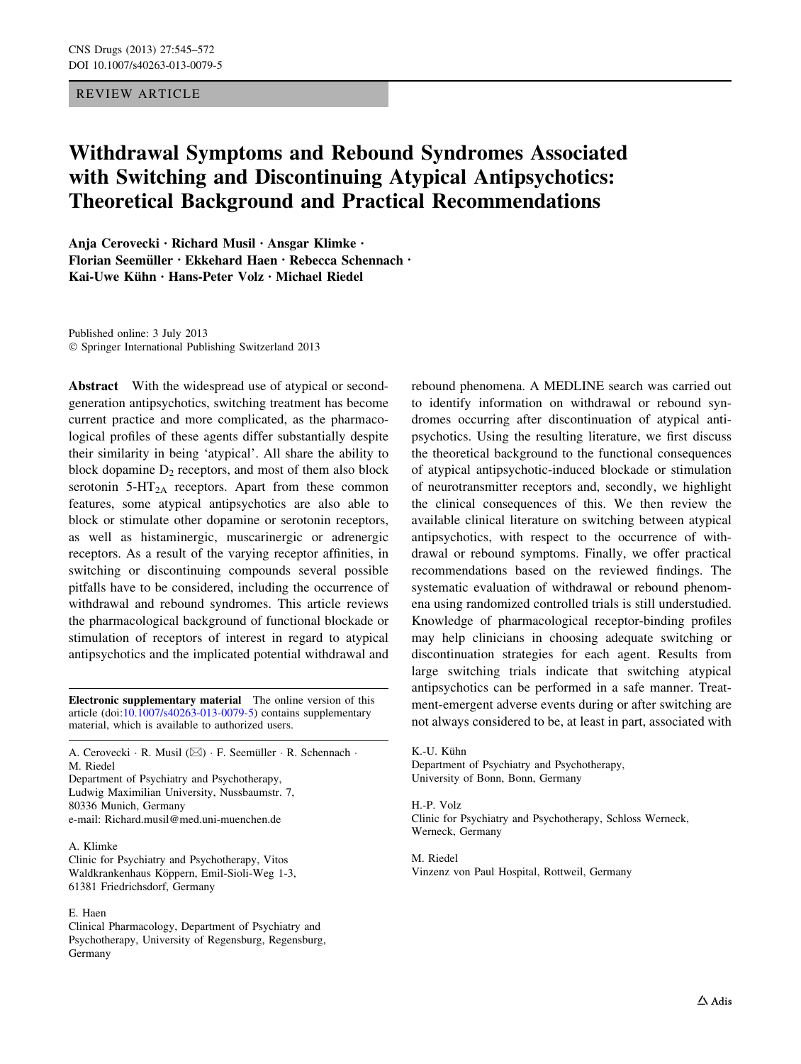REVIEW ARTICLE

# Withdrawal Symptoms and Rebound Syndromes Associated with Switching and Discontinuing Atypical Antipsychotics: Theoretical Background and Practical Recommendations

**Anja Cerovecki · Richard Musil · Ansgar Klimke · Florian Seemüller · Ekkehard Haen · Rebecca Schennach · Kai-Uwe Kühn · Hans-Peter Volz · Michael Riedel**

Published online: 3 July 2013
© Springer International Publishing Switzerland 2013

**Abstract** With the widespread use of atypical or second-generation antipsychotics, switching treatment has become current practice and more complicated, as the pharmacological profiles of these agents differ substantially despite their similarity in being 'atypical'. All share the ability to block dopamine $D_2$ receptors, and most of them also block serotonin $5\text{-}HT_{2A}$ receptors. Apart from these common features, some atypical antipsychotics are also able to block or stimulate other dopamine or serotonin receptors, as well as histaminergic, muscarinergic or adrenergic receptors. As a result of the varying receptor affinities, in switching or discontinuing compounds several possible pitfalls have to be considered, including the occurrence of withdrawal and rebound syndromes. This article reviews the pharmacological background of functional blockade or stimulation of receptors of interest in regard to atypical antipsychotics and the implicated potential withdrawal and rebound phenomena. A MEDLINE search was carried out to identify information on withdrawal or rebound syndromes occurring after discontinuation of atypical antipsychotics. Using the resulting literature, we first discuss the theoretical background to the functional consequences of atypical antipsychotic-induced blockade or stimulation of neurotransmitter receptors and, secondly, we highlight the clinical consequences of this. We then review the available clinical literature on switching between atypical antipsychotics, with respect to the occurrence of withdrawal or rebound symptoms. Finally, we offer practical recommendations based on the reviewed findings. The systematic evaluation of withdrawal or rebound phenomena using randomized controlled trials is still understudied. Knowledge of pharmacological receptor-binding profiles may help clinicians in choosing adequate switching or discontinuation strategies for each agent. Results from large switching trials indicate that switching atypical antipsychotics can be performed in a safe manner. Treatment-emergent adverse events during or after switching are not always considered to be, at least in part, associated with

**Electronic supplementary material** The online version of this article (doi:10.1007/s40263-013-0079-5) contains supplementary material, which is available to authorized users.

A. Cerovecki · R. Musil (✉) · F. Seemüller · R. Schennach · M. Riedel
Department of Psychiatry and Psychotherapy, Ludwig Maximilian University, Nussbaumstr. 7, 80336 Munich, Germany
e-mail: Richard.musil@med.uni-muenchen.de

A. Klimke
Clinic for Psychiatry and Psychotherapy, Vitos Waldkrankenhaus Köppern, Emil-Sioli-Weg 1-3, 61381 Friedrichsdorf, Germany

E. Haen
Clinical Pharmacology, Department of Psychiatry and Psychotherapy, University of Regensburg, Regensburg, Germany

K.-U. Kühn
Department of Psychiatry and Psychotherapy, University of Bonn, Bonn, Germany

H.-P. Volz
Clinic for Psychiatry and Psychotherapy, Schloss Werneck, Werneck, Germany

M. Riedel
Vinzenz von Paul Hospital, Rottweil, Germany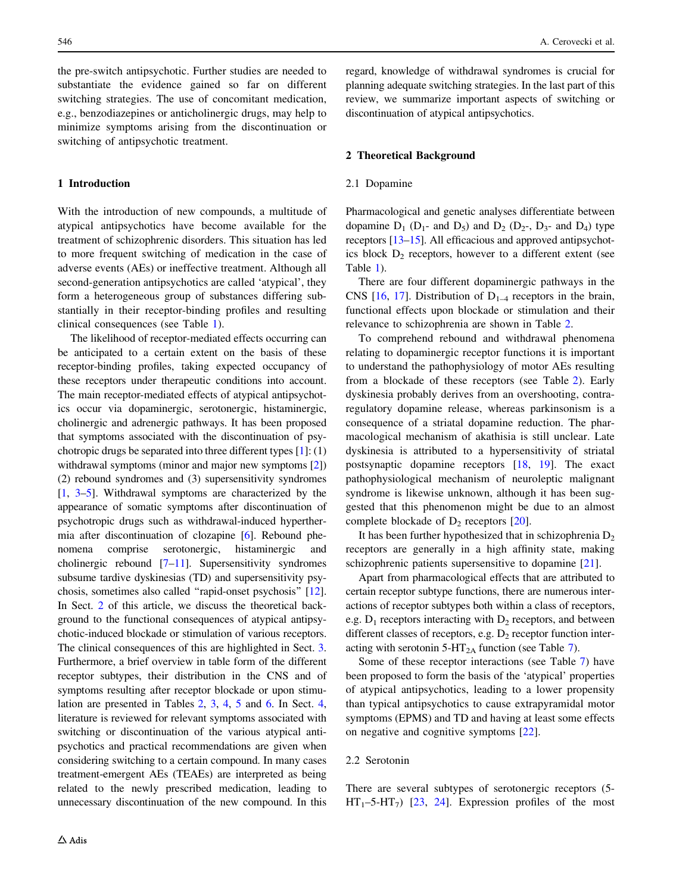the pre-switch antipsychotic. Further studies are needed to substantiate the evidence gained so far on different switching strategies. The use of concomitant medication, e.g., benzodiazepines or anticholinergic drugs, may help to minimize symptoms arising from the discontinuation or switching of antipsychotic treatment.

## 1 Introduction

With the introduction of new compounds, a multitude of atypical antipsychotics have become available for the treatment of schizophrenic disorders. This situation has led to more frequent switching of medication in the case of adverse events (AEs) or ineffective treatment. Although all second-generation antipsychotics are called 'atypical', they form a heterogeneous group of substances differing substantially in their receptor-binding profiles and resulting clinical consequences (see Table 1).

The likelihood of receptor-mediated effects occurring can be anticipated to a certain extent on the basis of these receptor-binding profiles, taking expected occupancy of these receptors under therapeutic conditions into account. The main receptor-mediated effects of atypical antipsychotics occur via dopaminergic, serotonergic, histaminergic, cholinergic and adrenergic pathways. It has been proposed that symptoms associated with the discontinuation of psychotropic drugs be separated into three different types [1]: (1) withdrawal symptoms (minor and major new symptoms [2]) (2) rebound syndromes and (3) supersensitivity syndromes [1, 3–5]. Withdrawal symptoms are characterized by the appearance of somatic symptoms after discontinuation of psychotropic drugs such as withdrawal-induced hyperthermia after discontinuation of clozapine [6]. Rebound phenomena comprise serotonergic, histaminergic and cholinergic rebound [7–11]. Supersensitivity syndromes subsume tardive dyskinesias (TD) and supersensitivity psychosis, sometimes also called "rapid-onset psychosis" [12]. In Sect. 2 of this article, we discuss the theoretical background to the functional consequences of atypical antipsychotic-induced blockade or stimulation of various receptors. The clinical consequences of this are highlighted in Sect. 3. Furthermore, a brief overview in table form of the different receptor subtypes, their distribution in the CNS and of symptoms resulting after receptor blockade or upon stimulation are presented in Tables 2, 3, 4, 5 and 6. In Sect. 4, literature is reviewed for relevant symptoms associated with switching or discontinuation of the various atypical antipsychotics and practical recommendations are given when considering switching to a certain compound. In many cases treatment-emergent AEs (TEAEs) are interpreted as being related to the newly prescribed medication, leading to unnecessary discontinuation of the new compound. In this regard, knowledge of withdrawal syndromes is crucial for planning adequate switching strategies. In the last part of this review, we summarize important aspects of switching or discontinuation of atypical antipsychotics.

## 2 Theoretical Background

### 2.1 Dopamine

Pharmacological and genetic analyses differentiate between dopamine $D_1$ ($D_1$- and $D_5$) and $D_2$ ($D_2$-, $D_3$- and $D_4$) type receptors [13–15]. All efficacious and approved antipsychotics block $D_2$ receptors, however to a different extent (see Table 1).

There are four different dopaminergic pathways in the CNS [16, 17]. Distribution of $D_{1-4}$ receptors in the brain, functional effects upon blockade or stimulation and their relevance to schizophrenia are shown in Table 2.

To comprehend rebound and withdrawal phenomena relating to dopaminergic receptor functions it is important to understand the pathophysiology of motor AEs resulting from a blockade of these receptors (see Table 2). Early dyskinesia probably derives from an overshooting, contra-regulatory dopamine release, whereas parkinsonism is a consequence of a striatal dopamine reduction. The pharmacological mechanism of akathisia is still unclear. Late dyskinesia is attributed to a hypersensitivity of striatal postsynaptic dopamine receptors [18, 19]. The exact pathophysiological mechanism of neuroleptic malignant syndrome is likewise unknown, although it has been suggested that this phenomenon might be due to an almost complete blockade of $D_2$ receptors [20].

It has been further hypothesized that in schizophrenia $D_2$ receptors are generally in a high affinity state, making schizophrenic patients supersensitive to dopamine [21].

Apart from pharmacological effects that are attributed to certain receptor subtype functions, there are numerous interactions of receptor subtypes both within a class of receptors, e.g. $D_1$ receptors interacting with $D_2$ receptors, and between different classes of receptors, e.g. $D_2$ receptor function interacting with serotonin 5-$HT_{2A}$ function (see Table 7).

Some of these receptor interactions (see Table 7) have been proposed to form the basis of the 'atypical' properties of atypical antipsychotics, leading to a lower propensity than typical antipsychotics to cause extrapyramidal motor symptoms (EPMS) and TD and having at least some effects on negative and cognitive symptoms [22].

### 2.2 Serotonin

There are several subtypes of serotonergic receptors (5-$HT_1$–5-$HT_7$) [23, 24]. Expression profiles of the most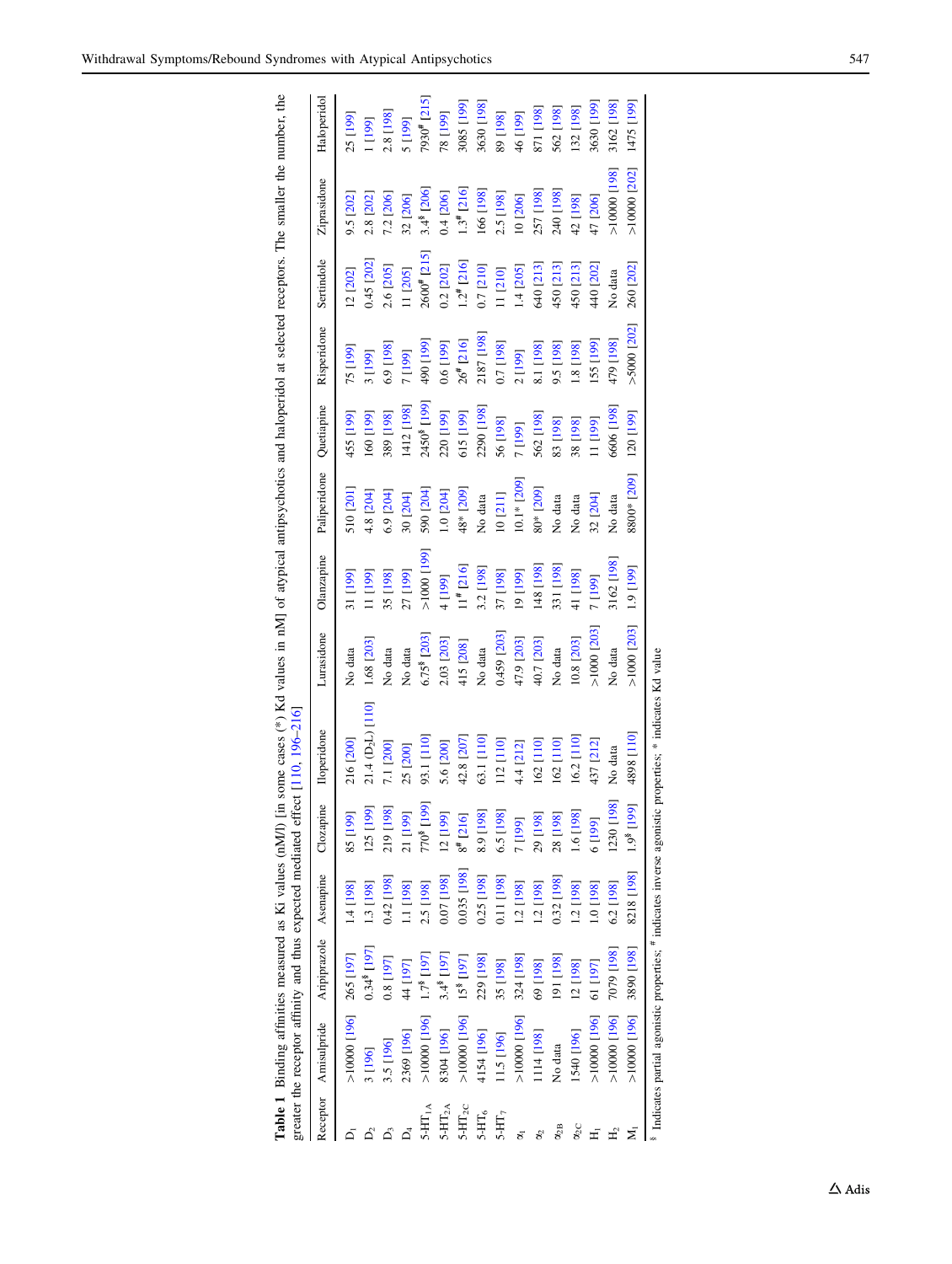**Table 1** Binding affinities measured as Ki values (nM/l) [in some cases (*) Kd values in nM] of atypical antipsychotics and haloperidol at selected receptors. The smaller the number, the greater the receptor affinity and thus expected mediated effect [110, 196–216]

| Receptor | Amisulpride | Aripiprazole | Asenapine | Clozapine | Iloperidone | Lurasidone | Olanzapine | Paliperidone | Quetiapine | Risperidone | Sertindole | Ziprasidone | Haloperidol |
|---|---|---|---|---|---|---|---|---|---|---|---|---|---|
| $D_1$ | >10000 [196] | 265 [197] | 1.4 [198] | 85 [199] | 216 [200] | No data | 31 [199] | 510 [201] | 455 [199] | 75 [199] | 12 [202] | 9.5 [202] | 25 [199] |
| $D_2$ | 3 [196] | 0.34$ [197] | 1.3 [198] | 125 [199] | 21.4 ($D_2L$) [110] | 1.68 [203] | 11 [199] | 4.8 [204] | 160 [199] | 3 [199] | 0.45 [202] | 2.8 [202] | 1 [199] |
| $D_3$ | 3.5 [196] | 0.8 [197] | 0.42 [198] | 219 [198] | 7.1 [200] | No data | 35 [198] | 6.9 [204] | 389 [198] | 6.9 [198] | 2.6 [205] | 7.2 [206] | 2.8 [198] |
| $D_4$ | 2369 [196] | 44 [197] | 1.1 [198] | 21 [199] | 25 [200] | No data | 27 [199] | 30 [204] | 1412 [198] | 7 [199] | 11 [205] | 32 [206] | 5 [199] |
| $5\text{-HT}_{1A}$ | >10000 [196] | 1.7$ [197] | 2.5 [198] | 770$ [199] | 93.1 [110] | 6.75$ [203] | >1000 [199] | 590 [204] | 2450$ [199] | 490 [199] | 2600# [215] | 3.4$ [206] | 7930# [215] |
| $5\text{-HT}_{2A}$ | 8304 [196] | 3.4$ [197] | 0.07 [198] | 12 [199] | 5.6 [200] | 2.03 [203] | 4 [199] | 1.0 [204] | 220 [199] | 0.6 [199] | 0.2 [202] | 0.4 [206] | 78 [199] |
| $5\text{-HT}_{2C}$ | >10000 [196] | 15$ [197] | 0.035 [198] | 8# [216] | 42.8 [207] | 415 [208] | 11# [216] | 48* [209] | 615 [199] | 26# [216] | 1.2# [216] | 1.3# [216] | 3085 [199] |
| $5\text{-HT}_6$ | 4154 [196] | 229 [198] | 0.25 [198] | 8.9 [198] | 63.1 [110] | No data | 3.2 [198] | No data | 2290 [198] | 2187 [198] | 0.7 [210] | 166 [198] | 3630 [198] |
| $5\text{-HT}_7$ | 11.5 [196] | 35 [198] | 0.11 [198] | 6.5 [198] | 112 [110] | 0.459 [203] | 37 [198] | 10 [211] | 56 [198] | 0.7 [198] | 11 [210] | 2.5 [198] | 89 [198] |
| $\alpha_1$ | >10000 [196] | 324 [198] | 1.2 [198] | 7 [199] | 4.4 [212] | 47.9 [203] | 19 [199] | 10.1* [209] | 7 [199] | 2 [199] | 1.4 [205] | 10 [206] | 46 [199] |
| $\alpha_2$ | 1114 [198] | 69 [198] | 1.2 [198] | 29 [198] | 162 [110] | 40.7 [203] | 148 [198] | 80* [209] | 562 [198] | 8.1 [198] | 640 [213] | 257 [198] | 871 [198] |
| $\alpha_{2B}$ | No data | 191 [198] | 0.32 [198] | 28 [198] | 162 [110] | No data | 331 [198] | No data | 83 [198] | 9.5 [198] | 450 [213] | 240 [198] | 562 [198] |
| $\alpha_{2C}$ | 1540 [196] | 12 [198] | 1.2 [198] | 1.6 [198] | 16.2 [110] | 10.8 [203] | 41 [198] | No data | 38 [198] | 1.8 [198] | 450 [213] | 42 [198] | 132 [198] |
| $H_1$ | >10000 [196] | 61 [197] | 1.0 [198] | 6 [199] | 437 [212] | >1000 [203] | 7 [199] | 32 [204] | 11 [199] | 155 [199] | 440 [202] | 47 [206] | 3630 [199] |
| $H_2$ | >10000 [196] | 7079 [198] | 6.2 [198] | 1230 [198] | No data | No data | 3162 [198] | No data | 6606 [198] | 479 [198] | No data | >10000 [198] | 3162 [198] |
| $M_1$ | >10000 [196] | 3890 [198] | 8218 [198] | 1.9$ [199] | 4898 [110] | >1000 [203] | 1.9 [199] | 8800* [209] | 120 [199] | >5000 [202] | 260 [202] | >10000 [202] | 1475 [199] |

$ Indicates partial agonistic properties; # indicates inverse agonistic properties; * indicates Kd value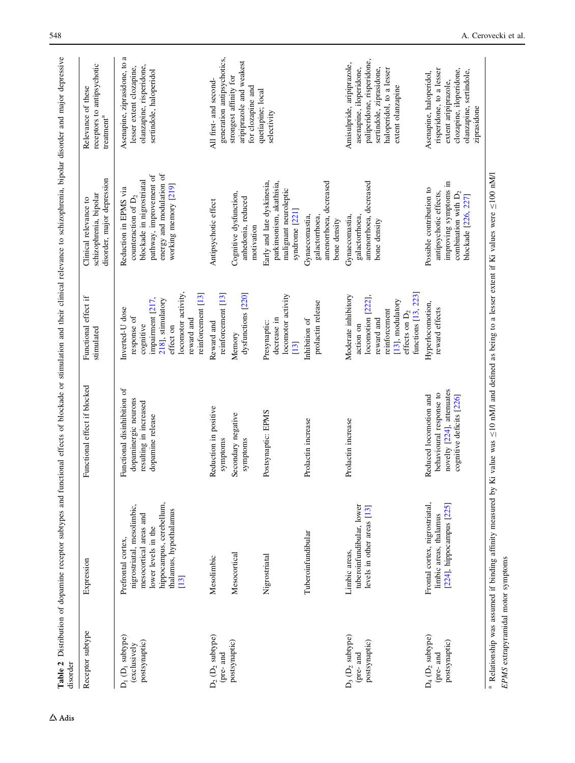**Table 2** Distribution of dopamine receptor subtypes and functional effects of blockade or stimulation and their clinical relevance to schizophrenia, bipolar disorder and major depressive disorder

| Receptor subtype | Expression | Functional effect if blocked | Functional effect if stimulated | Clinical relevance to schizophrenia, bipolar disorder, major depression | Relevance of these receptors to antipsychotic treatment[a] |
|---|---|---|---|---|---|
| $D_1$ ($D_1$ subtype) (exclusively postsynaptic) | Prefrontal cortex, nigrostriatal, mesolimbic, mesocortical areas and lower levels in the hippocampus, cerebellum, thalamus, hypothalamus [13] | Functional disinhibition of dopaminergic neurons resulting in increased dopamine release | Inverted-U dose response of cognitive impairment [217, 218], stimulatory effect on locomotor activity, reward and reinforcement [13] | Reduction in EPMS via counteraction of $D_2$ blockade in nigrostriatal pathway, improvement of energy and modulation of working memory [219] | Asenapine, ziprasidone, to a lesser extent clozapine, olanzapine, risperidone, sertindole, haloperidol |
| $D_2$ ($D_2$ subtype) (pre- and postsynaptic) | Mesolimbic | Reduction in positive symptoms | Reward and reinforcement [13] | Antipsychotic effect | All first- and second-generation antipsychotics, strongest affinity for aripiprazole and weakest for clozapine and quetiapine; local selectivity |
| | Mesocortical | Secondary negative symptoms | Memory dysfunctions [220] | Cognitive dysfunction, anhedonia, reduced motivation | |
| | Nigrostriatal | Postsynaptic: EPMS | Presynaptic: decrease in locomotor activity [13] | Early and late dyskinesia, parkinsonism, akathisia, malignant neuroleptic syndrome [221] | |
| | Tuberoinfundibular | Prolactin increase | Inhibition of prolactin release | Gynaecomastia, galactorrhoea, amenorrhoea, decreased bone density | |
| $D_3$ ($D_2$ subtype) (pre- and postsynaptic) | Limbic areas, tuberoinfundibular, lower levels in other areas [13] | Prolactin increase | Moderate inhibitory action on locomotion [222], reward and reinforcement [13], modulatory effects on $D_2$ functions [13, 223] | Gynaecomastia, galactorrhoea, amenorrhoea, decreased bone density | Amisulpride, aripiprazole, asenapine, iloperidone, paliperidone, risperidone, sertindole, ziprasidone, haloperidol, to a lesser extent olanzapine |
| $D_4$ ($D_2$ subtype) (pre- and postsynaptic) | Frontal cortex, nigrostriatal, limbic areas, thalamus [224], hippocampus [225] | Reduced locomotion and behavioural response to novelty [224], attenuates cognitive deficits [226] | Hyperlocomotion, reward effects | Possible contribution to antipsychotic effects, improving symptoms in combination with $D_2$ blockade [226, 227] | Asenapine, haloperidol, risperidone, to a lesser extent aripiprazole, clozapine, iloperidone, olanzapine, sertindole, ziprasidone |

[a] Relationship was assumed if binding affinity measured by Ki value was ≤10 nM/l and defined as being to a lesser extent if Ki values were ≤100 nM/l

*EPMS* extrapyramidal motor symptoms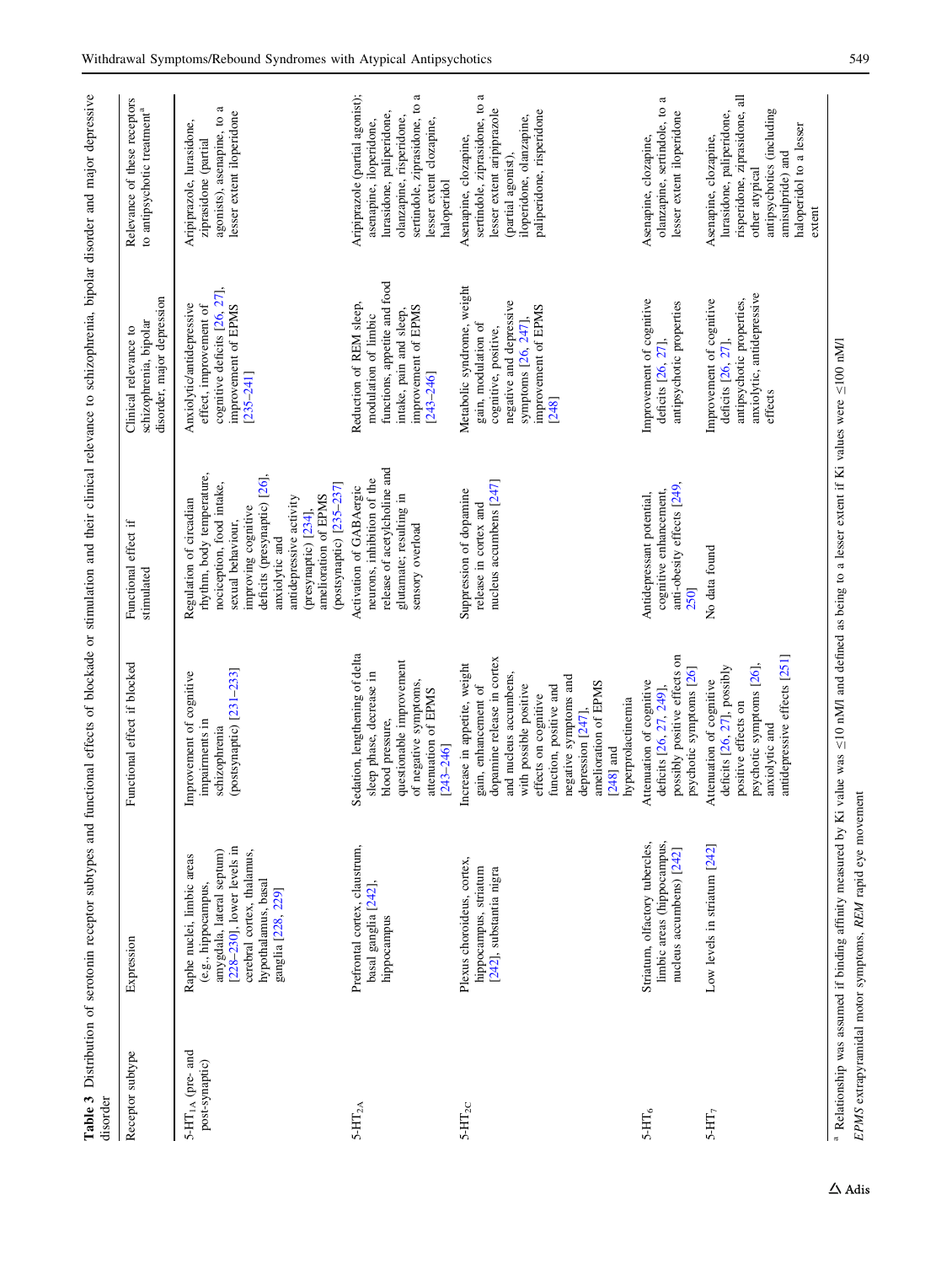**Table 3** Distribution of serotonin receptor subtypes and functional effects of blockade or stimulation and their clinical relevance to schizophrenia, bipolar disorder and major depressive disorder

| Receptor subtype | Expression | Functional effect if blocked | Functional effect if stimulated | Clinical relevance to schizophrenia, bipolar disorder, major depression | Relevance of these receptors to antipsychotic treatment[a] |
|---|---|---|---|---|---|
| $5\text{-HT}_{1A}$ (pre- and post-synaptic) | Raphe nuclei, limbic areas (e.g., hippocampus, amygdala, lateral septum) [228–230], lower levels in cerebral cortex, thalamus, hypothalamus, basal ganglia [228, 229] | Improvement of cognitive impairments in schizophrenia (postsynaptic) [231–233] | Regulation of circadian rhythm, body temperature, nociception, food intake, sexual behaviour, improving cognitive deficits (presynaptic) [26], anxiolytic and antidepressive activity (presynaptic) [234], amelioration of EPMS (postsynaptic) [235–237] | Anxiolytic/antidepressive effect, improvement of cognitive deficits [26, 27], improvement of EPMS [235–241] | Aripiprazole, lurasidone, ziprasidone (partial agonists), asenapine, to a lesser extent iloperidone |
| $5\text{-HT}_{2A}$ | Prefrontal cortex, claustrum, basal ganglia [242], hippocampus | Sedation, lengthening of delta sleep phase, decrease in blood pressure, questionable improvement of negative symptoms, attenuation of EPMS [243–246] | Activation of GABAergic neurons, inhibition of the release of acetylcholine and glutamate; resulting in sensory overload | Reduction of REM sleep, modulation of limbic functions, appetite and food intake, pain and sleep, improvement of EPMS [243–246] | Aripiprazole (partial agonist); asenapine, iloperidone, lurasidone, paliperidone, olanzapine, risperidone, sertindole, ziprasidone, to a lesser extent clozapine, haloperidol |
| $5\text{-HT}_{2C}$ | Plexus choroideus, cortex, hippocampus, striatum [242], substantia nigra | Increase in appetite, weight gain, enhancement of dopamine release in cortex and nucleus accumbens, with possible positive effects on cognitive function, positive and negative symptoms and depression [247], amelioration of EPMS [248] and hyperprolactinemia | Suppression of dopamine release in cortex and nucleus accumbens [247] | Metabolic syndrome, weight gain, modulation of cognitive, positive, negative and depressive symptoms [26, 247], improvement of EPMS [248] | Asenapine, clozapine, sertindole, ziprasidone, to a lesser extent aripiprazole (partial agonist), iloperidone, olanzapine, paliperidone, risperidone |
| $5\text{-HT}_6$ | Striatum, olfactory tubercles, limbic areas (hippocampus, nucleus accumbens) [242] | Attenuation of cognitive deficits [26, 27, 249], possibly positive effects on psychotic symptoms [26] | Antidepressant potential, cognitive enhancement, anti-obesity effects [249, 250] | Improvement of cognitive deficits [26, 27], antipsychotic properties | Asenapine, clozapine, olanzapine, sertindole, to a lesser extent iloperidone |
| $5\text{-HT}_7$ | Low levels in striatum [242] | Attenuation of cognitive deficits [26, 27], possibly positive effects on psychotic symptoms [26], anxiolytic and antidepressive effects [251] | No data found | Improvement of cognitive deficits [26, 27], antipsychotic properties, anxiolytic, antidepressive effects | Asenapine, clozapine, lurasidone, paliperidone, risperidone, ziprasidone, all other atypical antipsychotics (including amisulpride) and haloperidol to a lesser extent |

[a] Relationship was assumed if binding affinity measured by Ki value was ≤10 nM/l and defined as being to a lesser extent if Ki values were ≤100 nM/l

*EPMS* extrapyramidal motor symptoms, *REM* rapid eye movement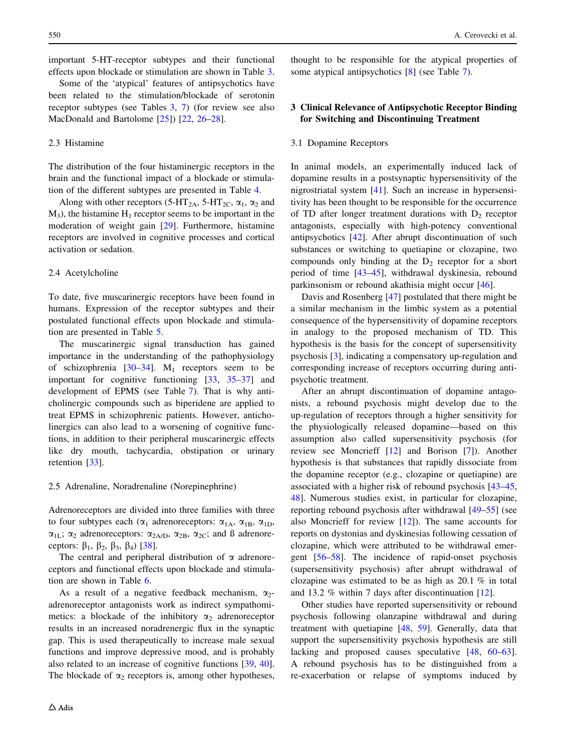important 5-HT-receptor subtypes and their functional effects upon blockade or stimulation are shown in Table 3.

Some of the 'atypical' features of antipsychotics have been related to the stimulation/blockade of serotonin receptor subtypes (see Tables 3, 7) (for review see also MacDonald and Bartolome [25]) [22, 26–28].

### 2.3 Histamine

The distribution of the four histaminergic receptors in the brain and the functional impact of a blockade or stimulation of the different subtypes are presented in Table 4.

Along with other receptors (5-$HT_{2A}$, 5-$HT_{2C}$, $\alpha_1$, $\alpha_2$ and $M_3$), the histamine $H_1$ receptor seems to be important in the moderation of weight gain [29]. Furthermore, histamine receptors are involved in cognitive processes and cortical activation or sedation.

### 2.4 Acetylcholine

To date, five muscarinergic receptors have been found in humans. Expression of the receptor subtypes and their postulated functional effects upon blockade and stimulation are presented in Table 5.

The muscarinergic signal transduction has gained importance in the understanding of the pathophysiology of schizophrenia [30–34]. $M_1$ receptors seem to be important for cognitive functioning [33, 35–37] and development of EPMS (see Table 7). That is why anticholinergic compounds such as biperidene are applied to treat EPMS in schizophrenic patients. However, anticholinergics can also lead to a worsening of cognitive functions, in addition to their peripheral muscarinergic effects like dry mouth, tachycardia, obstipation or urinary retention [33].

### 2.5 Adrenaline, Noradrenaline (Norepinephrine)

Adrenoreceptors are divided into three families with three to four subtypes each ($\alpha_1$ adrenoreceptors: $\alpha_{1A}$, $\alpha_{1B}$, $\alpha_{1D}$, $\alpha_{1L}$; $\alpha_2$ adrenoreceptors: $\alpha_{2A/D}$, $\alpha_{2B}$, $\alpha_{2C}$; and ß adrenoreceptors: $\beta_1$, $\beta_2$, $\beta_3$, $\beta_4$) [38].

The central and peripheral distribution of $\alpha$ adrenoreceptors and functional effects upon blockade and stimulation are shown in Table 6.

As a result of a negative feedback mechanism, $\alpha_2$-adrenoreceptor antagonists work as indirect sympathomimetics: a blockade of the inhibitory $\alpha_2$ adrenoreceptor results in an increased noradrenergic flux in the synaptic gap. This is used therapeutically to increase male sexual functions and improve depressive mood, and is probably also related to an increase of cognitive functions [39, 40]. The blockade of $\alpha_2$ receptors is, among other hypotheses, thought to be responsible for the atypical properties of some atypical antipsychotics [8] (see Table 7).

## 3 Clinical Relevance of Antipsychotic Receptor Binding for Switching and Discontinuing Treatment

### 3.1 Dopamine Receptors

In animal models, an experimentally induced lack of dopamine results in a postsynaptic hypersensitivity of the nigrostriatal system [41]. Such an increase in hypersensitivity has been thought to be responsible for the occurrence of TD after longer treatment durations with $D_2$ receptor antagonists, especially with high-potency conventional antipsychotics [42]. After abrupt discontinuation of such substances or switching to quetiapine or clozapine, two compounds only binding at the $D_2$ receptor for a short period of time [43–45], withdrawal dyskinesia, rebound parkinsonism or rebound akathisia might occur [46].

Davis and Rosenberg [47] postulated that there might be a similar mechanism in the limbic system as a potential consequence of the hypersensitivity of dopamine receptors in analogy to the proposed mechanism of TD. This hypothesis is the basis for the concept of supersensitivity psychosis [3], indicating a compensatory up-regulation and corresponding increase of receptors occurring during antipsychotic treatment.

After an abrupt discontinuation of dopamine antagonists, a rebound psychosis might develop due to the up-regulation of receptors through a higher sensitivity for the physiologically released dopamine—based on this assumption also called supersensitivity psychosis (for review see Moncrieff [12] and Borison [7]). Another hypothesis is that substances that rapidly dissociate from the dopamine receptor (e.g., clozapine or quetiapine) are associated with a higher risk of rebound psychosis [43–45, 48]. Numerous studies exist, in particular for clozapine, reporting rebound psychosis after withdrawal [49–55] (see also Moncrieff for review [12]). The same accounts for reports on dystonias and dyskinesias following cessation of clozapine, which were attributed to be withdrawal emergent [56–58]. The incidence of rapid-onset psychosis (supersensitivity psychosis) after abrupt withdrawal of clozapine was estimated to be as high as 20.1 % in total and 13.2 % within 7 days after discontinuation [12].

Other studies have reported supersensitivity or rebound psychosis following olanzapine withdrawal and during treatment with quetiapine [48, 59]. Generally, data that support the supersensitivity psychosis hypothesis are still lacking and proposed causes speculative [48, 60–63]. A rebound psychosis has to be distinguished from a re-exacerbation or relapse of symptoms induced by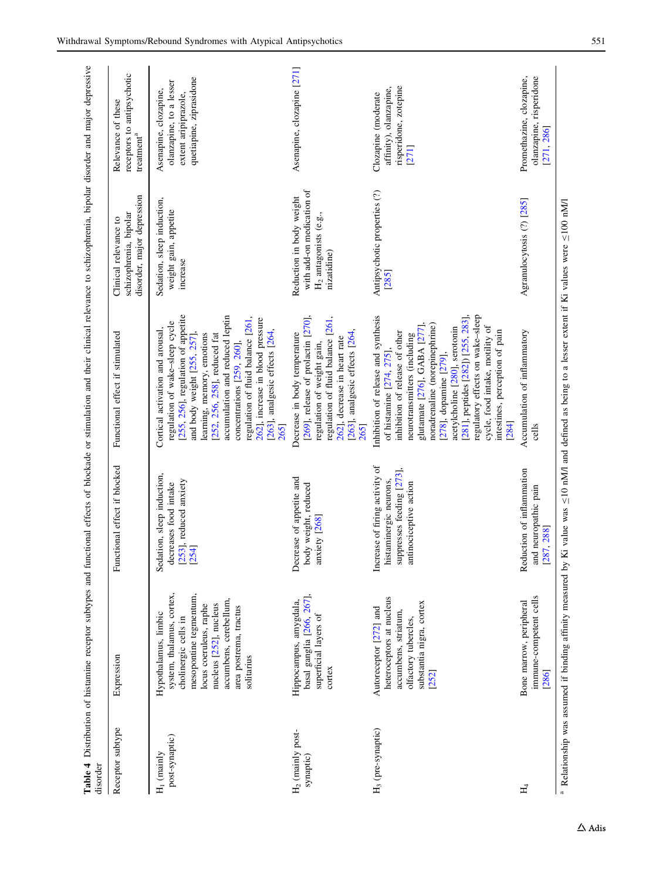**Table 4** Distribution of histamine receptor subtypes and functional effects of blockade or stimulation and their clinical relevance to schizophrenia, bipolar disorder and major depressive disorder

| Receptor subtype | Expression | Functional effect if blocked | Functional effect if stimulated | Clinical relevance to schizophrenia, bipolar disorder, major depression | Relevance of these receptors to antipsychotic treatment[a] |
|---|---|---|---|---|---|
| $H_1$ (mainly post-synaptic) | Hypothalamus, limbic system, thalamus, cortex, cholinergic cells in mesopontine tegmentum, locus coeruleus, raphe nucleus [252], nucleus accumbens, cerebellum, area postrema, tractus solitarius | Sedation, sleep induction, decreases food intake [253], reduced anxiety [254] | Cortical activation and arousal, regulation of wake–sleep cycle [255, 256], regulation of appetite and body weight [255, 257], learning, memory, emotions [252, 256, 258], reduced fat accumulation and reduced leptin concentrations [259, 260], regulation of fluid balance [261, 262], increase in blood pressure [263], analgesic effects [264, 265] | Sedation, sleep induction, weight gain, appetite increase | Asenapine, clozapine, olanzapine, to a lesser extent aripiprazole, quetiapine, ziprasidone |
| $H_2$ (mainly post-synaptic) | Hippocampus, amygdala, basal ganglia [266, 267], superficial layers of cortex | Decrease of appetite and body weight, reduced anxiety [268] | Decrease in body temperature [269], release of prolactin [270], regulation of weight gain, regulation of fluid balance [261, 262], decrease in heart rate [263], analgesic effects [264, 265] | Reduction in body weight with add-on medication of $H_2$ antagonists (e.g., nizatidine) | Asenapine, clozapine [271] |
| $H_3$ (pre-synaptic) | Autoreceptor [272] and heteroceptors at nucleus accumbens, striatum, olfactory tubercles, substantia nigra, cortex [252] | Increase of firing activity of histaminergic neurons, suppresses feeding [273], antinociceptive action | Inhibition of release and synthesis of histamine [274, 275], inhibition of release of other neurotransmitters (including glutamate [276], GABA [277], noradrenaline (norepinephrine) [278], dopamine [279], acetylcholine [280], serotonin [281], peptides [282]) [255, 283], regulatory effects on wake–sleep cycle, food intake, motility of intestines, perception of pain [284] | Antipsychotic properties (?) [285] | Clozapine (moderate affinity), olanzapine, risperidone, zotepine [271] |
| $H_4$ | Bone marrow, peripheral immune-competent cells [286] | Reduction of inflammation and neuropathic pain [287, 288] | Accumulation of inflammatory cells | Agranulocytosis (?) [285] | Promethazine, clozapine, olanzapine, risperidone [271, 286] |

[a] Relationship was assumed if binding affinity measured by Ki value was ≤10 nM/l and defined as being to a lesser extent if Ki values were ≤100 nM/l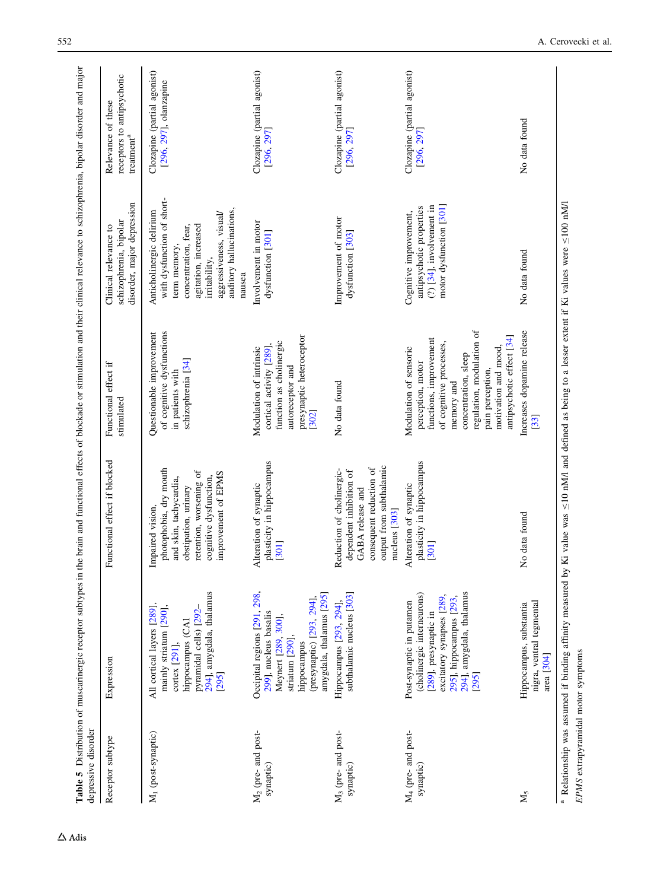**Table 5** Distribution of muscarinergic receptor subtypes in the brain and functional effects of blockade or stimulation and their clinical relevance to schizophrenia, bipolar disorder and major depressive disorder

| Receptor subtype | Expression | Functional effect if blocked | Functional effect if stimulated | Clinical relevance to schizophrenia, bipolar disorder, major depression | Relevance of these receptors to antipsychotic treatment[a] |
|---|---|---|---|---|---|
| $M_1$ (post-synaptic) | All cortical layers [289], mainly striatum [290], cortex [291], hippocampus (CA1 pyramidal cells) [292–294], amygdala, thalamus [295] | Impaired vision, photophobia, dry mouth and skin, tachycardia, obstipation, urinary retention, worsening of cognitive dysfunction, improvement of EPMS | Questionable improvement of cognitive dysfunctions in patients with schizophrenia [34] | Anticholinergic delirium with dysfunction of short-term memory, concentration, fear, agitation, increased irritability, aggressiveness, visual/auditory hallucinations, nausea | Clozapine (partial agonist) [296, 297], olanzapine |
| $M_2$ (pre- and post-synaptic) | Occipital regions [291, 298, 299], nucleus basalis Meynert [289, 300], striatum [290], hippocampus (presynaptic) [293, 294], amygdala, thalamus [295] | Alteration of synaptic plasticity in hippocampus [301] | Modulation of intrinsic cortical activity [289], function as cholinergic autoreceptor and presynaptic heteroceptor [302] | Involvement in motor dysfunction [301] | Clozapine (partial agonist) [296, 297] |
| $M_3$ (pre- and post-synaptic) | Hippocampus [293, 294], subthalamic nucleus [303] | Reduction of cholinergic-dependent inhibition of GABA release and consequent reduction of output from subthalamic nucleus [303] | No data found | Improvement of motor dysfunction [303] | Clozapine (partial agonist) [296, 297] |
| $M_4$ (pre- and post-synaptic) | Post-synaptic in putamen (cholinergic interneurons) [289], presynaptic in excitatory synapses [289, 295], hippocampus [293, 294], amygdala, thalamus [295] | Alteration of synaptic plasticity in hippocampus [301] | Modulation of sensoric perception, motor functions, improvement of cognitive processes, memory and concentration, sleep regulation, modulation of pain perception, motivation and mood, antipsychotic effect [34] | Cognitive improvement, antipsychotic properties (?) [34], involvement in motor dysfunction [301] | Clozapine (partial agonist) [296, 297] |
| $M_5$ | Hippocampus, substantia nigra, ventral tegmental area [304] | No data found | Increases dopamine release [33] | No data found | No data found |

[a] Relationship was assumed if binding affinity measured by Ki value was ≤10 nM/l and defined as being to a lesser extent if Ki values were ≤100 nM/l

*EPMS* extrapyramidal motor symptoms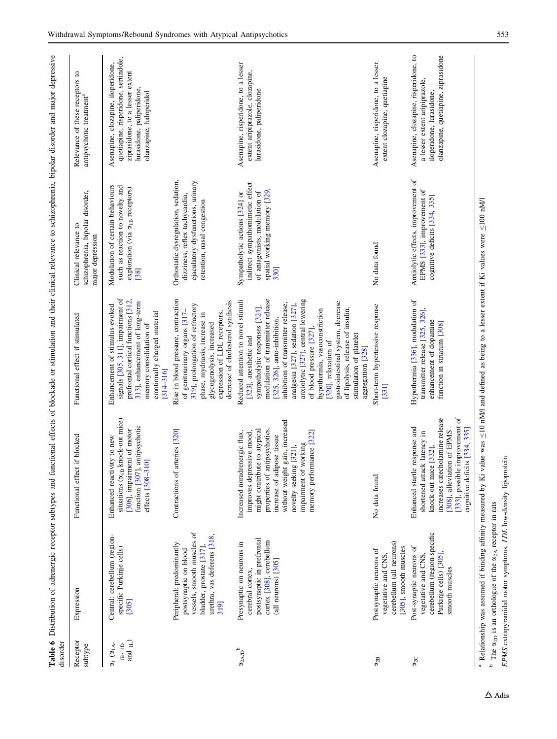**Table 6** Distribution of adrenergic receptor subtypes and functional effects of blockade or stimulation and their clinical relevance to schizophrenia, bipolar disorder and major depressive disorder

| Receptor subtype | Expression | Functional effect if blocked | Functional effect if stimulated | Clinical relevance to schizophrenia, bipolar disorder, major depression | Relevance of these receptors to antipsychotic treatment[a] |
|---|---|---|---|---|---|
| $\alpha_1$ ($\alpha_{1A}$, $_{1B}$, $_{1D}$ and $_{1L}$) | Central: cerebellum (region-specific Purkinje cells) [305] | Enhanced reactivity to new situations ($\alpha_{1B}$ knock-out mice) [306], impairment of motor function [307], antipsychotic effects [308–310] | Enhancement of stimulus-evoked signals [305, 311], impairment of prefrontal cortical functions [312, 313], enhancement of long-term memory consolidation of emotionally charged material [314–316] | Modulation of certain behaviours such as reaction to novelty and exploration (via $\alpha_{1B}$ receptors) [38] | Asenapine, clozapine, iloperidone, quetiapine, risperidone, sertindole, ziprasidone, to a lesser extent lurasidone, paliperidone, olanzapine, haloperidol |
| | Peripheral: predominantly postsynaptic on blood vessels, smooth muscles of bladder, prostate [317], urethra, vas deferens [318, 319] | Contractions of arteries [320] | Rise in blood pressure, contraction of genitourinary organs [317–319], prolongation of refractory phase, mydriasis, increase in glycogenolysis, increased expression of LDL receptors, decrease of cholesterol synthesis | Orthostatic dysregulation, sedation, dizziness, reflex tachycardia, ejaculatory dysfunctions, urinary retention, nasal congestion | |
| $\alpha_{2A/D}$[b] | Presynaptic on neurons in cerebral cortex, postsynaptic in prefrontal cortex [308], cerebellum (all neurons) [305] | Increased noradrenergic flux, improves depressive mood, might contribute to atypical properties of antipsychotics, increase of adipose tissue without weight gain, increased novelty seeking [321], impairment of working memory performance [322] | Reduced attention to novel stimuli [323], anesthetic and sympatholytic responses [324], modulation of transmitter release [325, 326], auto-inhibition, inhibition of transmitter release, analgesia [327], sedation [327], anxiolytic [327], central lowering of blood pressure [327], hypothermia, vasoconstriction [320], relaxation of gastrointestinal system, decrease of lipolysis, release of insulin, stimulation of platelet aggregation [328] | Sympatholytic actions [324] or indirect sympathomimetic effect of antagonists, modulation of spatial working memory [329, 330] | Asenapine, risperidone, to a lesser extent aripiprazole, clozapine, lurasidone, paliperidone |
| $\alpha_{2B}$ | Postsynaptic neurons of vegetative and CNS, cerebellum (all neurons) [305], smooth muscles | No data found | Short-term hypertensive response [331] | No data found | Asenapine, risperidone, to a lesser extent clozapine, quetiapine |
| $\alpha_{2C}$ | Post-synaptic neurons of vegetative and CNS, cerebellum (region-specific Purkinje cells) [305], smooth muscles | Enhanced startle response and shortened attack latency in knock-out mice [332], increases catecholamine release [308], alleviation of EPMS [333], possible improvement of cognitive deficits [334, 335] | Hypothermia [336], modulation of transmitter release [325, 326], enhancement of dopamine function in striatum [308] | Anxiolytic effects, improvement of EPMS [333], improvement of cognitive deficits [334, 335] | Asenapine, clozapine, risperidone, to a lesser extent aripiprazole, iloperidone, lurasidone, olanzapine, quetiapine, ziprasidone |

[a] Relationship was assumed if binding affinity measured by Ki value was ≤10 nM/l and defined as being to a lesser extent if Ki values were ≤100 nM/l

[b] The $\alpha_{2D}$ is an orthologue of the $\alpha_{2A}$ receptor in rats

*EPMS* extrapyramidal motor symptoms, *LDL* low-density lipoprotein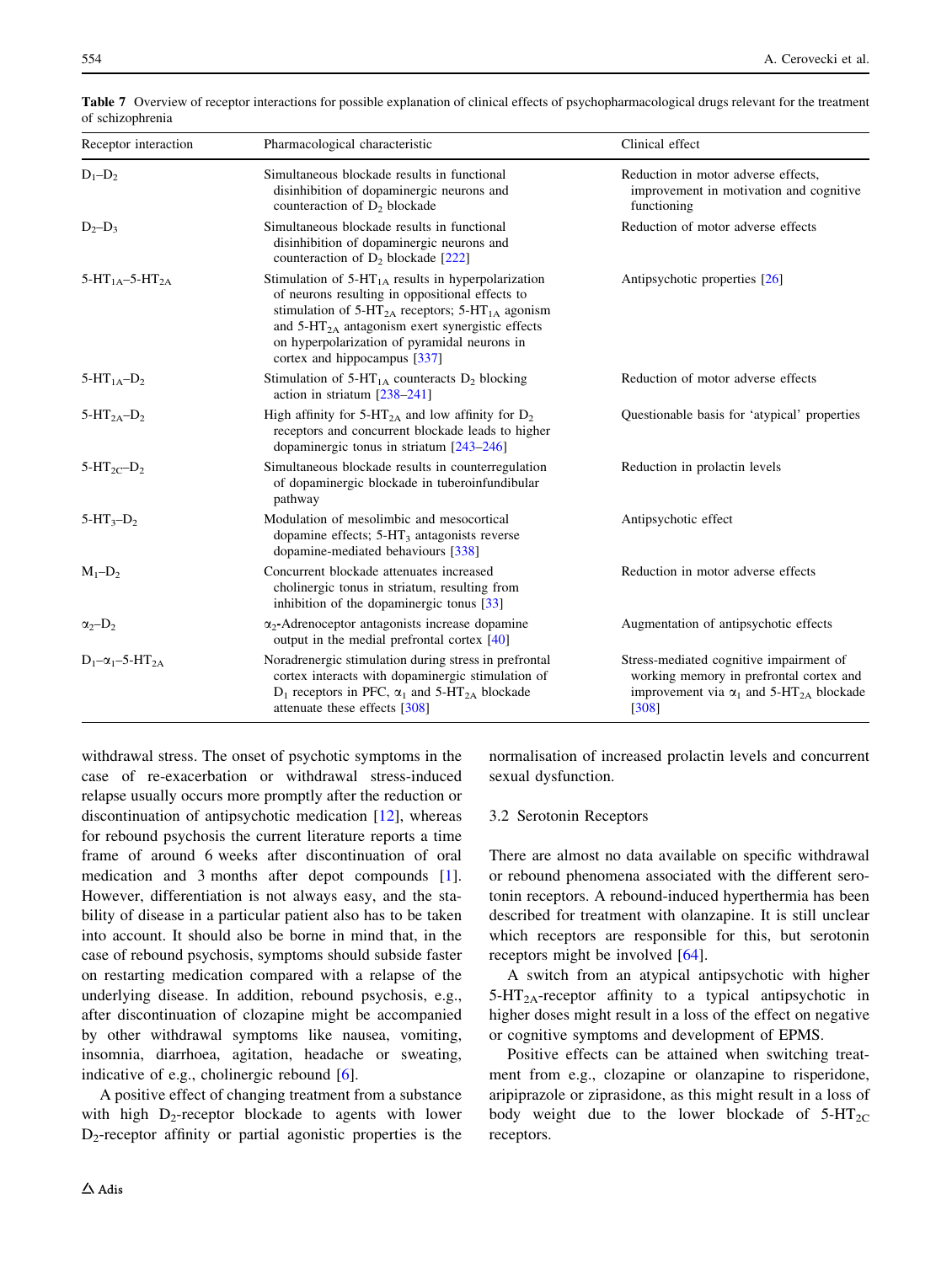Table 7 Overview of receptor interactions for possible explanation of clinical effects of psychopharmacological drugs relevant for the treatment of schizophrenia

| Receptor interaction | Pharmacological characteristic | Clinical effect |
|---|---|---|
| $D_1$–$D_2$ | Simultaneous blockade results in functional disinhibition of dopaminergic neurons and counteraction of $D_2$ blockade | Reduction in motor adverse effects, improvement in motivation and cognitive functioning |
| $D_2$–$D_3$ | Simultaneous blockade results in functional disinhibition of dopaminergic neurons and counteraction of $D_2$ blockade [222] | Reduction of motor adverse effects |
| 5-$HT_{1A}$–5-$HT_{2A}$ | Stimulation of 5-$HT_{1A}$ results in hyperpolarization of neurons resulting in oppositional effects to stimulation of 5-$HT_{2A}$ receptors; 5-$HT_{1A}$ agonism and 5-$HT_{2A}$ antagonism exert synergistic effects on hyperpolarization of pyramidal neurons in cortex and hippocampus [337] | Antipsychotic properties [26] |
| 5-$HT_{1A}$–$D_2$ | Stimulation of 5-$HT_{1A}$ counteracts $D_2$ blocking action in striatum [238–241] | Reduction of motor adverse effects |
| 5-$HT_{2A}$–$D_2$ | High affinity for 5-$HT_{2A}$ and low affinity for $D_2$ receptors and concurrent blockade leads to higher dopaminergic tonus in striatum [243–246] | Questionable basis for 'atypical' properties |
| 5-$HT_{2C}$–$D_2$ | Simultaneous blockade results in counterregulation of dopaminergic blockade in tuberoinfundibular pathway | Reduction in prolactin levels |
| 5-$HT_3$–$D_2$ | Modulation of mesolimbic and mesocortical dopamine effects; 5-$HT_3$ antagonists reverse dopamine-mediated behaviours [338] | Antipsychotic effect |
| $M_1$–$D_2$ | Concurrent blockade attenuates increased cholinergic tonus in striatum, resulting from inhibition of the dopaminergic tonus [33] | Reduction in motor adverse effects |
| $\alpha_2$–$D_2$ | $\alpha_2$-Adrenoceptor antagonists increase dopamine output in the medial prefrontal cortex [40] | Augmentation of antipsychotic effects |
| $D_1$–$\alpha_1$–5-$HT_{2A}$ | Noradrenergic stimulation during stress in prefrontal cortex interacts with dopaminergic stimulation of $D_1$ receptors in PFC, $\alpha_1$ and 5-$HT_{2A}$ blockade attenuate these effects [308] | Stress-mediated cognitive impairment of working memory in prefrontal cortex and improvement via $\alpha_1$ and 5-$HT_{2A}$ blockade [308] |

withdrawal stress. The onset of psychotic symptoms in the case of re-exacerbation or withdrawal stress-induced relapse usually occurs more promptly after the reduction or discontinuation of antipsychotic medication [12], whereas for rebound psychosis the current literature reports a time frame of around 6 weeks after discontinuation of oral medication and 3 months after depot compounds [1]. However, differentiation is not always easy, and the stability of disease in a particular patient also has to be taken into account. It should also be borne in mind that, in the case of rebound psychosis, symptoms should subside faster on restarting medication compared with a relapse of the underlying disease. In addition, rebound psychosis, e.g., after discontinuation of clozapine might be accompanied by other withdrawal symptoms like nausea, vomiting, insomnia, diarrhoea, agitation, headache or sweating, indicative of e.g., cholinergic rebound [6].

A positive effect of changing treatment from a substance with high $D_2$-receptor blockade to agents with lower $D_2$-receptor affinity or partial agonistic properties is the normalisation of increased prolactin levels and concurrent sexual dysfunction.

### 3.2 Serotonin Receptors

There are almost no data available on specific withdrawal or rebound phenomena associated with the different serotonin receptors. A rebound-induced hyperthermia has been described for treatment with olanzapine. It is still unclear which receptors are responsible for this, but serotonin receptors might be involved [64].

A switch from an atypical antipsychotic with higher 5-$HT_{2A}$-receptor affinity to a typical antipsychotic in higher doses might result in a loss of the effect on negative or cognitive symptoms and development of EPMS.

Positive effects can be attained when switching treatment from e.g., clozapine or olanzapine to risperidone, aripiprazole or ziprasidone, as this might result in a loss of body weight due to the lower blockade of 5-$HT_{2C}$ receptors.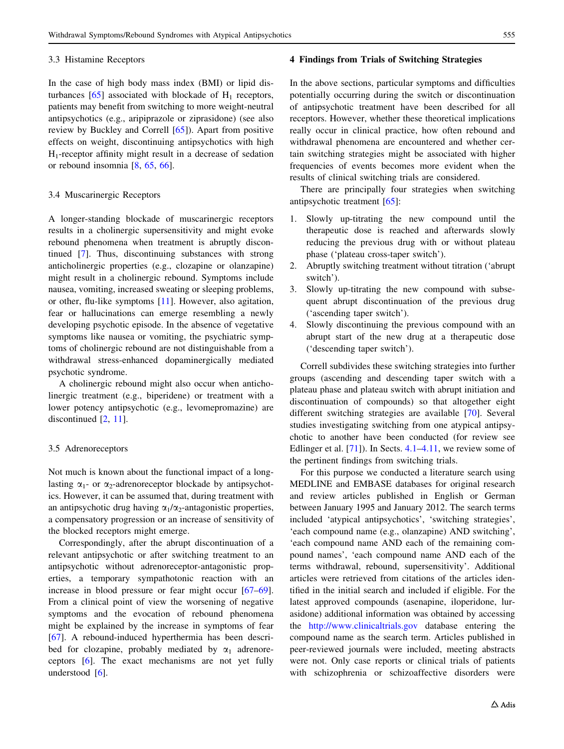### 3.3 Histamine Receptors

In the case of high body mass index (BMI) or lipid disturbances [65] associated with blockade of $H_1$ receptors, patients may benefit from switching to more weight-neutral antipsychotics (e.g., aripiprazole or ziprasidone) (see also review by Buckley and Correll [65]). Apart from positive effects on weight, discontinuing antipsychotics with high $H_1$-receptor affinity might result in a decrease of sedation or rebound insomnia [8, 65, 66].

### 3.4 Muscarinergic Receptors

A longer-standing blockade of muscarinergic receptors results in a cholinergic supersensitivity and might evoke rebound phenomena when treatment is abruptly discontinued [7]. Thus, discontinuing substances with strong anticholinergic properties (e.g., clozapine or olanzapine) might result in a cholinergic rebound. Symptoms include nausea, vomiting, increased sweating or sleeping problems, or other, flu-like symptoms [11]. However, also agitation, fear or hallucinations can emerge resembling a newly developing psychotic episode. In the absence of vegetative symptoms like nausea or vomiting, the psychiatric symptoms of cholinergic rebound are not distinguishable from a withdrawal stress-enhanced dopaminergically mediated psychotic syndrome.

A cholinergic rebound might also occur when anticholinergic treatment (e.g., biperidene) or treatment with a lower potency antipsychotic (e.g., levomepromazine) are discontinued [2, 11].

### 3.5 Adrenoreceptors

Not much is known about the functional impact of a long-lasting $\alpha_1$- or $\alpha_2$-adrenoreceptor blockade by antipsychotics. However, it can be assumed that, during treatment with an antipsychotic drug having $\alpha_1/\alpha_2$-antagonistic properties, a compensatory progression or an increase of sensitivity of the blocked receptors might emerge.

Correspondingly, after the abrupt discontinuation of a relevant antipsychotic or after switching treatment to an antipsychotic without adrenoreceptor-antagonistic properties, a temporary sympathotonic reaction with an increase in blood pressure or fear might occur [67–69]. From a clinical point of view the worsening of negative symptoms and the evocation of rebound phenomena might be explained by the increase in symptoms of fear [67]. A rebound-induced hyperthermia has been described for clozapine, probably mediated by $\alpha_1$ adrenoreceptors [6]. The exact mechanisms are not yet fully understood [6].

## 4 Findings from Trials of Switching Strategies

In the above sections, particular symptoms and difficulties potentially occurring during the switch or discontinuation of antipsychotic treatment have been described for all receptors. However, whether these theoretical implications really occur in clinical practice, how often rebound and withdrawal phenomena are encountered and whether certain switching strategies might be associated with higher frequencies of events becomes more evident when the results of clinical switching trials are considered.

There are principally four strategies when switching antipsychotic treatment [65]:

1. Slowly up-titrating the new compound until the therapeutic dose is reached and afterwards slowly reducing the previous drug with or without plateau phase ('plateau cross-taper switch').
2. Abruptly switching treatment without titration ('abrupt switch').
3. Slowly up-titrating the new compound with subsequent abrupt discontinuation of the previous drug ('ascending taper switch').
4. Slowly discontinuing the previous compound with an abrupt start of the new drug at a therapeutic dose ('descending taper switch').

Correll subdivides these switching strategies into further groups (ascending and descending taper switch with a plateau phase and plateau switch with abrupt initiation and discontinuation of compounds) so that altogether eight different switching strategies are available [70]. Several studies investigating switching from one atypical antipsychotic to another have been conducted (for review see Edlinger et al. [71]). In Sects. 4.1–4.11, we review some of the pertinent findings from switching trials.

For this purpose we conducted a literature search using MEDLINE and EMBASE databases for original research and review articles published in English or German between January 1995 and January 2012. The search terms included 'atypical antipsychotics', 'switching strategies', 'each compound name (e.g., olanzapine) AND switching', 'each compound name AND each of the remaining compound names', 'each compound name AND each of the terms withdrawal, rebound, supersensitivity'. Additional articles were retrieved from citations of the articles identified in the initial search and included if eligible. For the latest approved compounds (asenapine, iloperidone, lurasidone) additional information was obtained by accessing the http://www.clinicaltrials.gov database entering the compound name as the search term. Articles published in peer-reviewed journals were included, meeting abstracts were not. Only case reports or clinical trials of patients with schizophrenia or schizoaffective disorders were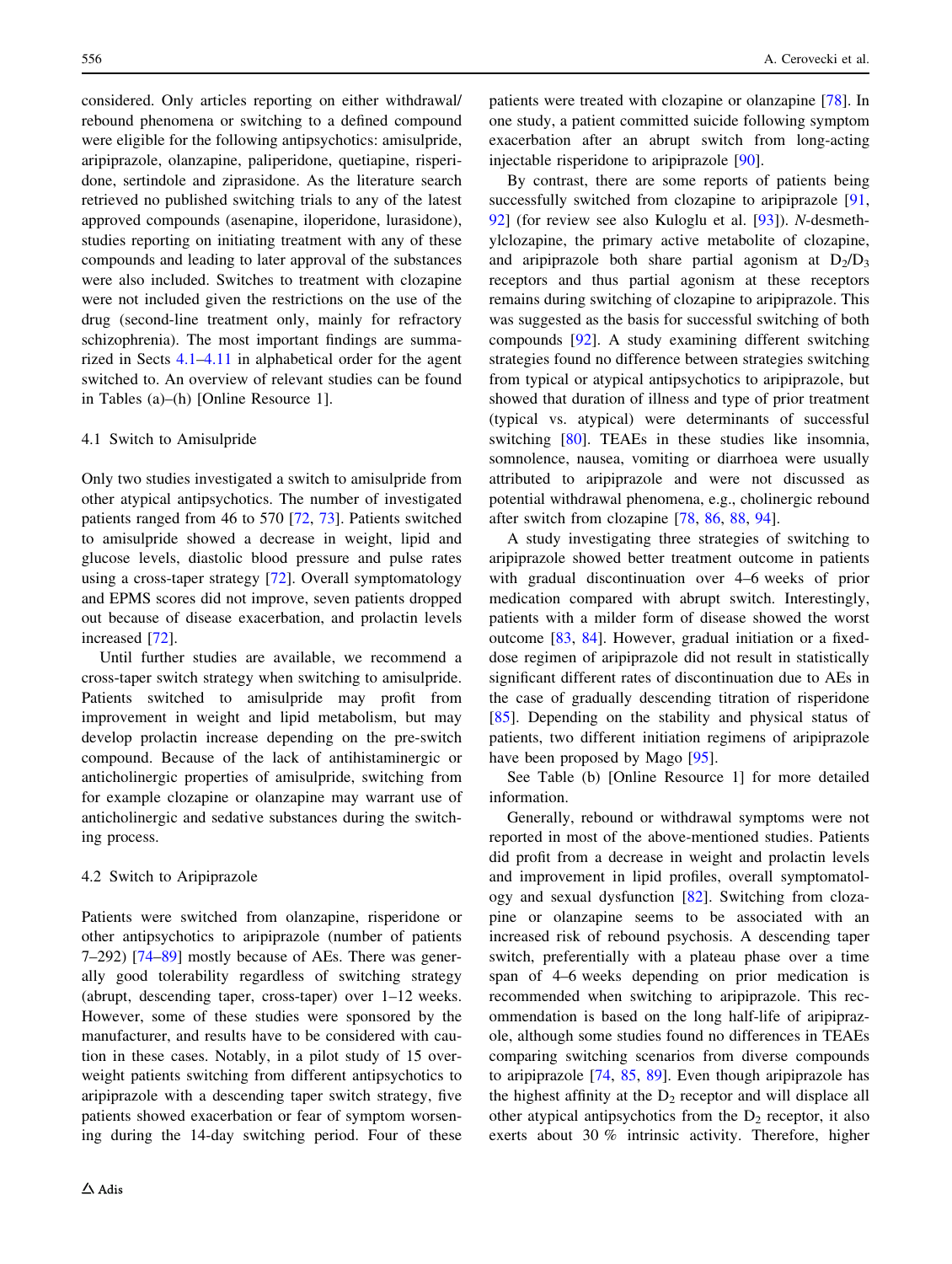considered. Only articles reporting on either withdrawal/rebound phenomena or switching to a defined compound were eligible for the following antipsychotics: amisulpride, aripiprazole, olanzapine, paliperidone, quetiapine, risperidone, sertindole and ziprasidone. As the literature search retrieved no published switching trials to any of the latest approved compounds (asenapine, iloperidone, lurasidone), studies reporting on initiating treatment with any of these compounds and leading to later approval of the substances were also included. Switches to treatment with clozapine were not included given the restrictions on the use of the drug (second-line treatment only, mainly for refractory schizophrenia). The most important findings are summarized in Sects 4.1–4.11 in alphabetical order for the agent switched to. An overview of relevant studies can be found in Tables (a)–(h) [Online Resource 1].

### 4.1 Switch to Amisulpride

Only two studies investigated a switch to amisulpride from other atypical antipsychotics. The number of investigated patients ranged from 46 to 570 [72, 73]. Patients switched to amisulpride showed a decrease in weight, lipid and glucose levels, diastolic blood pressure and pulse rates using a cross-taper strategy [72]. Overall symptomatology and EPMS scores did not improve, seven patients dropped out because of disease exacerbation, and prolactin levels increased [72].

Until further studies are available, we recommend a cross-taper switch strategy when switching to amisulpride. Patients switched to amisulpride may profit from improvement in weight and lipid metabolism, but may develop prolactin increase depending on the pre-switch compound. Because of the lack of antihistaminergic or anticholinergic properties of amisulpride, switching from for example clozapine or olanzapine may warrant use of anticholinergic and sedative substances during the switching process.

### 4.2 Switch to Aripiprazole

Patients were switched from olanzapine, risperidone or other antipsychotics to aripiprazole (number of patients 7–292) [74–89] mostly because of AEs. There was generally good tolerability regardless of switching strategy (abrupt, descending taper, cross-taper) over 1–12 weeks. However, some of these studies were sponsored by the manufacturer, and results have to be considered with caution in these cases. Notably, in a pilot study of 15 overweight patients switching from different antipsychotics to aripiprazole with a descending taper switch strategy, five patients showed exacerbation or fear of symptom worsening during the 14-day switching period. Four of these patients were treated with clozapine or olanzapine [78]. In one study, a patient committed suicide following symptom exacerbation after an abrupt switch from long-acting injectable risperidone to aripiprazole [90].

By contrast, there are some reports of patients being successfully switched from clozapine to aripiprazole [91, 92] (for review see also Kuloglu et al. [93]). *N*-desmethylclozapine, the primary active metabolite of clozapine, and aripiprazole both share partial agonism at $D_2/D_3$ receptors and thus partial agonism at these receptors remains during switching of clozapine to aripiprazole. This was suggested as the basis for successful switching of both compounds [92]. A study examining different switching strategies found no difference between strategies switching from typical or atypical antipsychotics to aripiprazole, but showed that duration of illness and type of prior treatment (typical vs. atypical) were determinants of successful switching [80]. TEAEs in these studies like insomnia, somnolence, nausea, vomiting or diarrhoea were usually attributed to aripiprazole and were not discussed as potential withdrawal phenomena, e.g., cholinergic rebound after switch from clozapine [78, 86, 88, 94].

A study investigating three strategies of switching to aripiprazole showed better treatment outcome in patients with gradual discontinuation over 4–6 weeks of prior medication compared with abrupt switch. Interestingly, patients with a milder form of disease showed the worst outcome [83, 84]. However, gradual initiation or a fixed-dose regimen of aripiprazole did not result in statistically significant different rates of discontinuation due to AEs in the case of gradually descending titration of risperidone [85]. Depending on the stability and physical status of patients, two different initiation regimens of aripiprazole have been proposed by Mago [95].

See Table (b) [Online Resource 1] for more detailed information.

Generally, rebound or withdrawal symptoms were not reported in most of the above-mentioned studies. Patients did profit from a decrease in weight and prolactin levels and improvement in lipid profiles, overall symptomatology and sexual dysfunction [82]. Switching from clozapine or olanzapine seems to be associated with an increased risk of rebound psychosis. A descending taper switch, preferentially with a plateau phase over a time span of 4–6 weeks depending on prior medication is recommended when switching to aripiprazole. This recommendation is based on the long half-life of aripiprazole, although some studies found no differences in TEAEs comparing switching scenarios from diverse compounds to aripiprazole [74, 85, 89]. Even though aripiprazole has the highest affinity at the $D_2$ receptor and will displace all other atypical antipsychotics from the $D_2$ receptor, it also exerts about 30 % intrinsic activity. Therefore, higher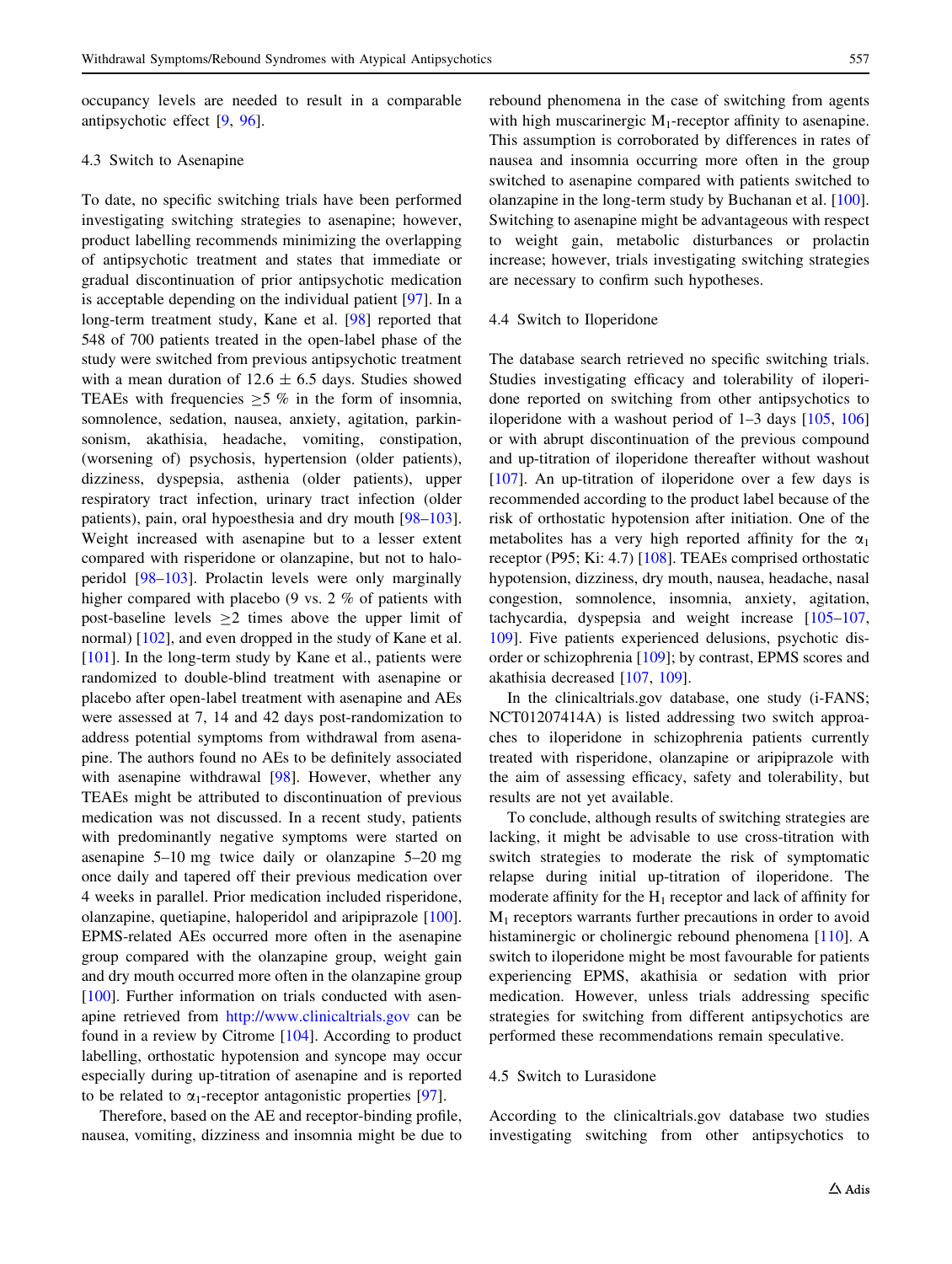occupancy levels are needed to result in a comparable antipsychotic effect [9, 96].

### 4.3 Switch to Asenapine

To date, no specific switching trials have been performed investigating switching strategies to asenapine; however, product labelling recommends minimizing the overlapping of antipsychotic treatment and states that immediate or gradual discontinuation of prior antipsychotic medication is acceptable depending on the individual patient [97]. In a long-term treatment study, Kane et al. [98] reported that 548 of 700 patients treated in the open-label phase of the study were switched from previous antipsychotic treatment with a mean duration of 12.6 ± 6.5 days. Studies showed TEAEs with frequencies ≥5 % in the form of insomnia, somnolence, sedation, nausea, anxiety, agitation, parkinsonism, akathisia, headache, vomiting, constipation, (worsening of) psychosis, hypertension (older patients), dizziness, dyspepsia, asthenia (older patients), upper respiratory tract infection, urinary tract infection (older patients), pain, oral hypoesthesia and dry mouth [98–103]. Weight increased with asenapine but to a lesser extent compared with risperidone or olanzapine, but not to haloperidol [98–103]. Prolactin levels were only marginally higher compared with placebo (9 vs. 2 % of patients with post-baseline levels ≥2 times above the upper limit of normal) [102], and even dropped in the study of Kane et al. [101]. In the long-term study by Kane et al., patients were randomized to double-blind treatment with asenapine or placebo after open-label treatment with asenapine and AEs were assessed at 7, 14 and 42 days post-randomization to address potential symptoms from withdrawal from asenapine. The authors found no AEs to be definitely associated with asenapine withdrawal [98]. However, whether any TEAEs might be attributed to discontinuation of previous medication was not discussed. In a recent study, patients with predominantly negative symptoms were started on asenapine 5–10 mg twice daily or olanzapine 5–20 mg once daily and tapered off their previous medication over 4 weeks in parallel. Prior medication included risperidone, olanzapine, quetiapine, haloperidol and aripiprazole [100]. EPMS-related AEs occurred more often in the asenapine group compared with the olanzapine group, weight gain and dry mouth occurred more often in the olanzapine group [100]. Further information on trials conducted with asenapine retrieved from http://www.clinicaltrials.gov can be found in a review by Citrome [104]. According to product labelling, orthostatic hypotension and syncope may occur especially during up-titration of asenapine and is reported to be related to $\alpha_1$-receptor antagonistic properties [97].

Therefore, based on the AE and receptor-binding profile, nausea, vomiting, dizziness and insomnia might be due to rebound phenomena in the case of switching from agents with high muscarinergic $M_1$-receptor affinity to asenapine. This assumption is corroborated by differences in rates of nausea and insomnia occurring more often in the group switched to asenapine compared with patients switched to olanzapine in the long-term study by Buchanan et al. [100]. Switching to asenapine might be advantageous with respect to weight gain, metabolic disturbances or prolactin increase; however, trials investigating switching strategies are necessary to confirm such hypotheses.

### 4.4 Switch to Iloperidone

The database search retrieved no specific switching trials. Studies investigating efficacy and tolerability of iloperidone reported on switching from other antipsychotics to iloperidone with a washout period of 1–3 days [105, 106] or with abrupt discontinuation of the previous compound and up-titration of iloperidone thereafter without washout [107]. An up-titration of iloperidone over a few days is recommended according to the product label because of the risk of orthostatic hypotension after initiation. One of the metabolites has a very high reported affinity for the $\alpha_1$ receptor (P95; Ki: 4.7) [108]. TEAEs comprised orthostatic hypotension, dizziness, dry mouth, nausea, headache, nasal congestion, somnolence, insomnia, anxiety, agitation, tachycardia, dyspepsia and weight increase [105–107, 109]. Five patients experienced delusions, psychotic disorder or schizophrenia [109]; by contrast, EPMS scores and akathisia decreased [107, 109].

In the clinicaltrials.gov database, one study (i-FANS; NCT01207414A) is listed addressing two switch approaches to iloperidone in schizophrenia patients currently treated with risperidone, olanzapine or aripiprazole with the aim of assessing efficacy, safety and tolerability, but results are not yet available.

To conclude, although results of switching strategies are lacking, it might be advisable to use cross-titration with switch strategies to moderate the risk of symptomatic relapse during initial up-titration of iloperidone. The moderate affinity for the $H_1$ receptor and lack of affinity for $M_1$ receptors warrants further precautions in order to avoid histaminergic or cholinergic rebound phenomena [110]. A switch to iloperidone might be most favourable for patients experiencing EPMS, akathisia or sedation with prior medication. However, unless trials addressing specific strategies for switching from different antipsychotics are performed these recommendations remain speculative.

### 4.5 Switch to Lurasidone

According to the clinicaltrials.gov database two studies investigating switching from other antipsychotics to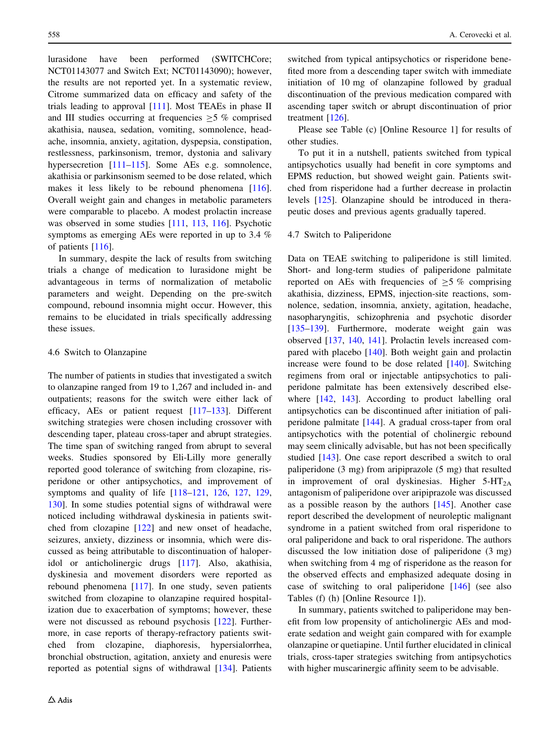lurasidone have been performed (SWITCHCore; NCT01143077 and Switch Ext; NCT01143090); however, the results are not reported yet. In a systematic review, Citrome summarized data on efficacy and safety of the trials leading to approval [111]. Most TEAEs in phase II and III studies occurring at frequencies ≥5 % comprised akathisia, nausea, sedation, vomiting, somnolence, headache, insomnia, anxiety, agitation, dyspepsia, constipation, restlessness, parkinsonism, tremor, dystonia and salivary hypersecretion [111–115]. Some AEs e.g. somnolence, akathisia or parkinsonism seemed to be dose related, which makes it less likely to be rebound phenomena [116]. Overall weight gain and changes in metabolic parameters were comparable to placebo. A modest prolactin increase was observed in some studies [111, 113, 116]. Psychotic symptoms as emerging AEs were reported in up to 3.4 % of patients [116].

In summary, despite the lack of results from switching trials a change of medication to lurasidone might be advantageous in terms of normalization of metabolic parameters and weight. Depending on the pre-switch compound, rebound insomnia might occur. However, this remains to be elucidated in trials specifically addressing these issues.

### 4.6 Switch to Olanzapine

The number of patients in studies that investigated a switch to olanzapine ranged from 19 to 1,267 and included in- and outpatients; reasons for the switch were either lack of efficacy, AEs or patient request [117–133]. Different switching strategies were chosen including crossover with descending taper, plateau cross-taper and abrupt strategies. The time span of switching ranged from abrupt to several weeks. Studies sponsored by Eli-Lilly more generally reported good tolerance of switching from clozapine, risperidone or other antipsychotics, and improvement of symptoms and quality of life [118–121, 126, 127, 129, 130]. In some studies potential signs of withdrawal were noticed including withdrawal dyskinesia in patients switched from clozapine [122] and new onset of headache, seizures, anxiety, dizziness or insomnia, which were discussed as being attributable to discontinuation of haloperidol or anticholinergic drugs [117]. Also, akathisia, dyskinesia and movement disorders were reported as rebound phenomena [117]. In one study, seven patients switched from clozapine to olanzapine required hospitalization due to exacerbation of symptoms; however, these were not discussed as rebound psychosis [122]. Furthermore, in case reports of therapy-refractory patients switched from clozapine, diaphoresis, hypersialorrhea, bronchial obstruction, agitation, anxiety and enuresis were reported as potential signs of withdrawal [134]. Patients switched from typical antipsychotics or risperidone benefited more from a descending taper switch with immediate initiation of 10 mg of olanzapine followed by gradual discontinuation of the previous medication compared with ascending taper switch or abrupt discontinuation of prior treatment [126].

Please see Table (c) [Online Resource 1] for results of other studies.

To put it in a nutshell, patients switched from typical antipsychotics usually had benefit in core symptoms and EPMS reduction, but showed weight gain. Patients switched from risperidone had a further decrease in prolactin levels [125]. Olanzapine should be introduced in therapeutic doses and previous agents gradually tapered.

### 4.7 Switch to Paliperidone

Data on TEAE switching to paliperidone is still limited. Short- and long-term studies of paliperidone palmitate reported on AEs with frequencies of ≥5 % comprising akathisia, dizziness, EPMS, injection-site reactions, somnolence, sedation, insomnia, anxiety, agitation, headache, nasopharyngitis, schizophrenia and psychotic disorder [135–139]. Furthermore, moderate weight gain was observed [137, 140, 141]. Prolactin levels increased compared with placebo [140]. Both weight gain and prolactin increase were found to be dose related [140]. Switching regimens from oral or injectable antipsychotics to paliperidone palmitate has been extensively described elsewhere [142, 143]. According to product labelling oral antipsychotics can be discontinued after initiation of paliperidone palmitate [144]. A gradual cross-taper from oral antipsychotics with the potential of cholinergic rebound may seem clinically advisable, but has not been specifically studied [143]. One case report described a switch to oral paliperidone (3 mg) from aripiprazole (5 mg) that resulted in improvement of oral dyskinesias. Higher 5-$HT_{2A}$ antagonism of paliperidone over aripiprazole was discussed as a possible reason by the authors [145]. Another case report described the development of neuroleptic malignant syndrome in a patient switched from oral risperidone to oral paliperidone and back to oral risperidone. The authors discussed the low initiation dose of paliperidone (3 mg) when switching from 4 mg of risperidone as the reason for the observed effects and emphasized adequate dosing in case of switching to oral paliperidone [146] (see also Tables (f) (h) [Online Resource 1]).

In summary, patients switched to paliperidone may benefit from low propensity of anticholinergic AEs and moderate sedation and weight gain compared with for example olanzapine or quetiapine. Until further elucidated in clinical trials, cross-taper strategies switching from antipsychotics with higher muscarinergic affinity seem to be advisable.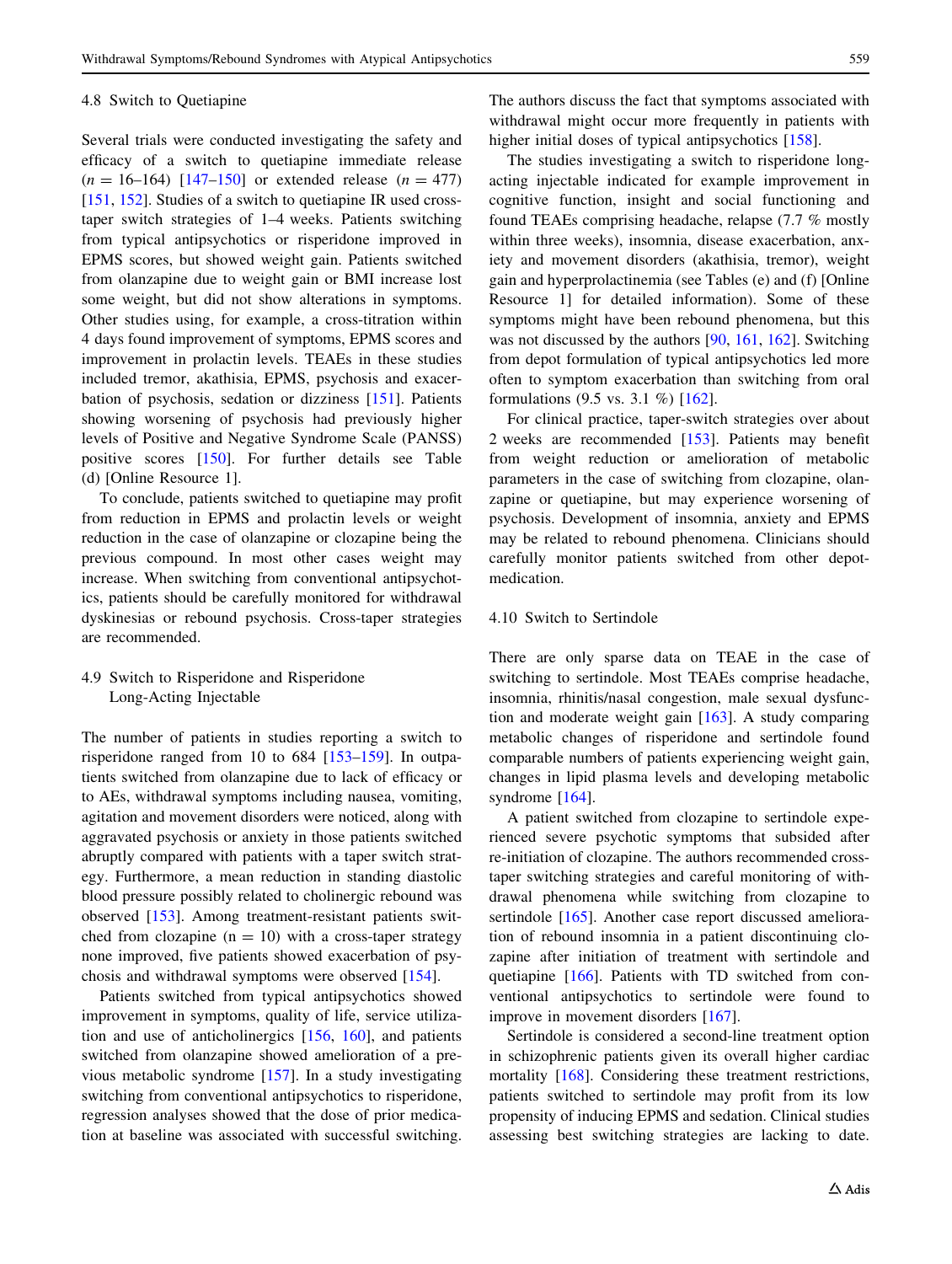### 4.8 Switch to Quetiapine

Several trials were conducted investigating the safety and efficacy of a switch to quetiapine immediate release ($n = 16$–164) [147–150] or extended release ($n = 477$) [151, 152]. Studies of a switch to quetiapine IR used cross-taper switch strategies of 1–4 weeks. Patients switching from typical antipsychotics or risperidone improved in EPMS scores, but showed weight gain. Patients switched from olanzapine due to weight gain or BMI increase lost some weight, but did not show alterations in symptoms. Other studies using, for example, a cross-titration within 4 days found improvement of symptoms, EPMS scores and improvement in prolactin levels. TEAEs in these studies included tremor, akathisia, EPMS, psychosis and exacerbation of psychosis, sedation or dizziness [151]. Patients showing worsening of psychosis had previously higher levels of Positive and Negative Syndrome Scale (PANSS) positive scores [150]. For further details see Table (d) [Online Resource 1].

To conclude, patients switched to quetiapine may profit from reduction in EPMS and prolactin levels or weight reduction in the case of olanzapine or clozapine being the previous compound. In most other cases weight may increase. When switching from conventional antipsychotics, patients should be carefully monitored for withdrawal dyskinesias or rebound psychosis. Cross-taper strategies are recommended.

### 4.9 Switch to Risperidone and Risperidone Long-Acting Injectable

The number of patients in studies reporting a switch to risperidone ranged from 10 to 684 [153–159]. In outpatients switched from olanzapine due to lack of efficacy or to AEs, withdrawal symptoms including nausea, vomiting, agitation and movement disorders were noticed, along with aggravated psychosis or anxiety in those patients switched abruptly compared with patients with a taper switch strategy. Furthermore, a mean reduction in standing diastolic blood pressure possibly related to cholinergic rebound was observed [153]. Among treatment-resistant patients switched from clozapine ($n = 10$) with a cross-taper strategy none improved, five patients showed exacerbation of psychosis and withdrawal symptoms were observed [154].

Patients switched from typical antipsychotics showed improvement in symptoms, quality of life, service utilization and use of anticholinergics [156, 160], and patients switched from olanzapine showed amelioration of a previous metabolic syndrome [157]. In a study investigating switching from conventional antipsychotics to risperidone, regression analyses showed that the dose of prior medication at baseline was associated with successful switching. The authors discuss the fact that symptoms associated with withdrawal might occur more frequently in patients with higher initial doses of typical antipsychotics [158].

The studies investigating a switch to risperidone long-acting injectable indicated for example improvement in cognitive function, insight and social functioning and found TEAEs comprising headache, relapse (7.7 % mostly within three weeks), insomnia, disease exacerbation, anxiety and movement disorders (akathisia, tremor), weight gain and hyperprolactinemia (see Tables (e) and (f) [Online Resource 1] for detailed information). Some of these symptoms might have been rebound phenomena, but this was not discussed by the authors [90, 161, 162]. Switching from depot formulation of typical antipsychotics led more often to symptom exacerbation than switching from oral formulations (9.5 vs. 3.1 %) [162].

For clinical practice, taper-switch strategies over about 2 weeks are recommended [153]. Patients may benefit from weight reduction or amelioration of metabolic parameters in the case of switching from clozapine, olanzapine or quetiapine, but may experience worsening of psychosis. Development of insomnia, anxiety and EPMS may be related to rebound phenomena. Clinicians should carefully monitor patients switched from other depot-medication.

### 4.10 Switch to Sertindole

There are only sparse data on TEAE in the case of switching to sertindole. Most TEAEs comprise headache, insomnia, rhinitis/nasal congestion, male sexual dysfunction and moderate weight gain [163]. A study comparing metabolic changes of risperidone and sertindole found comparable numbers of patients experiencing weight gain, changes in lipid plasma levels and developing metabolic syndrome [164].

A patient switched from clozapine to sertindole experienced severe psychotic symptoms that subsided after re-initiation of clozapine. The authors recommended cross-taper switching strategies and careful monitoring of withdrawal phenomena while switching from clozapine to sertindole [165]. Another case report discussed amelioration of rebound insomnia in a patient discontinuing clozapine after initiation of treatment with sertindole and quetiapine [166]. Patients with TD switched from conventional antipsychotics to sertindole were found to improve in movement disorders [167].

Sertindole is considered a second-line treatment option in schizophrenic patients given its overall higher cardiac mortality [168]. Considering these treatment restrictions, patients switched to sertindole may profit from its low propensity of inducing EPMS and sedation. Clinical studies assessing best switching strategies are lacking to date.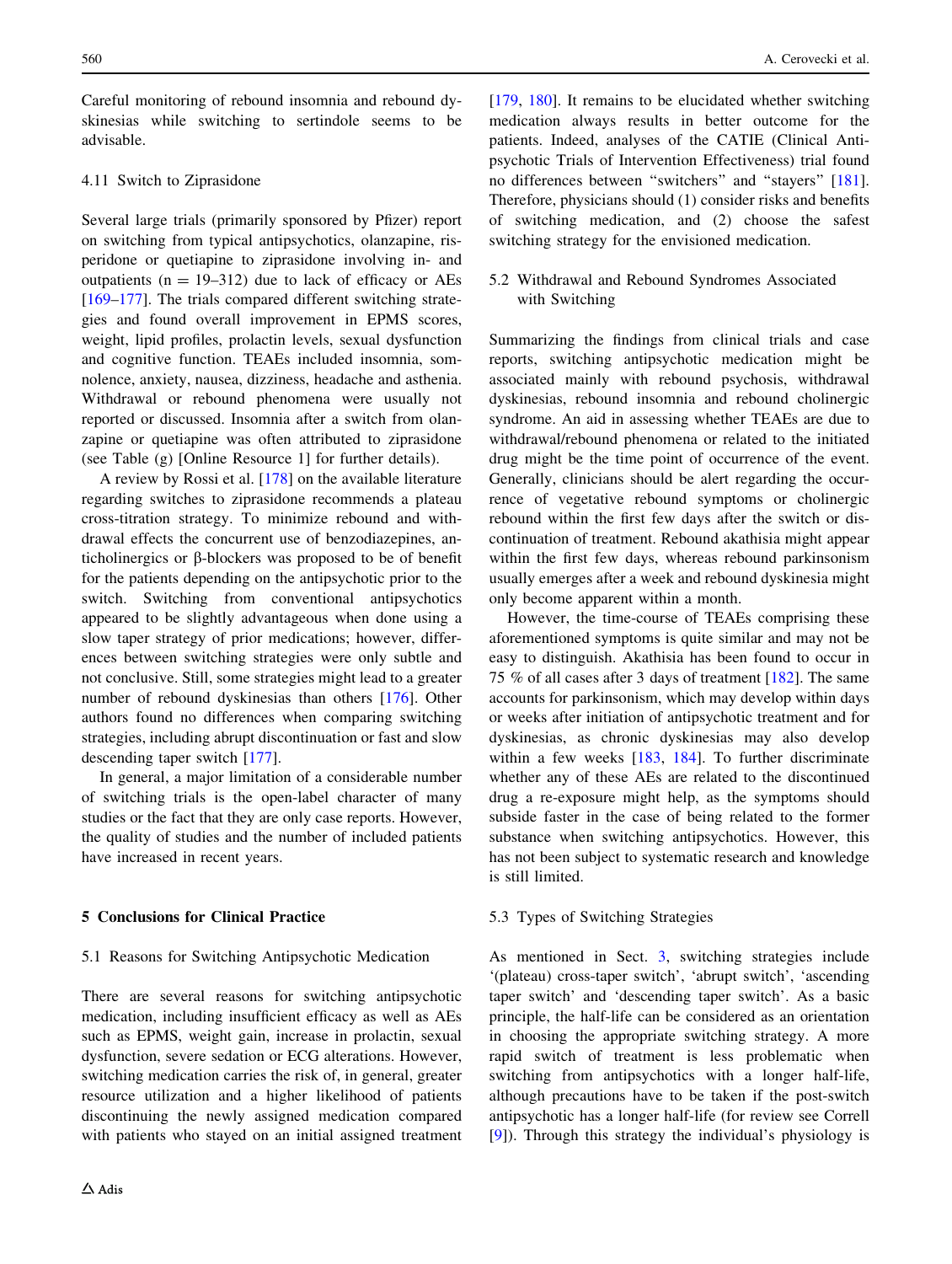Careful monitoring of rebound insomnia and rebound dyskinesias while switching to sertindole seems to be advisable.

### 4.11 Switch to Ziprasidone

Several large trials (primarily sponsored by Pfizer) report on switching from typical antipsychotics, olanzapine, risperidone or quetiapine to ziprasidone involving in- and outpatients (n = 19–312) due to lack of efficacy or AEs [169–177]. The trials compared different switching strategies and found overall improvement in EPMS scores, weight, lipid profiles, prolactin levels, sexual dysfunction and cognitive function. TEAEs included insomnia, somnolence, anxiety, nausea, dizziness, headache and asthenia. Withdrawal or rebound phenomena were usually not reported or discussed. Insomnia after a switch from olanzapine or quetiapine was often attributed to ziprasidone (see Table (g) [Online Resource 1] for further details).

A review by Rossi et al. [178] on the available literature regarding switches to ziprasidone recommends a plateau cross-titration strategy. To minimize rebound and withdrawal effects the concurrent use of benzodiazepines, anticholinergics or β-blockers was proposed to be of benefit for the patients depending on the antipsychotic prior to the switch. Switching from conventional antipsychotics appeared to be slightly advantageous when done using a slow taper strategy of prior medications; however, differences between switching strategies were only subtle and not conclusive. Still, some strategies might lead to a greater number of rebound dyskinesias than others [176]. Other authors found no differences when comparing switching strategies, including abrupt discontinuation or fast and slow descending taper switch [177].

In general, a major limitation of a considerable number of switching trials is the open-label character of many studies or the fact that they are only case reports. However, the quality of studies and the number of included patients have increased in recent years.

## 5 Conclusions for Clinical Practice

### 5.1 Reasons for Switching Antipsychotic Medication

There are several reasons for switching antipsychotic medication, including insufficient efficacy as well as AEs such as EPMS, weight gain, increase in prolactin, sexual dysfunction, severe sedation or ECG alterations. However, switching medication carries the risk of, in general, greater resource utilization and a higher likelihood of patients discontinuing the newly assigned medication compared with patients who stayed on an initial assigned treatment [179, 180]. It remains to be elucidated whether switching medication always results in better outcome for the patients. Indeed, analyses of the CATIE (Clinical Antipsychotic Trials of Intervention Effectiveness) trial found no differences between "switchers" and "stayers" [181]. Therefore, physicians should (1) consider risks and benefits of switching medication, and (2) choose the safest switching strategy for the envisioned medication.

### 5.2 Withdrawal and Rebound Syndromes Associated with Switching

Summarizing the findings from clinical trials and case reports, switching antipsychotic medication might be associated mainly with rebound psychosis, withdrawal dyskinesias, rebound insomnia and rebound cholinergic syndrome. An aid in assessing whether TEAEs are due to withdrawal/rebound phenomena or related to the initiated drug might be the time point of occurrence of the event. Generally, clinicians should be alert regarding the occurrence of vegetative rebound symptoms or cholinergic rebound within the first few days after the switch or discontinuation of treatment. Rebound akathisia might appear within the first few days, whereas rebound parkinsonism usually emerges after a week and rebound dyskinesia might only become apparent within a month.

However, the time-course of TEAEs comprising these aforementioned symptoms is quite similar and may not be easy to distinguish. Akathisia has been found to occur in 75 % of all cases after 3 days of treatment [182]. The same accounts for parkinsonism, which may develop within days or weeks after initiation of antipsychotic treatment and for dyskinesias, as chronic dyskinesias may also develop within a few weeks [183, 184]. To further discriminate whether any of these AEs are related to the discontinued drug a re-exposure might help, as the symptoms should subside faster in the case of being related to the former substance when switching antipsychotics. However, this has not been subject to systematic research and knowledge is still limited.

### 5.3 Types of Switching Strategies

As mentioned in Sect. 3, switching strategies include '(plateau) cross-taper switch', 'abrupt switch', 'ascending taper switch' and 'descending taper switch'. As a basic principle, the half-life can be considered as an orientation in choosing the appropriate switching strategy. A more rapid switch of treatment is less problematic when switching from antipsychotics with a longer half-life, although precautions have to be taken if the post-switch antipsychotic has a longer half-life (for review see Correll [9]). Through this strategy the individual's physiology is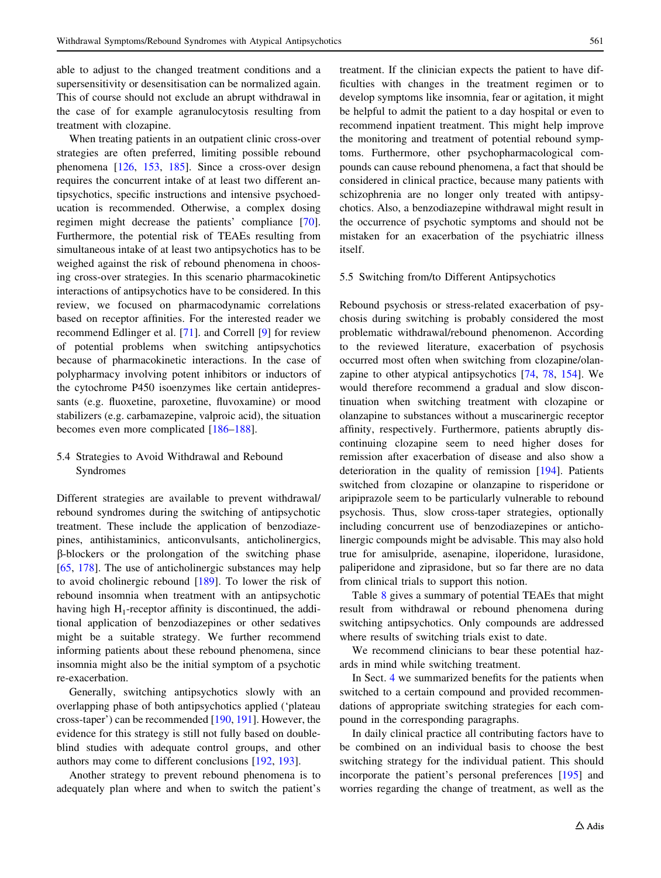able to adjust to the changed treatment conditions and a supersensitivity or desensitisation can be normalized again. This of course should not exclude an abrupt withdrawal in the case of for example agranulocytosis resulting from treatment with clozapine.

When treating patients in an outpatient clinic cross-over strategies are often preferred, limiting possible rebound phenomena [126, 153, 185]. Since a cross-over design requires the concurrent intake of at least two different antipsychotics, specific instructions and intensive psychoeducation is recommended. Otherwise, a complex dosing regimen might decrease the patients' compliance [70]. Furthermore, the potential risk of TEAEs resulting from simultaneous intake of at least two antipsychotics has to be weighed against the risk of rebound phenomena in choosing cross-over strategies. In this scenario pharmacokinetic interactions of antipsychotics have to be considered. In this review, we focused on pharmacodynamic correlations based on receptor affinities. For the interested reader we recommend Edlinger et al. [71]. and Correll [9] for review of potential problems when switching antipsychotics because of pharmacokinetic interactions. In the case of polypharmacy involving potent inhibitors or inductors of the cytochrome P450 isoenzymes like certain antidepressants (e.g. fluoxetine, paroxetine, fluvoxamine) or mood stabilizers (e.g. carbamazepine, valproic acid), the situation becomes even more complicated [186–188].

### 5.4 Strategies to Avoid Withdrawal and Rebound Syndromes

Different strategies are available to prevent withdrawal/rebound syndromes during the switching of antipsychotic treatment. These include the application of benzodiazepines, antihistaminics, anticonvulsants, anticholinergics, β-blockers or the prolongation of the switching phase [65, 178]. The use of anticholinergic substances may help to avoid cholinergic rebound [189]. To lower the risk of rebound insomnia when treatment with an antipsychotic having high $H_1$-receptor affinity is discontinued, the additional application of benzodiazepines or other sedatives might be a suitable strategy. We further recommend informing patients about these rebound phenomena, since insomnia might also be the initial symptom of a psychotic re-exacerbation.

Generally, switching antipsychotics slowly with an overlapping phase of both antipsychotics applied ('plateau cross-taper') can be recommended [190, 191]. However, the evidence for this strategy is still not fully based on double-blind studies with adequate control groups, and other authors may come to different conclusions [192, 193].

Another strategy to prevent rebound phenomena is to adequately plan where and when to switch the patient's treatment. If the clinician expects the patient to have difficulties with changes in the treatment regimen or to develop symptoms like insomnia, fear or agitation, it might be helpful to admit the patient to a day hospital or even to recommend inpatient treatment. This might help improve the monitoring and treatment of potential rebound symptoms. Furthermore, other psychopharmacological compounds can cause rebound phenomena, a fact that should be considered in clinical practice, because many patients with schizophrenia are no longer only treated with antipsychotics. Also, a benzodiazepine withdrawal might result in the occurrence of psychotic symptoms and should not be mistaken for an exacerbation of the psychiatric illness itself.

### 5.5 Switching from/to Different Antipsychotics

Rebound psychosis or stress-related exacerbation of psychosis during switching is probably considered the most problematic withdrawal/rebound phenomenon. According to the reviewed literature, exacerbation of psychosis occurred most often when switching from clozapine/olanzapine to other atypical antipsychotics [74, 78, 154]. We would therefore recommend a gradual and slow discontinuation when switching treatment with clozapine or olanzapine to substances without a muscarinergic receptor affinity, respectively. Furthermore, patients abruptly discontinuing clozapine seem to need higher doses for remission after exacerbation of disease and also show a deterioration in the quality of remission [194]. Patients switched from clozapine or olanzapine to risperidone or aripiprazole seem to be particularly vulnerable to rebound psychosis. Thus, slow cross-taper strategies, optionally including concurrent use of benzodiazepines or anticholinergic compounds might be advisable. This may also hold true for amisulpride, asenapine, iloperidone, lurasidone, paliperidone and ziprasidone, but so far there are no data from clinical trials to support this notion.

Table 8 gives a summary of potential TEAEs that might result from withdrawal or rebound phenomena during switching antipsychotics. Only compounds are addressed where results of switching trials exist to date.

We recommend clinicians to bear these potential hazards in mind while switching treatment.

In Sect. 4 we summarized benefits for the patients when switched to a certain compound and provided recommendations of appropriate switching strategies for each compound in the corresponding paragraphs.

In daily clinical practice all contributing factors have to be combined on an individual basis to choose the best switching strategy for the individual patient. This should incorporate the patient's personal preferences [195] and worries regarding the change of treatment, as well as the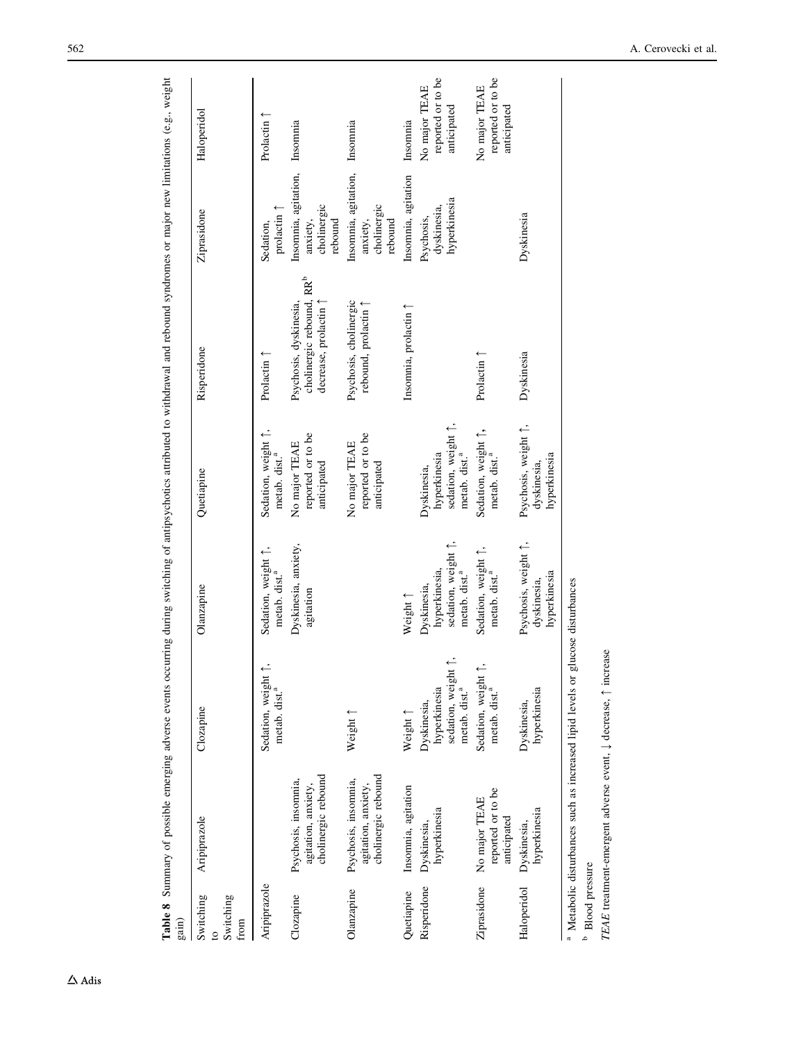**Table 8** Summary of possible emerging adverse events occurring during switching of antipsychotics attributed to withdrawal and rebound syndromes or major new limitations (e.g., weight gain)

| Switching to / Switching from | Aripiprazole | Clozapine | Olanzapine | Quetiapine | Risperidone | Ziprasidone | Haloperidol |
|---|---|---|---|---|---|---|---|
| Aripiprazole | | Sedation, weight ↑, metab. dist.[a] | Sedation, weight ↑, metab. dist.[a] | Sedation, weight ↑, metab. dist.[a] | Prolactin ↑ | Sedation, prolactin ↑ | Prolactin ↑ |
| Clozapine | Psychosis, insomnia, agitation, anxiety, cholinergic rebound | | Dyskinesia, anxiety, agitation | No major TEAE reported or to be anticipated | Psychosis, dyskinesia, cholinergic rebound, RR[b] decrease, prolactin ↑ | Insomnia, agitation, anxiety, cholinergic rebound | Insomnia |
| Olanzapine | Psychosis, insomnia, agitation, anxiety, cholinergic rebound | Weight ↑ | | No major TEAE reported or to be anticipated | Psychosis, cholinergic rebound, prolactin ↑ | Insomnia, agitation, anxiety, cholinergic rebound | Insomnia |
| Quetiapine | Insomnia, agitation | Weight ↑ | Weight ↑ | | Insomnia, prolactin ↑ | Insomnia, agitation | Insomnia |
| Risperidone | Dyskinesia, hyperkinesia | Dyskinesia, hyperkinesia sedation, weight ↑, metab. dist.[a] | Dyskinesia, hyperkinesia, sedation, weight ↑, metab. dist.[a] | Dyskinesia, hyperkinesia sedation, weight ↑, metab. dist.[a] | | Psychosis, dyskinesia, hyperkinesia | No major TEAE reported or to be anticipated |
| Ziprasidone | No major TEAE reported or to be anticipated | Sedation, weight ↑, metab. dist.[a] | Sedation, weight ↑, metab. dist.[a] | Sedation, weight ↑, metab. dist.[a] | Prolactin ↑ | | No major TEAE reported or to be anticipated |
| Haloperidol | Dyskinesia, hyperkinesia | Dyskinesia, hyperkinesia | Psychosis, weight ↑, dyskinesia, hyperkinesia | Psychosis, weight ↑, dyskinesia, hyperkinesia | Dyskinesia | Dyskinesia | |

[a] Metabolic disturbances such as increased lipid levels or glucose disturbances

[b] Blood pressure

*TEAE* treatment-emergent adverse event, ↓ decrease, ↑ increase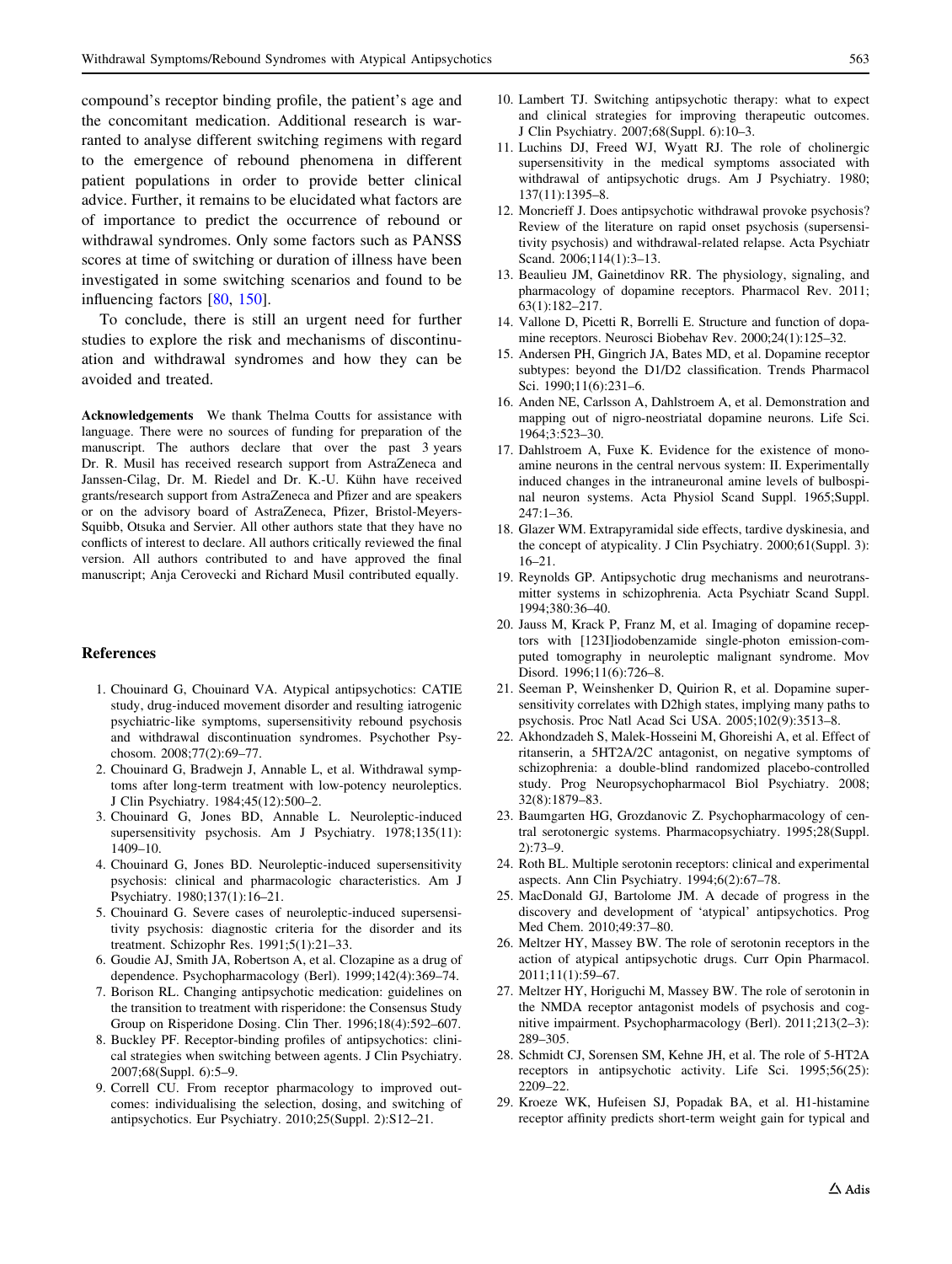compound's receptor binding profile, the patient's age and the concomitant medication. Additional research is warranted to analyse different switching regimens with regard to the emergence of rebound phenomena in different patient populations in order to provide better clinical advice. Further, it remains to be elucidated what factors are of importance to predict the occurrence of rebound or withdrawal syndromes. Only some factors such as PANSS scores at time of switching or duration of illness have been investigated in some switching scenarios and found to be influencing factors [80, 150].

To conclude, there is still an urgent need for further studies to explore the risk and mechanisms of discontinuation and withdrawal syndromes and how they can be avoided and treated.

**Acknowledgements** We thank Thelma Coutts for assistance with language. There were no sources of funding for preparation of the manuscript. The authors declare that over the past 3 years Dr. R. Musil has received research support from AstraZeneca and Janssen-Cilag, Dr. M. Riedel and Dr. K.-U. Kühn have received grants/research support from AstraZeneca and Pfizer and are speakers or on the advisory board of AstraZeneca, Pfizer, Bristol-Meyers-Squibb, Otsuka and Servier. All other authors state that they have no conflicts of interest to declare. All authors critically reviewed the final version. All authors contributed to and have approved the final manuscript; Anja Cerovecki and Richard Musil contributed equally.

## References

1. Chouinard G, Chouinard VA. Atypical antipsychotics: CATIE study, drug-induced movement disorder and resulting iatrogenic psychiatric-like symptoms, supersensitivity rebound psychosis and withdrawal discontinuation syndromes. Psychother Psychosom. 2008;77(2):69–77.
2. Chouinard G, Bradwejn J, Annable L, et al. Withdrawal symptoms after long-term treatment with low-potency neuroleptics. J Clin Psychiatry. 1984;45(12):500–2.
3. Chouinard G, Jones BD, Annable L. Neuroleptic-induced supersensitivity psychosis. Am J Psychiatry. 1978;135(11): 1409–10.
4. Chouinard G, Jones BD. Neuroleptic-induced supersensitivity psychosis: clinical and pharmacologic characteristics. Am J Psychiatry. 1980;137(1):16–21.
5. Chouinard G. Severe cases of neuroleptic-induced supersensitivity psychosis: diagnostic criteria for the disorder and its treatment. Schizophr Res. 1991;5(1):21–33.
6. Goudie AJ, Smith JA, Robertson A, et al. Clozapine as a drug of dependence. Psychopharmacology (Berl). 1999;142(4):369–74.
7. Borison RL. Changing antipsychotic medication: guidelines on the transition to treatment with risperidone: the Consensus Study Group on Risperidone Dosing. Clin Ther. 1996;18(4):592–607.
8. Buckley PF. Receptor-binding profiles of antipsychotics: clinical strategies when switching between agents. J Clin Psychiatry. 2007;68(Suppl. 6):5–9.
9. Correll CU. From receptor pharmacology to improved outcomes: individualising the selection, dosing, and switching of antipsychotics. Eur Psychiatry. 2010;25(Suppl. 2):S12–21.
10. Lambert TJ. Switching antipsychotic therapy: what to expect and clinical strategies for improving therapeutic outcomes. J Clin Psychiatry. 2007;68(Suppl. 6):10–3.
11. Luchins DJ, Freed WJ, Wyatt RJ. The role of cholinergic supersensitivity in the medical symptoms associated with withdrawal of antipsychotic drugs. Am J Psychiatry. 1980; 137(11):1395–8.
12. Moncrieff J. Does antipsychotic withdrawal provoke psychosis? Review of the literature on rapid onset psychosis (supersensitivity psychosis) and withdrawal-related relapse. Acta Psychiatr Scand. 2006;114(1):3–13.
13. Beaulieu JM, Gainetdinov RR. The physiology, signaling, and pharmacology of dopamine receptors. Pharmacol Rev. 2011; 63(1):182–217.
14. Vallone D, Picetti R, Borrelli E. Structure and function of dopamine receptors. Neurosci Biobehav Rev. 2000;24(1):125–32.
15. Andersen PH, Gingrich JA, Bates MD, et al. Dopamine receptor subtypes: beyond the D1/D2 classification. Trends Pharmacol Sci. 1990;11(6):231–6.
16. Anden NE, Carlsson A, Dahlstroem A, et al. Demonstration and mapping out of nigro-neostriatal dopamine neurons. Life Sci. 1964;3:523–30.
17. Dahlstroem A, Fuxe K. Evidence for the existence of monoamine neurons in the central nervous system: II. Experimentally induced changes in the intraneuronal amine levels of bulbospinal neuron systems. Acta Physiol Scand Suppl. 1965;Suppl. 247:1–36.
18. Glazer WM. Extrapyramidal side effects, tardive dyskinesia, and the concept of atypicality. J Clin Psychiatry. 2000;61(Suppl. 3): 16–21.
19. Reynolds GP. Antipsychotic drug mechanisms and neurotransmitter systems in schizophrenia. Acta Psychiatr Scand Suppl. 1994;380:36–40.
20. Jauss M, Krack P, Franz M, et al. Imaging of dopamine receptors with [123I]iodobenzamide single-photon emission-computed tomography in neuroleptic malignant syndrome. Mov Disord. 1996;11(6):726–8.
21. Seeman P, Weinshenker D, Quirion R, et al. Dopamine supersensitivity correlates with D2high states, implying many paths to psychosis. Proc Natl Acad Sci USA. 2005;102(9):3513–8.
22. Akhondzadeh S, Malek-Hosseini M, Ghoreishi A, et al. Effect of ritanserin, a 5HT2A/2C antagonist, on negative symptoms of schizophrenia: a double-blind randomized placebo-controlled study. Prog Neuropsychopharmacol Biol Psychiatry. 2008; 32(8):1879–83.
23. Baumgarten HG, Grozdanovic Z. Psychopharmacology of central serotonergic systems. Pharmacopsychiatry. 1995;28(Suppl. 2):73–9.
24. Roth BL. Multiple serotonin receptors: clinical and experimental aspects. Ann Clin Psychiatry. 1994;6(2):67–78.
25. MacDonald GJ, Bartolome JM. A decade of progress in the discovery and development of 'atypical' antipsychotics. Prog Med Chem. 2010;49:37–80.
26. Meltzer HY, Massey BW. The role of serotonin receptors in the action of atypical antipsychotic drugs. Curr Opin Pharmacol. 2011;11(1):59–67.
27. Meltzer HY, Horiguchi M, Massey BW. The role of serotonin in the NMDA receptor antagonist models of psychosis and cognitive impairment. Psychopharmacology (Berl). 2011;213(2–3): 289–305.
28. Schmidt CJ, Sorensen SM, Kehne JH, et al. The role of 5-HT2A receptors in antipsychotic activity. Life Sci. 1995;56(25): 2209–22.
29. Kroeze WK, Hufeisen SJ, Popadak BA, et al. H1-histamine receptor affinity predicts short-term weight gain for typical and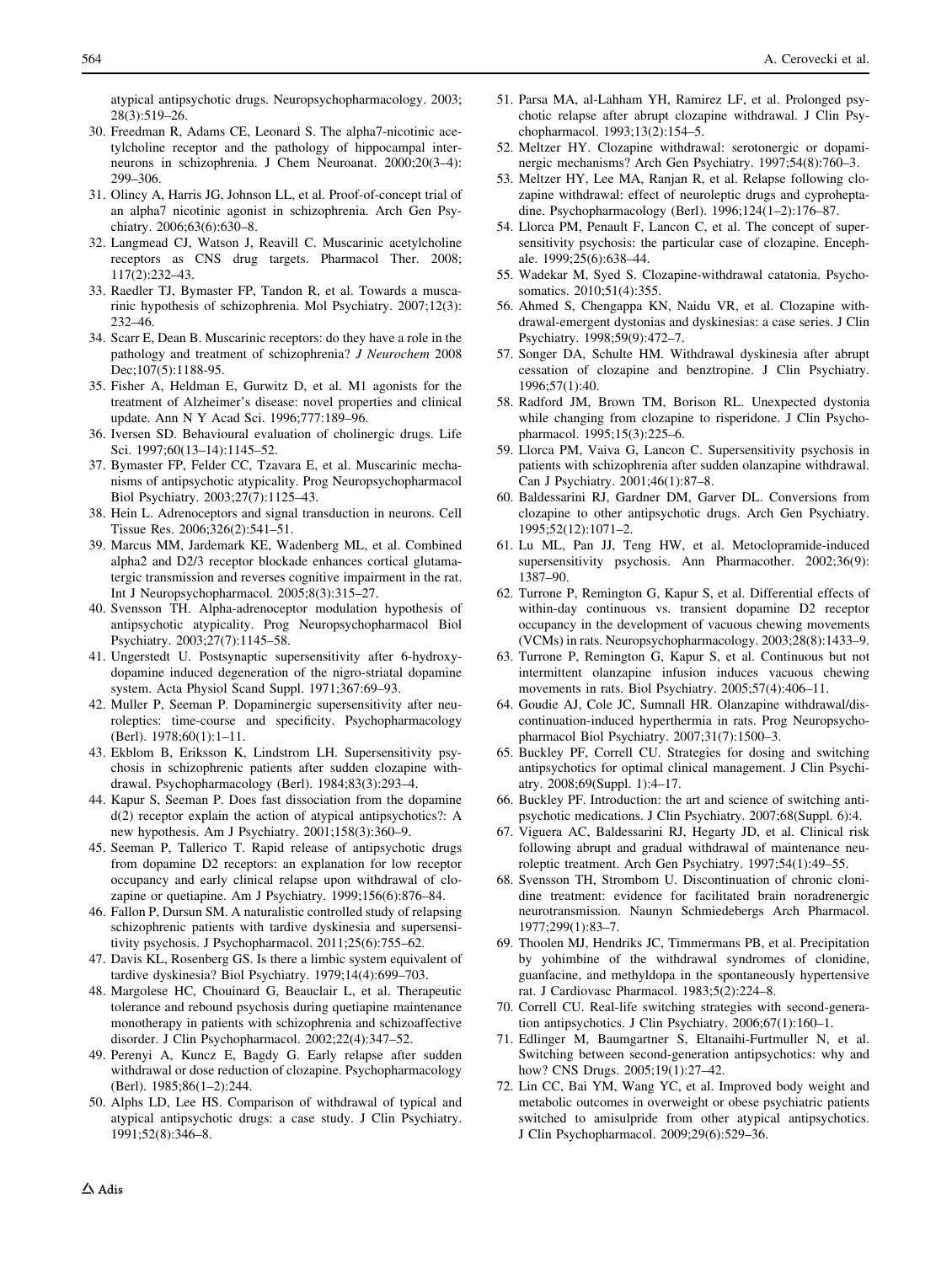atypical antipsychotic drugs. Neuropsychopharmacology. 2003; 28(3):519–26.

30. Freedman R, Adams CE, Leonard S. The alpha7-nicotinic acetylcholine receptor and the pathology of hippocampal interneurons in schizophrenia. J Chem Neuroanat. 2000;20(3–4): 299–306.
31. Olincy A, Harris JG, Johnson LL, et al. Proof-of-concept trial of an alpha7 nicotinic agonist in schizophrenia. Arch Gen Psychiatry. 2006;63(6):630–8.
32. Langmead CJ, Watson J, Reavill C. Muscarinic acetylcholine receptors as CNS drug targets. Pharmacol Ther. 2008; 117(2):232–43.
33. Raedler TJ, Bymaster FP, Tandon R, et al. Towards a muscarinic hypothesis of schizophrenia. Mol Psychiatry. 2007;12(3): 232–46.
34. Scarr E, Dean B. Muscarinic receptors: do they have a role in the pathology and treatment of schizophrenia? *J Neurochem* 2008 Dec;107(5):1188-95.
35. Fisher A, Heldman E, Gurwitz D, et al. M1 agonists for the treatment of Alzheimer's disease: novel properties and clinical update. Ann N Y Acad Sci. 1996;777:189–96.
36. Iversen SD. Behavioural evaluation of cholinergic drugs. Life Sci. 1997;60(13–14):1145–52.
37. Bymaster FP, Felder CC, Tzavara E, et al. Muscarinic mechanisms of antipsychotic atypicality. Prog Neuropsychopharmacol Biol Psychiatry. 2003;27(7):1125–43.
38. Hein L. Adrenoceptors and signal transduction in neurons. Cell Tissue Res. 2006;326(2):541–51.
39. Marcus MM, Jardemark KE, Wadenberg ML, et al. Combined alpha2 and D2/3 receptor blockade enhances cortical glutamatergic transmission and reverses cognitive impairment in the rat. Int J Neuropsychopharmacol. 2005;8(3):315–27.
40. Svensson TH. Alpha-adrenoceptor modulation hypothesis of antipsychotic atypicality. Prog Neuropsychopharmacol Biol Psychiatry. 2003;27(7):1145–58.
41. Ungerstedt U. Postsynaptic supersensitivity after 6-hydroxy-dopamine induced degeneration of the nigro-striatal dopamine system. Acta Physiol Scand Suppl. 1971;367:69–93.
42. Muller P, Seeman P. Dopaminergic supersensitivity after neuroleptics: time-course and specificity. Psychopharmacology (Berl). 1978;60(1):1–11.
43. Ekblom B, Eriksson K, Lindstrom LH. Supersensitivity psychosis in schizophrenic patients after sudden clozapine withdrawal. Psychopharmacology (Berl). 1984;83(3):293–4.
44. Kapur S, Seeman P. Does fast dissociation from the dopamine d(2) receptor explain the action of atypical antipsychotics?: A new hypothesis. Am J Psychiatry. 2001;158(3):360–9.
45. Seeman P, Tallerico T. Rapid release of antipsychotic drugs from dopamine D2 receptors: an explanation for low receptor occupancy and early clinical relapse upon withdrawal of clozapine or quetiapine. Am J Psychiatry. 1999;156(6):876–84.
46. Fallon P, Dursun SM. A naturalistic controlled study of relapsing schizophrenic patients with tardive dyskinesia and supersensitivity psychosis. J Psychopharmacol. 2011;25(6):755–62.
47. Davis KL, Rosenberg GS. Is there a limbic system equivalent of tardive dyskinesia? Biol Psychiatry. 1979;14(4):699–703.
48. Margolese HC, Chouinard G, Beauclair L, et al. Therapeutic tolerance and rebound psychosis during quetiapine maintenance monotherapy in patients with schizophrenia and schizoaffective disorder. J Clin Psychopharmacol. 2002;22(4):347–52.
49. Perenyi A, Kuncz E, Bagdy G. Early relapse after sudden withdrawal or dose reduction of clozapine. Psychopharmacology (Berl). 1985;86(1–2):244.
50. Alphs LD, Lee HS. Comparison of withdrawal of typical and atypical antipsychotic drugs: a case study. J Clin Psychiatry. 1991;52(8):346–8.
51. Parsa MA, al-Lahham YH, Ramirez LF, et al. Prolonged psychotic relapse after abrupt clozapine withdrawal. J Clin Psychopharmacol. 1993;13(2):154–5.
52. Meltzer HY. Clozapine withdrawal: serotonergic or dopaminergic mechanisms? Arch Gen Psychiatry. 1997;54(8):760–3.
53. Meltzer HY, Lee MA, Ranjan R, et al. Relapse following clozapine withdrawal: effect of neuroleptic drugs and cyproheptadine. Psychopharmacology (Berl). 1996;124(1–2):176–87.
54. Llorca PM, Penault F, Lancon C, et al. The concept of supersensitivity psychosis: the particular case of clozapine. Encephale. 1999;25(6):638–44.
55. Wadekar M, Syed S. Clozapine-withdrawal catatonia. Psychosomatics. 2010;51(4):355.
56. Ahmed S, Chengappa KN, Naidu VR, et al. Clozapine withdrawal-emergent dystonias and dyskinesias: a case series. J Clin Psychiatry. 1998;59(9):472–7.
57. Songer DA, Schulte HM. Withdrawal dyskinesia after abrupt cessation of clozapine and benztropine. J Clin Psychiatry. 1996;57(1):40.
58. Radford JM, Brown TM, Borison RL. Unexpected dystonia while changing from clozapine to risperidone. J Clin Psychopharmacol. 1995;15(3):225–6.
59. Llorca PM, Vaiva G, Lancon C. Supersensitivity psychosis in patients with schizophrenia after sudden olanzapine withdrawal. Can J Psychiatry. 2001;46(1):87–8.
60. Baldessarini RJ, Gardner DM, Garver DL. Conversions from clozapine to other antipsychotic drugs. Arch Gen Psychiatry. 1995;52(12):1071–2.
61. Lu ML, Pan JJ, Teng HW, et al. Metoclopramide-induced supersensitivity psychosis. Ann Pharmacother. 2002;36(9): 1387–90.
62. Turrone P, Remington G, Kapur S, et al. Differential effects of within-day continuous vs. transient dopamine D2 receptor occupancy in the development of vacuous chewing movements (VCMs) in rats. Neuropsychopharmacology. 2003;28(8):1433–9.
63. Turrone P, Remington G, Kapur S, et al. Continuous but not intermittent olanzapine infusion induces vacuous chewing movements in rats. Biol Psychiatry. 2005;57(4):406–11.
64. Goudie AJ, Cole JC, Sumnall HR. Olanzapine withdrawal/discontinuation-induced hyperthermia in rats. Prog Neuropsychopharmacol Biol Psychiatry. 2007;31(7):1500–3.
65. Buckley PF, Correll CU. Strategies for dosing and switching antipsychotics for optimal clinical management. J Clin Psychiatry. 2008;69(Suppl. 1):4–17.
66. Buckley PF. Introduction: the art and science of switching antipsychotic medications. J Clin Psychiatry. 2007;68(Suppl. 6):4.
67. Viguera AC, Baldessarini RJ, Hegarty JD, et al. Clinical risk following abrupt and gradual withdrawal of maintenance neuroleptic treatment. Arch Gen Psychiatry. 1997;54(1):49–55.
68. Svensson TH, Strombom U. Discontinuation of chronic clonidine treatment: evidence for facilitated brain noradrenergic neurotransmission. Naunyn Schmiedebergs Arch Pharmacol. 1977;299(1):83–7.
69. Thoolen MJ, Hendriks JC, Timmermans PB, et al. Precipitation by yohimbine of the withdrawal syndromes of clonidine, guanfacine, and methyldopa in the spontaneously hypertensive rat. J Cardiovasc Pharmacol. 1983;5(2):224–8.
70. Correll CU. Real-life switching strategies with second-generation antipsychotics. J Clin Psychiatry. 2006;67(1):160–1.
71. Edlinger M, Baumgartner S, Eltanaihi-Furtmuller N, et al. Switching between second-generation antipsychotics: why and how? CNS Drugs. 2005;19(1):27–42.
72. Lin CC, Bai YM, Wang YC, et al. Improved body weight and metabolic outcomes in overweight or obese psychiatric patients switched to amisulpride from other atypical antipsychotics. J Clin Psychopharmacol. 2009;29(6):529–36.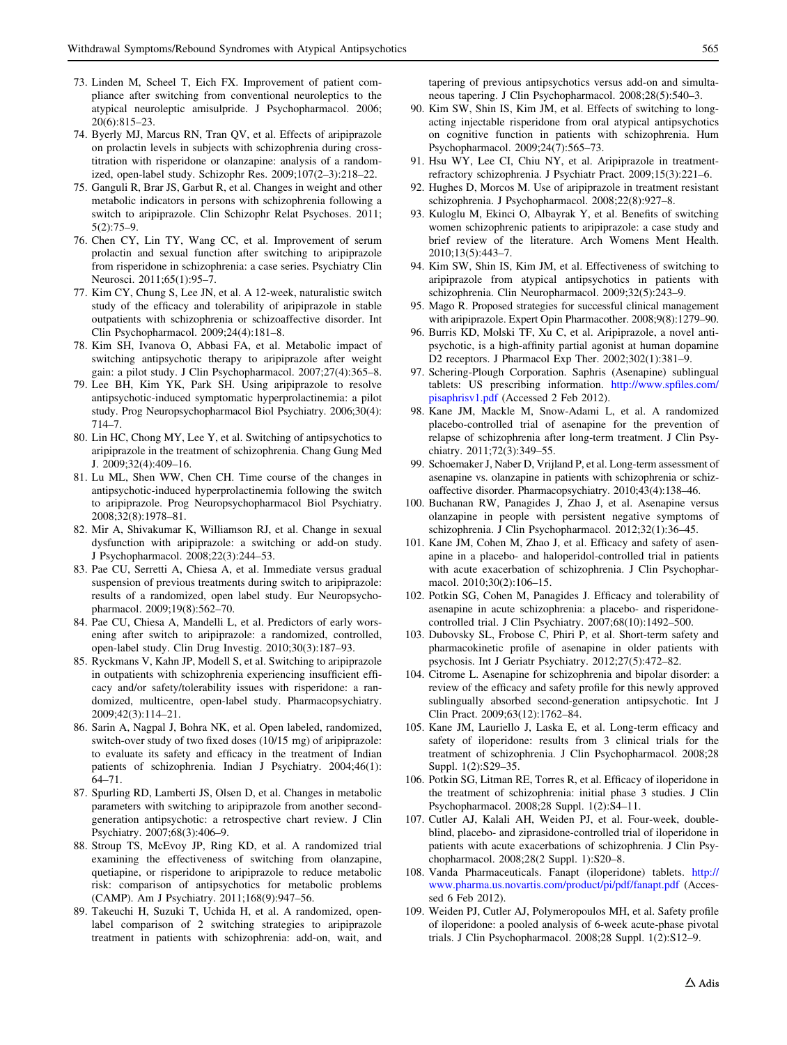73. Linden M, Scheel T, Eich FX. Improvement of patient compliance after switching from conventional neuroleptics to the atypical neuroleptic amisulpride. J Psychopharmacol. 2006; 20(6):815–23.
74. Byerly MJ, Marcus RN, Tran QV, et al. Effects of aripiprazole on prolactin levels in subjects with schizophrenia during cross-titration with risperidone or olanzapine: analysis of a randomized, open-label study. Schizophr Res. 2009;107(2–3):218–22.
75. Ganguli R, Brar JS, Garbut R, et al. Changes in weight and other metabolic indicators in persons with schizophrenia following a switch to aripiprazole. Clin Schizophr Relat Psychoses. 2011; 5(2):75–9.
76. Chen CY, Lin TY, Wang CC, et al. Improvement of serum prolactin and sexual function after switching to aripiprazole from risperidone in schizophrenia: a case series. Psychiatry Clin Neurosci. 2011;65(1):95–7.
77. Kim CY, Chung S, Lee JN, et al. A 12-week, naturalistic switch study of the efficacy and tolerability of aripiprazole in stable outpatients with schizophrenia or schizoaffective disorder. Int Clin Psychopharmacol. 2009;24(4):181–8.
78. Kim SH, Ivanova O, Abbasi FA, et al. Metabolic impact of switching antipsychotic therapy to aripiprazole after weight gain: a pilot study. J Clin Psychopharmacol. 2007;27(4):365–8.
79. Lee BH, Kim YK, Park SH. Using aripiprazole to resolve antipsychotic-induced symptomatic hyperprolactinemia: a pilot study. Prog Neuropsychopharmacol Biol Psychiatry. 2006;30(4): 714–7.
80. Lin HC, Chong MY, Lee Y, et al. Switching of antipsychotics to aripiprazole in the treatment of schizophrenia. Chang Gung Med J. 2009;32(4):409–16.
81. Lu ML, Shen WW, Chen CH. Time course of the changes in antipsychotic-induced hyperprolactinemia following the switch to aripiprazole. Prog Neuropsychopharmacol Biol Psychiatry. 2008;32(8):1978–81.
82. Mir A, Shivakumar K, Williamson RJ, et al. Change in sexual dysfunction with aripiprazole: a switching or add-on study. J Psychopharmacol. 2008;22(3):244–53.
83. Pae CU, Serretti A, Chiesa A, et al. Immediate versus gradual suspension of previous treatments during switch to aripiprazole: results of a randomized, open label study. Eur Neuropsychopharmacol. 2009;19(8):562–70.
84. Pae CU, Chiesa A, Mandelli L, et al. Predictors of early worsening after switch to aripiprazole: a randomized, controlled, open-label study. Clin Drug Investig. 2010;30(3):187–93.
85. Ryckmans V, Kahn JP, Modell S, et al. Switching to aripiprazole in outpatients with schizophrenia experiencing insufficient efficacy and/or safety/tolerability issues with risperidone: a randomized, multicentre, open-label study. Pharmacopsychiatry. 2009;42(3):114–21.
86. Sarin A, Nagpal J, Bohra NK, et al. Open labeled, randomized, switch-over study of two fixed doses (10/15 mg) of aripiprazole: to evaluate its safety and efficacy in the treatment of Indian patients of schizophrenia. Indian J Psychiatry. 2004;46(1): 64–71.
87. Spurling RD, Lamberti JS, Olsen D, et al. Changes in metabolic parameters with switching to aripiprazole from another second-generation antipsychotic: a retrospective chart review. J Clin Psychiatry. 2007;68(3):406–9.
88. Stroup TS, McEvoy JP, Ring KD, et al. A randomized trial examining the effectiveness of switching from olanzapine, quetiapine, or risperidone to aripiprazole to reduce metabolic risk: comparison of antipsychotics for metabolic problems (CAMP). Am J Psychiatry. 2011;168(9):947–56.
89. Takeuchi H, Suzuki T, Uchida H, et al. A randomized, open-label comparison of 2 switching strategies to aripiprazole treatment in patients with schizophrenia: add-on, wait, and tapering of previous antipsychotics versus add-on and simultaneous tapering. J Clin Psychopharmacol. 2008;28(5):540–3.
90. Kim SW, Shin IS, Kim JM, et al. Effects of switching to long-acting injectable risperidone from oral atypical antipsychotics on cognitive function in patients with schizophrenia. Hum Psychopharmacol. 2009;24(7):565–73.
91. Hsu WY, Lee CI, Chiu NY, et al. Aripiprazole in treatment-refractory schizophrenia. J Psychiatr Pract. 2009;15(3):221–6.
92. Hughes D, Morcos M. Use of aripiprazole in treatment resistant schizophrenia. J Psychopharmacol. 2008;22(8):927–8.
93. Kuloglu M, Ekinci O, Albayrak Y, et al. Benefits of switching women schizophrenic patients to aripiprazole: a case study and brief review of the literature. Arch Womens Ment Health. 2010;13(5):443–7.
94. Kim SW, Shin IS, Kim JM, et al. Effectiveness of switching to aripiprazole from atypical antipsychotics in patients with schizophrenia. Clin Neuropharmacol. 2009;32(5):243–9.
95. Mago R. Proposed strategies for successful clinical management with aripiprazole. Expert Opin Pharmacother. 2008;9(8):1279–90.
96. Burris KD, Molski TF, Xu C, et al. Aripiprazole, a novel antipsychotic, is a high-affinity partial agonist at human dopamine D2 receptors. J Pharmacol Exp Ther. 2002;302(1):381–9.
97. Schering-Plough Corporation. Saphris (Asenapine) sublingual tablets: US prescribing information. http://www.spfiles.com/pisaphrisv1.pdf (Accessed 2 Feb 2012).
98. Kane JM, Mackle M, Snow-Adami L, et al. A randomized placebo-controlled trial of asenapine for the prevention of relapse of schizophrenia after long-term treatment. J Clin Psychiatry. 2011;72(3):349–55.
99. Schoemaker J, Naber D, Vrijland P, et al. Long-term assessment of asenapine vs. olanzapine in patients with schizophrenia or schizoaffective disorder. Pharmacopsychiatry. 2010;43(4):138–46.
100. Buchanan RW, Panagides J, Zhao J, et al. Asenapine versus olanzapine in people with persistent negative symptoms of schizophrenia. J Clin Psychopharmacol. 2012;32(1):36–45.
101. Kane JM, Cohen M, Zhao J, et al. Efficacy and safety of asenapine in a placebo- and haloperidol-controlled trial in patients with acute exacerbation of schizophrenia. J Clin Psychopharmacol. 2010;30(2):106–15.
102. Potkin SG, Cohen M, Panagides J. Efficacy and tolerability of asenapine in acute schizophrenia: a placebo- and risperidone-controlled trial. J Clin Psychiatry. 2007;68(10):1492–500.
103. Dubovsky SL, Frobose C, Phiri P, et al. Short-term safety and pharmacokinetic profile of asenapine in older patients with psychosis. Int J Geriatr Psychiatry. 2012;27(5):472–82.
104. Citrome L. Asenapine for schizophrenia and bipolar disorder: a review of the efficacy and safety profile for this newly approved sublingually absorbed second-generation antipsychotic. Int J Clin Pract. 2009;63(12):1762–84.
105. Kane JM, Lauriello J, Laska E, et al. Long-term efficacy and safety of iloperidone: results from 3 clinical trials for the treatment of schizophrenia. J Clin Psychopharmacol. 2008;28 Suppl. 1(2):S29–35.
106. Potkin SG, Litman RE, Torres R, et al. Efficacy of iloperidone in the treatment of schizophrenia: initial phase 3 studies. J Clin Psychopharmacol. 2008;28 Suppl. 1(2):S4–11.
107. Cutler AJ, Kalali AH, Weiden PJ, et al. Four-week, double-blind, placebo- and ziprasidone-controlled trial of iloperidone in patients with acute exacerbations of schizophrenia. J Clin Psychopharmacol. 2008;28(2 Suppl. 1):S20–8.
108. Vanda Pharmaceuticals. Fanapt (iloperidone) tablets. http://www.pharma.us.novartis.com/product/pi/pdf/fanapt.pdf (Accessed 6 Feb 2012).
109. Weiden PJ, Cutler AJ, Polymeropoulos MH, et al. Safety profile of iloperidone: a pooled analysis of 6-week acute-phase pivotal trials. J Clin Psychopharmacol. 2008;28 Suppl. 1(2):S12–9.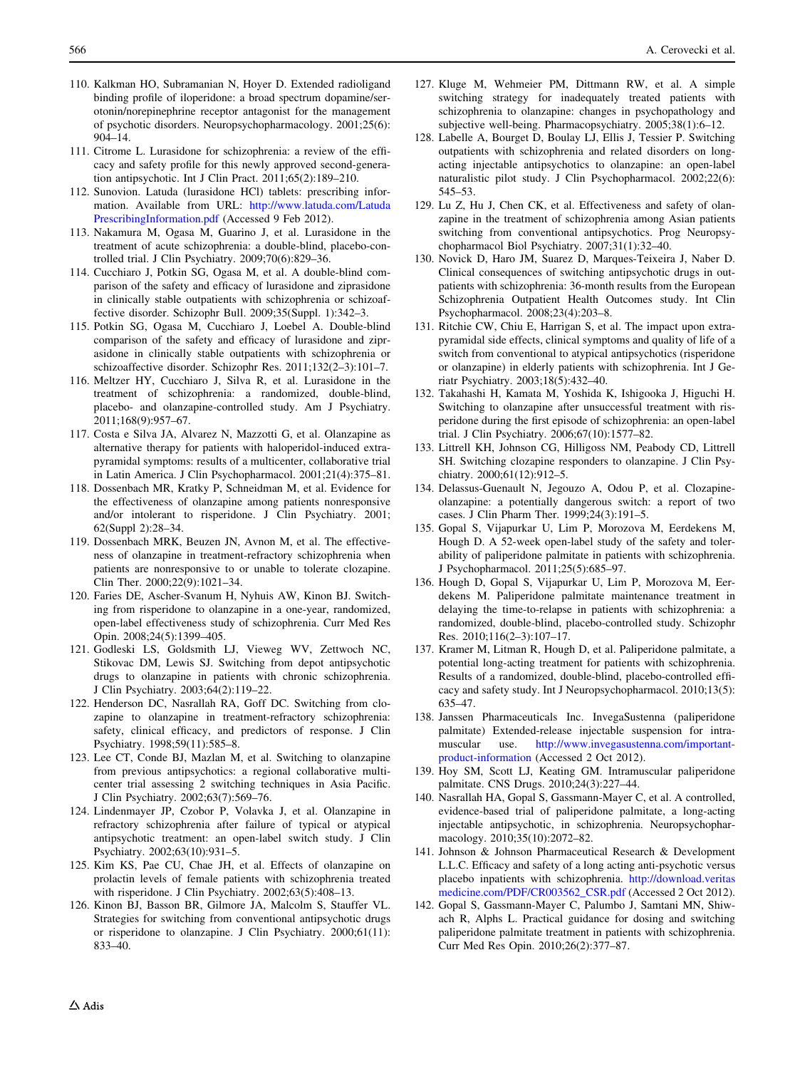110. Kalkman HO, Subramanian N, Hoyer D. Extended radioligand binding profile of iloperidone: a broad spectrum dopamine/serotonin/norepinephrine receptor antagonist for the management of psychotic disorders. Neuropsychopharmacology. 2001;25(6):904–14.
111. Citrome L. Lurasidone for schizophrenia: a review of the efficacy and safety profile for this newly approved second-generation antipsychotic. Int J Clin Pract. 2011;65(2):189–210.
112. Sunovion. Latuda (lurasidone HCl) tablets: prescribing information. Available from URL: http://www.latuda.com/LatudaPrescribingInformation.pdf (Accessed 9 Feb 2012).
113. Nakamura M, Ogasa M, Guarino J, et al. Lurasidone in the treatment of acute schizophrenia: a double-blind, placebo-controlled trial. J Clin Psychiatry. 2009;70(6):829–36.
114. Cucchiaro J, Potkin SG, Ogasa M, et al. A double-blind comparison of the safety and efficacy of lurasidone and ziprasidone in clinically stable outpatients with schizophrenia or schizoaffective disorder. Schizophr Bull. 2009;35(Suppl. 1):342–3.
115. Potkin SG, Ogasa M, Cucchiaro J, Loebel A. Double-blind comparison of the safety and efficacy of lurasidone and ziprasidone in clinically stable outpatients with schizophrenia or schizoaffective disorder. Schizophr Res. 2011;132(2–3):101–7.
116. Meltzer HY, Cucchiaro J, Silva R, et al. Lurasidone in the treatment of schizophrenia: a randomized, double-blind, placebo- and olanzapine-controlled study. Am J Psychiatry. 2011;168(9):957–67.
117. Costa e Silva JA, Alvarez N, Mazzotti G, et al. Olanzapine as alternative therapy for patients with haloperidol-induced extrapyramidal symptoms: results of a multicenter, collaborative trial in Latin America. J Clin Psychopharmacol. 2001;21(4):375–81.
118. Dossenbach MR, Kratky P, Schneidman M, et al. Evidence for the effectiveness of olanzapine among patients nonresponsive and/or intolerant to risperidone. J Clin Psychiatry. 2001; 62(Suppl 2):28–34.
119. Dossenbach MRK, Beuzen JN, Avnon M, et al. The effectiveness of olanzapine in treatment-refractory schizophrenia when patients are nonresponsive to or unable to tolerate clozapine. Clin Ther. 2000;22(9):1021–34.
120. Faries DE, Ascher-Svanum H, Nyhuis AW, Kinon BJ. Switching from risperidone to olanzapine in a one-year, randomized, open-label effectiveness study of schizophrenia. Curr Med Res Opin. 2008;24(5):1399–405.
121. Godleski LS, Goldsmith LJ, Vieweg WV, Zettwoch NC, Stikovac DM, Lewis SJ. Switching from depot antipsychotic drugs to olanzapine in patients with chronic schizophrenia. J Clin Psychiatry. 2003;64(2):119–22.
122. Henderson DC, Nasrallah RA, Goff DC. Switching from clozapine to olanzapine in treatment-refractory schizophrenia: safety, clinical efficacy, and predictors of response. J Clin Psychiatry. 1998;59(11):585–8.
123. Lee CT, Conde BJ, Mazlan M, et al. Switching to olanzapine from previous antipsychotics: a regional collaborative multicenter trial assessing 2 switching techniques in Asia Pacific. J Clin Psychiatry. 2002;63(7):569–76.
124. Lindenmayer JP, Czobor P, Volavka J, et al. Olanzapine in refractory schizophrenia after failure of typical or atypical antipsychotic treatment: an open-label switch study. J Clin Psychiatry. 2002;63(10):931–5.
125. Kim KS, Pae CU, Chae JH, et al. Effects of olanzapine on prolactin levels of female patients with schizophrenia treated with risperidone. J Clin Psychiatry. 2002;63(5):408–13.
126. Kinon BJ, Basson BR, Gilmore JA, Malcolm S, Stauffer VL. Strategies for switching from conventional antipsychotic drugs or risperidone to olanzapine. J Clin Psychiatry. 2000;61(11):833–40.
127. Kluge M, Wehmeier PM, Dittmann RW, et al. A simple switching strategy for inadequately treated patients with schizophrenia to olanzapine: changes in psychopathology and subjective well-being. Pharmacopsychiatry. 2005;38(1):6–12.
128. Labelle A, Bourget D, Boulay LJ, Ellis J, Tessier P. Switching outpatients with schizophrenia and related disorders on long-acting injectable antipsychotics to olanzapine: an open-label naturalistic pilot study. J Clin Psychopharmacol. 2002;22(6):545–53.
129. Lu Z, Hu J, Chen CK, et al. Effectiveness and safety of olanzapine in the treatment of schizophrenia among Asian patients switching from conventional antipsychotics. Prog Neuropsychopharmacol Biol Psychiatry. 2007;31(1):32–40.
130. Novick D, Haro JM, Suarez D, Marques-Teixeira J, Naber D. Clinical consequences of switching antipsychotic drugs in outpatients with schizophrenia: 36-month results from the European Schizophrenia Outpatient Health Outcomes study. Int Clin Psychopharmacol. 2008;23(4):203–8.
131. Ritchie CW, Chiu E, Harrigan S, et al. The impact upon extrapyramidal side effects, clinical symptoms and quality of life of a switch from conventional to atypical antipsychotics (risperidone or olanzapine) in elderly patients with schizophrenia. Int J Geriatr Psychiatry. 2003;18(5):432–40.
132. Takahashi H, Kamata M, Yoshida K, Ishigooka J, Higuchi H. Switching to olanzapine after unsuccessful treatment with risperidone during the first episode of schizophrenia: an open-label trial. J Clin Psychiatry. 2006;67(10):1577–82.
133. Littrell KH, Johnson CG, Hilligoss NM, Peabody CD, Littrell SH. Switching clozapine responders to olanzapine. J Clin Psychiatry. 2000;61(12):912–5.
134. Delassus-Guenault N, Jegouzo A, Odou P, et al. Clozapine-olanzapine: a potentially dangerous switch: a report of two cases. J Clin Pharm Ther. 1999;24(3):191–5.
135. Gopal S, Vijapurkar U, Lim P, Morozova M, Eerdekens M, Hough D. A 52-week open-label study of the safety and tolerability of paliperidone palmitate in patients with schizophrenia. J Psychopharmacol. 2011;25(5):685–97.
136. Hough D, Gopal S, Vijapurkar U, Lim P, Morozova M, Eerdekens M. Paliperidone palmitate maintenance treatment in delaying the time-to-relapse in patients with schizophrenia: a randomized, double-blind, placebo-controlled study. Schizophr Res. 2010;116(2–3):107–17.
137. Kramer M, Litman R, Hough D, et al. Paliperidone palmitate, a potential long-acting treatment for patients with schizophrenia. Results of a randomized, double-blind, placebo-controlled efficacy and safety study. Int J Neuropsychopharmacol. 2010;13(5):635–47.
138. Janssen Pharmaceuticals Inc. InvegaSustenna (paliperidone palmitate) Extended-release injectable suspension for intramuscular use. http://www.invegasustenna.com/important-product-information (Accessed 2 Oct 2012).
139. Hoy SM, Scott LJ, Keating GM. Intramuscular paliperidone palmitate. CNS Drugs. 2010;24(3):227–44.
140. Nasrallah HA, Gopal S, Gassmann-Mayer C, et al. A controlled, evidence-based trial of paliperidone palmitate, a long-acting injectable antipsychotic, in schizophrenia. Neuropsychopharmacology. 2010;35(10):2072–82.
141. Johnson & Johnson Pharmaceutical Research & Development L.L.C. Efficacy and safety of a long acting anti-psychotic versus placebo inpatients with schizophrenia. http://download.veritasmedicine.com/PDF/CR003562_CSR.pdf (Accessed 2 Oct 2012).
142. Gopal S, Gassmann-Mayer C, Palumbo J, Samtani MN, Shiwach R, Alphs L. Practical guidance for dosing and switching paliperidone palmitate treatment in patients with schizophrenia. Curr Med Res Opin. 2010;26(2):377–87.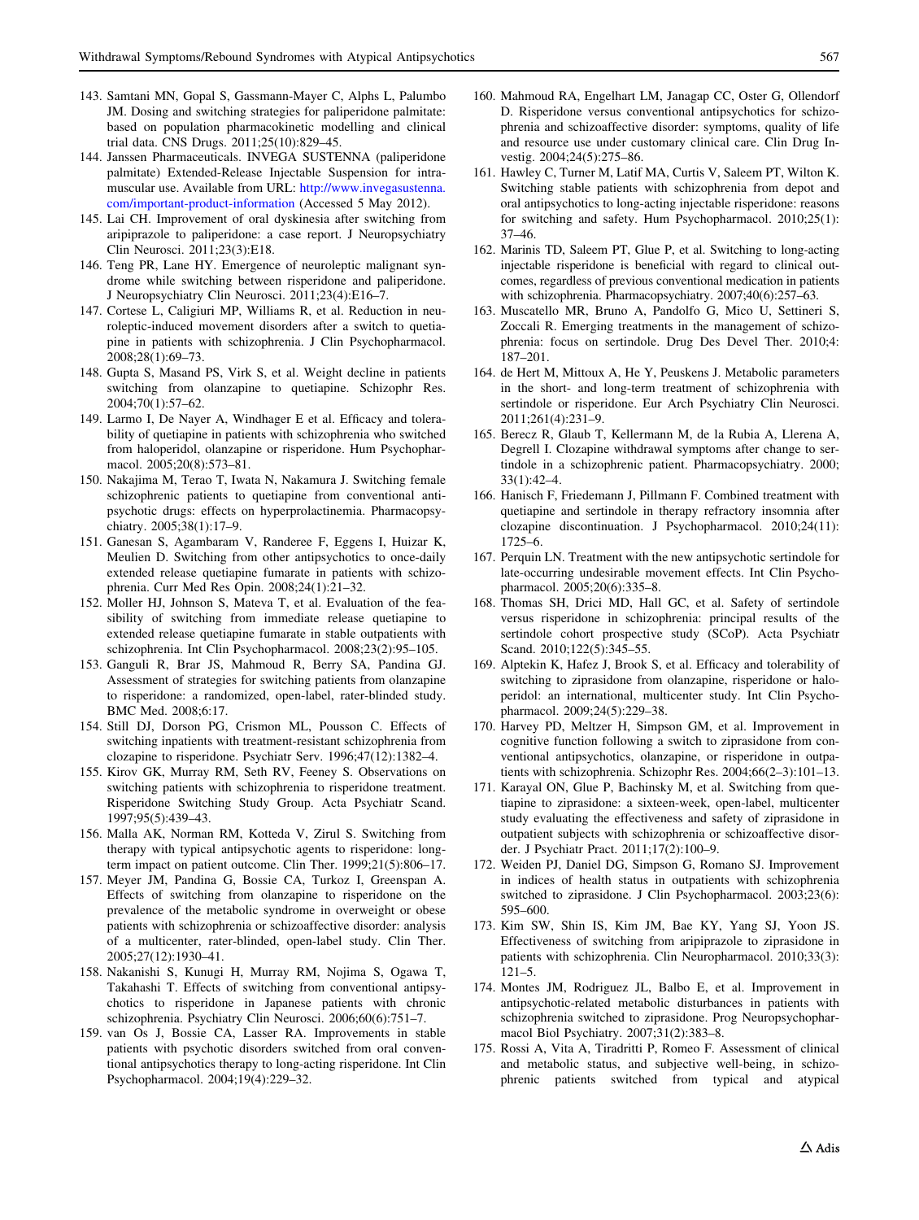143. Samtani MN, Gopal S, Gassmann-Mayer C, Alphs L, Palumbo JM. Dosing and switching strategies for paliperidone palmitate: based on population pharmacokinetic modelling and clinical trial data. CNS Drugs. 2011;25(10):829–45.
144. Janssen Pharmaceuticals. INVEGA SUSTENNA (paliperidone palmitate) Extended-Release Injectable Suspension for intramuscular use. Available from URL: http://www.invegasustenna.com/important-product-information (Accessed 5 May 2012).
145. Lai CH. Improvement of oral dyskinesia after switching from aripiprazole to paliperidone: a case report. J Neuropsychiatry Clin Neurosci. 2011;23(3):E18.
146. Teng PR, Lane HY. Emergence of neuroleptic malignant syndrome while switching between risperidone and paliperidone. J Neuropsychiatry Clin Neurosci. 2011;23(4):E16–7.
147. Cortese L, Caligiuri MP, Williams R, et al. Reduction in neuroleptic-induced movement disorders after a switch to quetiapine in patients with schizophrenia. J Clin Psychopharmacol. 2008;28(1):69–73.
148. Gupta S, Masand PS, Virk S, et al. Weight decline in patients switching from olanzapine to quetiapine. Schizophr Res. 2004;70(1):57–62.
149. Larmo I, De Nayer A, Windhager E et al. Efficacy and tolerability of quetiapine in patients with schizophrenia who switched from haloperidol, olanzapine or risperidone. Hum Psychopharmacol. 2005;20(8):573–81.
150. Nakajima M, Terao T, Iwata N, Nakamura J. Switching female schizophrenic patients to quetiapine from conventional antipsychotic drugs: effects on hyperprolactinemia. Pharmacopsychiatry. 2005;38(1):17–9.
151. Ganesan S, Agambaram V, Randeree F, Eggens I, Huizar K, Meulien D. Switching from other antipsychotics to once-daily extended release quetiapine fumarate in patients with schizophrenia. Curr Med Res Opin. 2008;24(1):21–32.
152. Moller HJ, Johnson S, Mateva T, et al. Evaluation of the feasibility of switching from immediate release quetiapine to extended release quetiapine fumarate in stable outpatients with schizophrenia. Int Clin Psychopharmacol. 2008;23(2):95–105.
153. Ganguli R, Brar JS, Mahmoud R, Berry SA, Pandina GJ. Assessment of strategies for switching patients from olanzapine to risperidone: a randomized, open-label, rater-blinded study. BMC Med. 2008;6:17.
154. Still DJ, Dorson PG, Crismon ML, Pousson C. Effects of switching inpatients with treatment-resistant schizophrenia from clozapine to risperidone. Psychiatr Serv. 1996;47(12):1382–4.
155. Kirov GK, Murray RM, Seth RV, Feeney S. Observations on switching patients with schizophrenia to risperidone treatment. Risperidone Switching Study Group. Acta Psychiatr Scand. 1997;95(5):439–43.
156. Malla AK, Norman RM, Kotteda V, Zirul S. Switching from therapy with typical antipsychotic agents to risperidone: long-term impact on patient outcome. Clin Ther. 1999;21(5):806–17.
157. Meyer JM, Pandina G, Bossie CA, Turkoz I, Greenspan A. Effects of switching from olanzapine to risperidone on the prevalence of the metabolic syndrome in overweight or obese patients with schizophrenia or schizoaffective disorder: analysis of a multicenter, rater-blinded, open-label study. Clin Ther. 2005;27(12):1930–41.
158. Nakanishi S, Kunugi H, Murray RM, Nojima S, Ogawa T, Takahashi T. Effects of switching from conventional antipsychotics to risperidone in Japanese patients with chronic schizophrenia. Psychiatry Clin Neurosci. 2006;60(6):751–7.
159. van Os J, Bossie CA, Lasser RA. Improvements in stable patients with psychotic disorders switched from oral conventional antipsychotics therapy to long-acting risperidone. Int Clin Psychopharmacol. 2004;19(4):229–32.
160. Mahmoud RA, Engelhart LM, Janagap CC, Oster G, Ollendorf D. Risperidone versus conventional antipsychotics for schizophrenia and schizoaffective disorder: symptoms, quality of life and resource use under customary clinical care. Clin Drug Investig. 2004;24(5):275–86.
161. Hawley C, Turner M, Latif MA, Curtis V, Saleem PT, Wilton K. Switching stable patients with schizophrenia from depot and oral antipsychotics to long-acting injectable risperidone: reasons for switching and safety. Hum Psychopharmacol. 2010;25(1):37–46.
162. Marinis TD, Saleem PT, Glue P, et al. Switching to long-acting injectable risperidone is beneficial with regard to clinical outcomes, regardless of previous conventional medication in patients with schizophrenia. Pharmacopsychiatry. 2007;40(6):257–63.
163. Muscatello MR, Bruno A, Pandolfo G, Mico U, Settineri S, Zoccali R. Emerging treatments in the management of schizophrenia: focus on sertindole. Drug Des Devel Ther. 2010;4:187–201.
164. de Hert M, Mittoux A, He Y, Peuskens J. Metabolic parameters in the short- and long-term treatment of schizophrenia with sertindole or risperidone. Eur Arch Psychiatry Clin Neurosci. 2011;261(4):231–9.
165. Berecz R, Glaub T, Kellermann M, de la Rubia A, Llerena A, Degrell I. Clozapine withdrawal symptoms after change to sertindole in a schizophrenic patient. Pharmacopsychiatry. 2000;33(1):42–4.
166. Hanisch F, Friedemann J, Pillmann F. Combined treatment with quetiapine and sertindole in therapy refractory insomnia after clozapine discontinuation. J Psychopharmacol. 2010;24(11):1725–6.
167. Perquin LN. Treatment with the new antipsychotic sertindole for late-occurring undesirable movement effects. Int Clin Psychopharmacol. 2005;20(6):335–8.
168. Thomas SH, Drici MD, Hall GC, et al. Safety of sertindole versus risperidone in schizophrenia: principal results of the sertindole cohort prospective study (SCoP). Acta Psychiatr Scand. 2010;122(5):345–55.
169. Alptekin K, Hafez J, Brook S, et al. Efficacy and tolerability of switching to ziprasidone from olanzapine, risperidone or haloperidol: an international, multicenter study. Int Clin Psychopharmacol. 2009;24(5):229–38.
170. Harvey PD, Meltzer H, Simpson GM, et al. Improvement in cognitive function following a switch to ziprasidone from conventional antipsychotics, olanzapine, or risperidone in outpatients with schizophrenia. Schizophr Res. 2004;66(2–3):101–13.
171. Karayal ON, Glue P, Bachinsky M, et al. Switching from quetiapine to ziprasidone: a sixteen-week, open-label, multicenter study evaluating the effectiveness and safety of ziprasidone in outpatient subjects with schizophrenia or schizoaffective disorder. J Psychiatr Pract. 2011;17(2):100–9.
172. Weiden PJ, Daniel DG, Simpson G, Romano SJ. Improvement in indices of health status in outpatients with schizophrenia switched to ziprasidone. J Clin Psychopharmacol. 2003;23(6):595–600.
173. Kim SW, Shin IS, Kim JM, Bae KY, Yang SJ, Yoon JS. Effectiveness of switching from aripiprazole to ziprasidone in patients with schizophrenia. Clin Neuropharmacol. 2010;33(3):121–5.
174. Montes JM, Rodriguez JL, Balbo E, et al. Improvement in antipsychotic-related metabolic disturbances in patients with schizophrenia switched to ziprasidone. Prog Neuropsychopharmacol Biol Psychiatry. 2007;31(2):383–8.
175. Rossi A, Vita A, Tiradritti P, Romeo F. Assessment of clinical and metabolic status, and subjective well-being, in schizophrenic patients switched from typical and atypical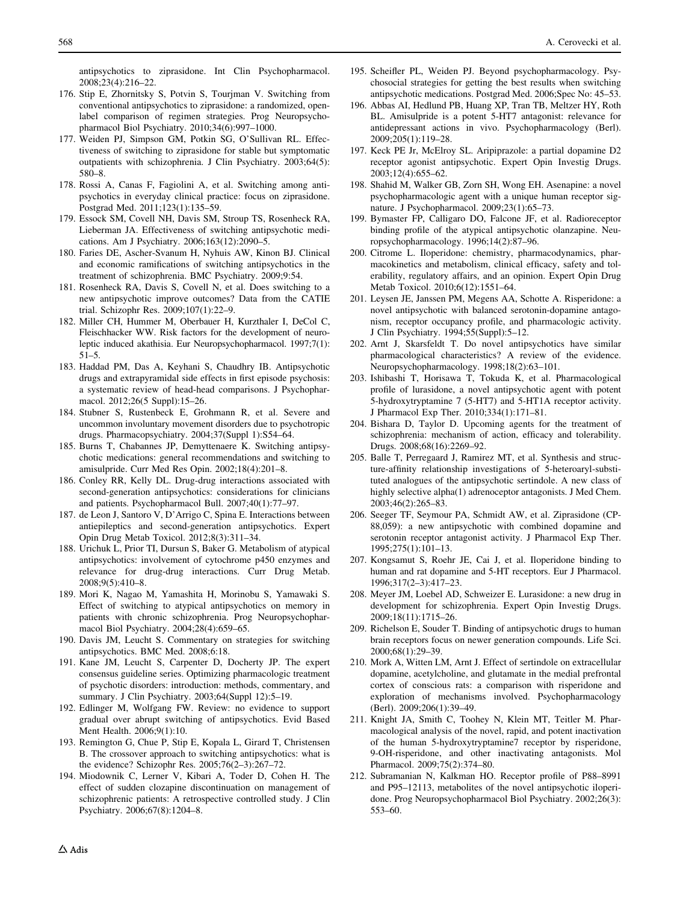antipsychotics to ziprasidone. Int Clin Psychopharmacol. 2008;23(4):216–22.

176. Stip E, Zhornitsky S, Potvin S, Tourjman V. Switching from conventional antipsychotics to ziprasidone: a randomized, open-label comparison of regimen strategies. Prog Neuropsychopharmacol Biol Psychiatry. 2010;34(6):997–1000.
177. Weiden PJ, Simpson GM, Potkin SG, O'Sullivan RL. Effectiveness of switching to ziprasidone for stable but symptomatic outpatients with schizophrenia. J Clin Psychiatry. 2003;64(5): 580–8.
178. Rossi A, Canas F, Fagiolini A, et al. Switching among antipsychotics in everyday clinical practice: focus on ziprasidone. Postgrad Med. 2011;123(1):135–59.
179. Essock SM, Covell NH, Davis SM, Stroup TS, Rosenheck RA, Lieberman JA. Effectiveness of switching antipsychotic medications. Am J Psychiatry. 2006;163(12):2090–5.
180. Faries DE, Ascher-Svanum H, Nyhuis AW, Kinon BJ. Clinical and economic ramifications of switching antipsychotics in the treatment of schizophrenia. BMC Psychiatry. 2009;9:54.
181. Rosenheck RA, Davis S, Covell N, et al. Does switching to a new antipsychotic improve outcomes? Data from the CATIE trial. Schizophr Res. 2009;107(1):22–9.
182. Miller CH, Hummer M, Oberbauer H, Kurzthaler I, DeCol C, Fleischhacker WW. Risk factors for the development of neuroleptic induced akathisia. Eur Neuropsychopharmacol. 1997;7(1): 51–5.
183. Haddad PM, Das A, Keyhani S, Chaudhry IB. Antipsychotic drugs and extrapyramidal side effects in first episode psychosis: a systematic review of head-head comparisons. J Psychopharmacol. 2012;26(5 Suppl):15–26.
184. Stubner S, Rustenbeck E, Grohmann R, et al. Severe and uncommon involuntary movement disorders due to psychotropic drugs. Pharmacopsychiatry. 2004;37(Suppl 1):S54–64.
185. Burns T, Chabannes JP, Demyttenaere K. Switching antipsychotic medications: general recommendations and switching to amisulpride. Curr Med Res Opin. 2002;18(4):201–8.
186. Conley RR, Kelly DL. Drug-drug interactions associated with second-generation antipsychotics: considerations for clinicians and patients. Psychopharmacol Bull. 2007;40(1):77–97.
187. de Leon J, Santoro V, D'Arrigo C, Spina E. Interactions between antiepileptics and second-generation antipsychotics. Expert Opin Drug Metab Toxicol. 2012;8(3):311–34.
188. Urichuk L, Prior TI, Dursun S, Baker G. Metabolism of atypical antipsychotics: involvement of cytochrome p450 enzymes and relevance for drug-drug interactions. Curr Drug Metab. 2008;9(5):410–8.
189. Mori K, Nagao M, Yamashita H, Morinobu S, Yamawaki S. Effect of switching to atypical antipsychotics on memory in patients with chronic schizophrenia. Prog Neuropsychopharmacol Biol Psychiatry. 2004;28(4):659–65.
190. Davis JM, Leucht S. Commentary on strategies for switching antipsychotics. BMC Med. 2008;6:18.
191. Kane JM, Leucht S, Carpenter D, Docherty JP. The expert consensus guideline series. Optimizing pharmacologic treatment of psychotic disorders: introduction: methods, commentary, and summary. J Clin Psychiatry. 2003;64(Suppl 12):5–19.
192. Edlinger M, Wolfgang FW. Review: no evidence to support gradual over abrupt switching of antipsychotics. Evid Based Ment Health. 2006;9(1):10.
193. Remington G, Chue P, Stip E, Kopala L, Girard T, Christensen B. The crossover approach to switching antipsychotics: what is the evidence? Schizophr Res. 2005;76(2–3):267–72.
194. Miodownik C, Lerner V, Kibari A, Toder D, Cohen H. The effect of sudden clozapine discontinuation on management of schizophrenic patients: A retrospective controlled study. J Clin Psychiatry. 2006;67(8):1204–8.
195. Scheifler PL, Weiden PJ. Beyond psychopharmacology. Psychosocial strategies for getting the best results when switching antipsychotic medications. Postgrad Med. 2006;Spec No: 45–53.
196. Abbas AI, Hedlund PB, Huang XP, Tran TB, Meltzer HY, Roth BL. Amisulpride is a potent 5-HT7 antagonist: relevance for antidepressant actions in vivo. Psychopharmacology (Berl). 2009;205(1):119–28.
197. Keck PE Jr, McElroy SL. Aripiprazole: a partial dopamine D2 receptor agonist antipsychotic. Expert Opin Investig Drugs. 2003;12(4):655–62.
198. Shahid M, Walker GB, Zorn SH, Wong EH. Asenapine: a novel psychopharmacologic agent with a unique human receptor signature. J Psychopharmacol. 2009;23(1):65–73.
199. Bymaster FP, Calligaro DO, Falcone JF, et al. Radioreceptor binding profile of the atypical antipsychotic olanzapine. Neuropsychopharmacology. 1996;14(2):87–96.
200. Citrome L. Iloperidone: chemistry, pharmacodynamics, pharmacokinetics and metabolism, clinical efficacy, safety and tolerability, regulatory affairs, and an opinion. Expert Opin Drug Metab Toxicol. 2010;6(12):1551–64.
201. Leysen JE, Janssen PM, Megens AA, Schotte A. Risperidone: a novel antipsychotic with balanced serotonin-dopamine antagonism, receptor occupancy profile, and pharmacologic activity. J Clin Psychiatry. 1994;55(Suppl):5–12.
202. Arnt J, Skarsfeldt T. Do novel antipsychotics have similar pharmacological characteristics? A review of the evidence. Neuropsychopharmacology. 1998;18(2):63–101.
203. Ishibashi T, Horisawa T, Tokuda K, et al. Pharmacological profile of lurasidone, a novel antipsychotic agent with potent 5-hydroxytryptamine 7 (5-HT7) and 5-HT1A receptor activity. J Pharmacol Exp Ther. 2010;334(1):171–81.
204. Bishara D, Taylor D. Upcoming agents for the treatment of schizophrenia: mechanism of action, efficacy and tolerability. Drugs. 2008;68(16):2269–92.
205. Balle T, Perregaard J, Ramirez MT, et al. Synthesis and structure-affinity relationship investigations of 5-heteroaryl-substituted analogues of the antipsychotic sertindole. A new class of highly selective alpha(1) adrenoceptor antagonists. J Med Chem. 2003;46(2):265–83.
206. Seeger TF, Seymour PA, Schmidt AW, et al. Ziprasidone (CP-88,059): a new antipsychotic with combined dopamine and serotonin receptor antagonist activity. J Pharmacol Exp Ther. 1995;275(1):101–13.
207. Kongsamut S, Roehr JE, Cai J, et al. Iloperidone binding to human and rat dopamine and 5-HT receptors. Eur J Pharmacol. 1996;317(2–3):417–23.
208. Meyer JM, Loebel AD, Schweizer E. Lurasidone: a new drug in development for schizophrenia. Expert Opin Investig Drugs. 2009;18(11):1715–26.
209. Richelson E, Souder T. Binding of antipsychotic drugs to human brain receptors focus on newer generation compounds. Life Sci. 2000;68(1):29–39.
210. Mork A, Witten LM, Arnt J. Effect of sertindole on extracellular dopamine, acetylcholine, and glutamate in the medial prefrontal cortex of conscious rats: a comparison with risperidone and exploration of mechanisms involved. Psychopharmacology (Berl). 2009;206(1):39–49.
211. Knight JA, Smith C, Toohey N, Klein MT, Teitler M. Pharmacological analysis of the novel, rapid, and potent inactivation of the human 5-hydroxytryptamine7 receptor by risperidone, 9-OH-risperidone, and other inactivating antagonists. Mol Pharmacol. 2009;75(2):374–80.
212. Subramanian N, Kalkman HO. Receptor profile of P88–8991 and P95–12113, metabolites of the novel antipsychotic iloperidone. Prog Neuropsychopharmacol Biol Psychiatry. 2002;26(3): 553–60.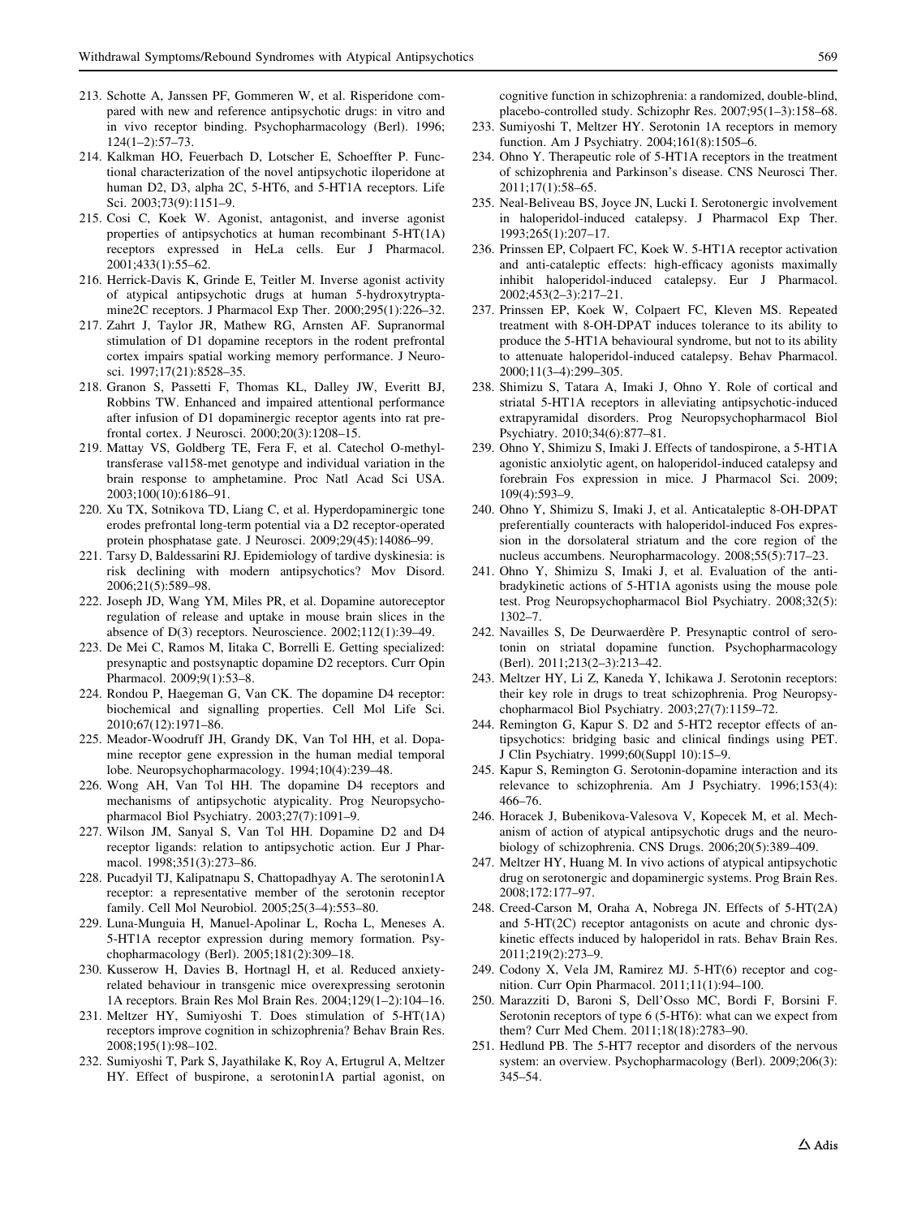213. Schotte A, Janssen PF, Gommeren W, et al. Risperidone compared with new and reference antipsychotic drugs: in vitro and in vivo receptor binding. Psychopharmacology (Berl). 1996; 124(1–2):57–73.
214. Kalkman HO, Feuerbach D, Lotscher E, Schoeffter P. Functional characterization of the novel antipsychotic iloperidone at human D2, D3, alpha 2C, 5-HT6, and 5-HT1A receptors. Life Sci. 2003;73(9):1151–9.
215. Cosi C, Koek W. Agonist, antagonist, and inverse agonist properties of antipsychotics at human recombinant 5-HT(1A) receptors expressed in HeLa cells. Eur J Pharmacol. 2001;433(1):55–62.
216. Herrick-Davis K, Grinde E, Teitler M. Inverse agonist activity of atypical antipsychotic drugs at human 5-hydroxytryptamine2C receptors. J Pharmacol Exp Ther. 2000;295(1):226–32.
217. Zahrt J, Taylor JR, Mathew RG, Arnsten AF. Supranormal stimulation of D1 dopamine receptors in the rodent prefrontal cortex impairs spatial working memory performance. J Neurosci. 1997;17(21):8528–35.
218. Granon S, Passetti F, Thomas KL, Dalley JW, Everitt BJ, Robbins TW. Enhanced and impaired attentional performance after infusion of D1 dopaminergic receptor agents into rat prefrontal cortex. J Neurosci. 2000;20(3):1208–15.
219. Mattay VS, Goldberg TE, Fera F, et al. Catechol O-methyltransferase val158-met genotype and individual variation in the brain response to amphetamine. Proc Natl Acad Sci USA. 2003;100(10):6186–91.
220. Xu TX, Sotnikova TD, Liang C, et al. Hyperdopaminergic tone erodes prefrontal long-term potential via a D2 receptor-operated protein phosphatase gate. J Neurosci. 2009;29(45):14086–99.
221. Tarsy D, Baldessarini RJ. Epidemiology of tardive dyskinesia: is risk declining with modern antipsychotics? Mov Disord. 2006;21(5):589–98.
222. Joseph JD, Wang YM, Miles PR, et al. Dopamine autoreceptor regulation of release and uptake in mouse brain slices in the absence of D(3) receptors. Neuroscience. 2002;112(1):39–49.
223. De Mei C, Ramos M, Iitaka C, Borrelli E. Getting specialized: presynaptic and postsynaptic dopamine D2 receptors. Curr Opin Pharmacol. 2009;9(1):53–8.
224. Rondou P, Haegeman G, Van CK. The dopamine D4 receptor: biochemical and signalling properties. Cell Mol Life Sci. 2010;67(12):1971–86.
225. Meador-Woodruff JH, Grandy DK, Van Tol HH, et al. Dopamine receptor gene expression in the human medial temporal lobe. Neuropsychopharmacology. 1994;10(4):239–48.
226. Wong AH, Van Tol HH. The dopamine D4 receptors and mechanisms of antipsychotic atypicality. Prog Neuropsychopharmacol Biol Psychiatry. 2003;27(7):1091–9.
227. Wilson JM, Sanyal S, Van Tol HH. Dopamine D2 and D4 receptor ligands: relation to antipsychotic action. Eur J Pharmacol. 1998;351(3):273–86.
228. Pucadyil TJ, Kalipatnapu S, Chattopadhyay A. The serotonin1A receptor: a representative member of the serotonin receptor family. Cell Mol Neurobiol. 2005;25(3–4):553–80.
229. Luna-Munguia H, Manuel-Apolinar L, Rocha L, Meneses A. 5-HT1A receptor expression during memory formation. Psychopharmacology (Berl). 2005;181(2):309–18.
230. Kusserow H, Davies B, Hortnagl H, et al. Reduced anxiety-related behaviour in transgenic mice overexpressing serotonin 1A receptors. Brain Res Mol Brain Res. 2004;129(1–2):104–16.
231. Meltzer HY, Sumiyoshi T. Does stimulation of 5-HT(1A) receptors improve cognition in schizophrenia? Behav Brain Res. 2008;195(1):98–102.
232. Sumiyoshi T, Park S, Jayathilake K, Roy A, Ertugrul A, Meltzer HY. Effect of buspirone, a serotonin1A partial agonist, on cognitive function in schizophrenia: a randomized, double-blind, placebo-controlled study. Schizophr Res. 2007;95(1–3):158–68.
233. Sumiyoshi T, Meltzer HY. Serotonin 1A receptors in memory function. Am J Psychiatry. 2004;161(8):1505–6.
234. Ohno Y. Therapeutic role of 5-HT1A receptors in the treatment of schizophrenia and Parkinson's disease. CNS Neurosci Ther. 2011;17(1):58–65.
235. Neal-Beliveau BS, Joyce JN, Lucki I. Serotonergic involvement in haloperidol-induced catalepsy. J Pharmacol Exp Ther. 1993;265(1):207–17.
236. Prinssen EP, Colpaert FC, Koek W. 5-HT1A receptor activation and anti-cataleptic effects: high-efficacy agonists maximally inhibit haloperidol-induced catalepsy. Eur J Pharmacol. 2002;453(2–3):217–21.
237. Prinssen EP, Koek W, Colpaert FC, Kleven MS. Repeated treatment with 8-OH-DPAT induces tolerance to its ability to produce the 5-HT1A behavioural syndrome, but not to its ability to attenuate haloperidol-induced catalepsy. Behav Pharmacol. 2000;11(3–4):299–305.
238. Shimizu S, Tatara A, Imaki J, Ohno Y. Role of cortical and striatal 5-HT1A receptors in alleviating antipsychotic-induced extrapyramidal disorders. Prog Neuropsychopharmacol Biol Psychiatry. 2010;34(6):877–81.
239. Ohno Y, Shimizu S, Imaki J. Effects of tandospirone, a 5-HT1A agonistic anxiolytic agent, on haloperidol-induced catalepsy and forebrain Fos expression in mice. J Pharmacol Sci. 2009; 109(4):593–9.
240. Ohno Y, Shimizu S, Imaki J, et al. Anticataleptic 8-OH-DPAT preferentially counteracts with haloperidol-induced Fos expression in the dorsolateral striatum and the core region of the nucleus accumbens. Neuropharmacology. 2008;55(5):717–23.
241. Ohno Y, Shimizu S, Imaki J, et al. Evaluation of the antibradykinetic actions of 5-HT1A agonists using the mouse pole test. Prog Neuropsychopharmacol Biol Psychiatry. 2008;32(5): 1302–7.
242. Navailles S, De Deurwaerdère P. Presynaptic control of serotonin on striatal dopamine function. Psychopharmacology (Berl). 2011;213(2–3):213–42.
243. Meltzer HY, Li Z, Kaneda Y, Ichikawa J. Serotonin receptors: their key role in drugs to treat schizophrenia. Prog Neuropsychopharmacol Biol Psychiatry. 2003;27(7):1159–72.
244. Remington G, Kapur S. D2 and 5-HT2 receptor effects of antipsychotics: bridging basic and clinical findings using PET. J Clin Psychiatry. 1999;60(Suppl 10):15–9.
245. Kapur S, Remington G. Serotonin-dopamine interaction and its relevance to schizophrenia. Am J Psychiatry. 1996;153(4): 466–76.
246. Horacek J, Bubenikova-Valesova V, Kopecek M, et al. Mechanism of action of atypical antipsychotic drugs and the neurobiology of schizophrenia. CNS Drugs. 2006;20(5):389–409.
247. Meltzer HY, Huang M. In vivo actions of atypical antipsychotic drug on serotonergic and dopaminergic systems. Prog Brain Res. 2008;172:177–97.
248. Creed-Carson M, Oraha A, Nobrega JN. Effects of 5-HT(2A) and 5-HT(2C) receptor antagonists on acute and chronic dyskinetic effects induced by haloperidol in rats. Behav Brain Res. 2011;219(2):273–9.
249. Codony X, Vela JM, Ramirez MJ. 5-HT(6) receptor and cognition. Curr Opin Pharmacol. 2011;11(1):94–100.
250. Marazziti D, Baroni S, Dell'Osso MC, Bordi F, Borsini F. Serotonin receptors of type 6 (5-HT6): what can we expect from them? Curr Med Chem. 2011;18(18):2783–90.
251. Hedlund PB. The 5-HT7 receptor and disorders of the nervous system: an overview. Psychopharmacology (Berl). 2009;206(3): 345–54.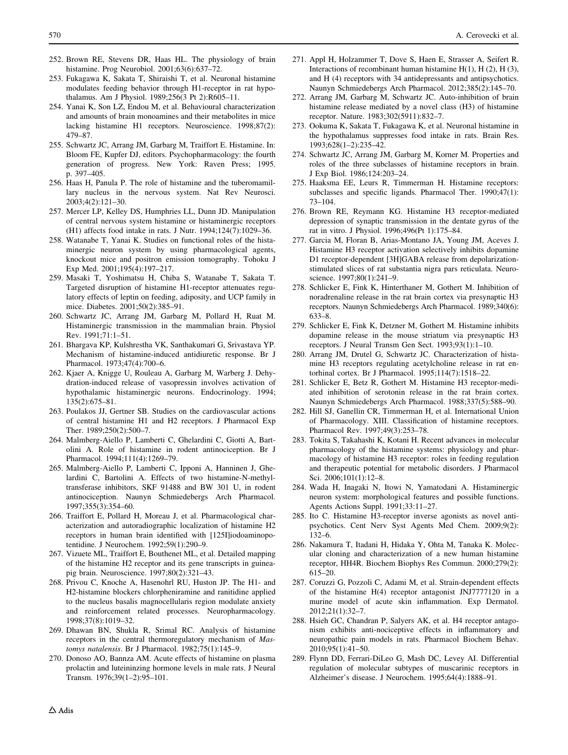252. Brown RE, Stevens DR, Haas HL. The physiology of brain histamine. Prog Neurobiol. 2001;63(6):637–72.
253. Fukagawa K, Sakata T, Shiraishi T, et al. Neuronal histamine modulates feeding behavior through H1-receptor in rat hypothalamus. Am J Physiol. 1989;256(3 Pt 2):R605–11.
254. Yanai K, Son LZ, Endou M, et al. Behavioural characterization and amounts of brain monoamines and their metabolites in mice lacking histamine H1 receptors. Neuroscience. 1998;87(2): 479–87.
255. Schwartz JC, Arrang JM, Garbarg M, Traiffort E. Histamine. In: Bloom FE, Kupfer DJ, editors. Psychopharmacology: the fourth generation of progress. New York: Raven Press; 1995. p. 397–405.
256. Haas H, Panula P. The role of histamine and the tuberomamillary nucleus in the nervous system. Nat Rev Neurosci. 2003;4(2):121–30.
257. Mercer LP, Kelley DS, Humphries LL, Dunn JD. Manipulation of central nervous system histamine or histaminergic receptors (H1) affects food intake in rats. J Nutr. 1994;124(7):1029–36.
258. Watanabe T, Yanai K. Studies on functional roles of the histaminergic neuron system by using pharmacological agents, knockout mice and positron emission tomography. Tohoku J Exp Med. 2001;195(4):197–217.
259. Masaki T, Yoshimatsu H, Chiba S, Watanabe T, Sakata T. Targeted disruption of histamine H1-receptor attenuates regulatory effects of leptin on feeding, adiposity, and UCP family in mice. Diabetes. 2001;50(2):385–91.
260. Schwartz JC, Arrang JM, Garbarg M, Pollard H, Ruat M. Histaminergic transmission in the mammalian brain. Physiol Rev. 1991;71:1–51.
261. Bhargava KP, Kulshrestha VK, Santhakumari G, Srivastava YP. Mechanism of histamine-induced antidiuretic response. Br J Pharmacol. 1973;47(4):700–6.
262. Kjaer A, Knigge U, Rouleau A, Garbarg M, Warberg J. Dehydration-induced release of vasopressin involves activation of hypothalamic histaminergic neurons. Endocrinology. 1994; 135(2):675–81.
263. Poulakos JJ, Gertner SB. Studies on the cardiovascular actions of central histamine H1 and H2 receptors. J Pharmacol Exp Ther. 1989;250(2):500–7.
264. Malmberg-Aiello P, Lamberti C, Ghelardini C, Giotti A, Bartolini A. Role of histamine in rodent antinociception. Br J Pharmacol. 1994;111(4):1269–79.
265. Malmberg-Aiello P, Lamberti C, Ipponi A, Hanninen J, Ghelardini C, Bartolini A. Effects of two histamine-N-methyltransferase inhibitors, SKF 91488 and BW 301 U, in rodent antinociception. Naunyn Schmiedebergs Arch Pharmacol. 1997;355(3):354–60.
266. Traiffort E, Pollard H, Moreau J, et al. Pharmacological characterization and autoradiographic localization of histamine H2 receptors in human brain identified with [125I]iodoaminopotentidine. J Neurochem. 1992;59(1):290–9.
267. Vizuete ML, Traiffort E, Bouthenet ML, et al. Detailed mapping of the histamine H2 receptor and its gene transcripts in guinea-pig brain. Neuroscience. 1997;80(2):321–43.
268. Privou C, Knoche A, Hasenohrl RU, Huston JP. The H1- and H2-histamine blockers chlorpheniramine and ranitidine applied to the nucleus basalis magnocellularis region modulate anxiety and reinforcement related processes. Neuropharmacology. 1998;37(8):1019–32.
269. Dhawan BN, Shukla R, Srimal RC. Analysis of histamine receptors in the central thermoregulatory mechanism of *Mastomys natalensis*. Br J Pharmacol. 1982;75(1):145–9.
270. Donoso AO, Bannza AM. Acute effects of histamine on plasma prolactin and luteininzing hormone levels in male rats. J Neural Transm. 1976;39(1–2):95–101.
271. Appl H, Holzammer T, Dove S, Haen E, Strasser A, Seifert R. Interactions of recombinant human histamine H(1), H (2), H (3), and H (4) receptors with 34 antidepressants and antipsychotics. Naunyn Schmiedebergs Arch Pharmacol. 2012;385(2):145–70.
272. Arrang JM, Garbarg M, Schwartz JC. Auto-inhibition of brain histamine release mediated by a novel class (H3) of histamine receptor. Nature. 1983;302(5911):832–7.
273. Ookuma K, Sakata T, Fukagawa K, et al. Neuronal histamine in the hypothalamus suppresses food intake in rats. Brain Res. 1993;628(1–2):235–42.
274. Schwartz JC, Arrang JM, Garbarg M, Korner M. Properties and roles of the three subclasses of histamine receptors in brain. J Exp Biol. 1986;124:203–24.
275. Haaksma EE, Leurs R, Timmerman H. Histamine receptors: subclasses and specific ligands. Pharmacol Ther. 1990;47(1): 73–104.
276. Brown RE, Reymann KG. Histamine H3 receptor-mediated depression of synaptic transmission in the dentate gyrus of the rat in vitro. J Physiol. 1996;496(Pt 1):175–84.
277. Garcia M, Floran B, Arias-Montano JA, Young JM, Aceves J. Histamine H3 receptor activation selectively inhibits dopamine D1 receptor-dependent [3H]GABA release from depolarization-stimulated slices of rat substantia nigra pars reticulata. Neuroscience. 1997;80(1):241–9.
278. Schlicker E, Fink K, Hinterthaner M, Gothert M. Inhibition of noradrenaline release in the rat brain cortex via presynaptic H3 receptors. Naunyn Schmiedebergs Arch Pharmacol. 1989;340(6): 633–8.
279. Schlicker E, Fink K, Detzner M, Gothert M. Histamine inhibits dopamine release in the mouse striatum via presynaptic H3 receptors. J Neural Transm Gen Sect. 1993;93(1):1–10.
280. Arrang JM, Drutel G, Schwartz JC. Characterization of histamine H3 receptors regulating acetylcholine release in rat entorhinal cortex. Br J Pharmacol. 1995;114(7):1518–22.
281. Schlicker E, Betz R, Gothert M. Histamine H3 receptor-mediated inhibition of serotonin release in the rat brain cortex. Naunyn Schmiedebergs Arch Pharmacol. 1988;337(5):588–90.
282. Hill SJ, Ganellin CR, Timmerman H, et al. International Union of Pharmacology. XIII. Classification of histamine receptors. Pharmacol Rev. 1997;49(3):253–78.
283. Tokita S, Takahashi K, Kotani H. Recent advances in molecular pharmacology of the histamine systems: physiology and pharmacology of histamine H3 receptor: roles in feeding regulation and therapeutic potential for metabolic disorders. J Pharmacol Sci. 2006;101(1):12–8.
284. Wada H, Inagaki N, Itowi N, Yamatodani A. Histaminergic neuron system: morphological features and possible functions. Agents Actions Suppl. 1991;33:11–27.
285. Ito C. Histamine H3-receptor inverse agonists as novel antipsychotics. Cent Nerv Syst Agents Med Chem. 2009;9(2): 132–6.
286. Nakamura T, Itadani H, Hidaka Y, Ohta M, Tanaka K. Molecular cloning and characterization of a new human histamine receptor, HH4R. Biochem Biophys Res Commun. 2000;279(2): 615–20.
287. Coruzzi G, Pozzoli C, Adami M, et al. Strain-dependent effects of the histamine H(4) receptor antagonist JNJ7777120 in a murine model of acute skin inflammation. Exp Dermatol. 2012;21(1):32–7.
288. Hsieh GC, Chandran P, Salyers AK, et al. H4 receptor antagonism exhibits anti-nociceptive effects in inflammatory and neuropathic pain models in rats. Pharmacol Biochem Behav. 2010;95(1):41–50.
289. Flynn DD, Ferrari-DiLeo G, Mash DC, Levey AI. Differential regulation of molecular subtypes of muscarinic receptors in Alzheimer's disease. J Neurochem. 1995;64(4):1888–91.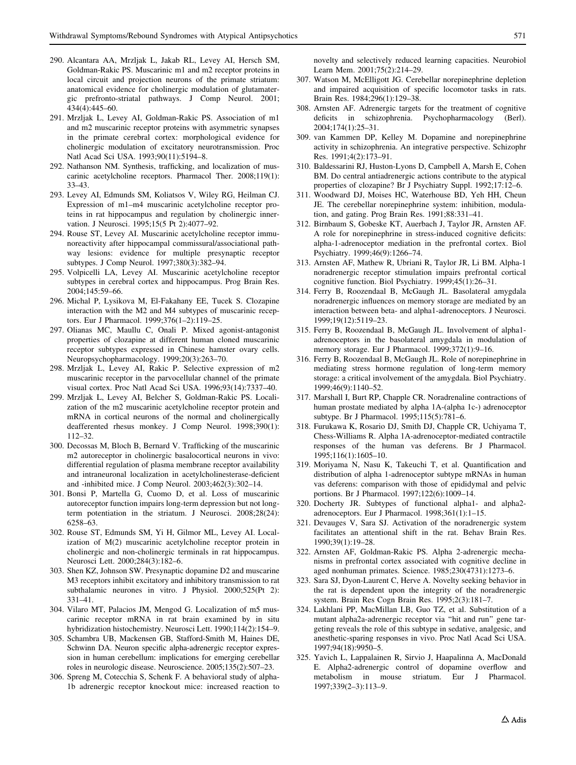290. Alcantara AA, Mrzljak L, Jakab RL, Levey AI, Hersch SM, Goldman-Rakic PS. Muscarinic m1 and m2 receptor proteins in local circuit and projection neurons of the primate striatum: anatomical evidence for cholinergic modulation of glutamatergic prefronto-striatal pathways. J Comp Neurol. 2001; 434(4):445–60.
291. Mrzljak L, Levey AI, Goldman-Rakic PS. Association of m1 and m2 muscarinic receptor proteins with asymmetric synapses in the primate cerebral cortex: morphological evidence for cholinergic modulation of excitatory neurotransmission. Proc Natl Acad Sci USA. 1993;90(11):5194–8.
292. Nathanson NM. Synthesis, trafficking, and localization of muscarinic acetylcholine receptors. Pharmacol Ther. 2008;119(1): 33–43.
293. Levey AI, Edmunds SM, Koliatsos V, Wiley RG, Heilman CJ. Expression of m1–m4 muscarinic acetylcholine receptor proteins in rat hippocampus and regulation by cholinergic innervation. J Neurosci. 1995;15(5 Pt 2):4077–92.
294. Rouse ST, Levey AI. Muscarinic acetylcholine receptor immunoreactivity after hippocampal commissural/associational pathway lesions: evidence for multiple presynaptic receptor subtypes. J Comp Neurol. 1997;380(3):382–94.
295. Volpicelli LA, Levey AI. Muscarinic acetylcholine receptor subtypes in cerebral cortex and hippocampus. Prog Brain Res. 2004;145:59–66.
296. Michal P, Lysikova M, El-Fakahany EE, Tucek S. Clozapine interaction with the M2 and M4 subtypes of muscarinic receptors. Eur J Pharmacol. 1999;376(1–2):119–25.
297. Olianas MC, Maullu C, Onali P. Mixed agonist-antagonist properties of clozapine at different human cloned muscarinic receptor subtypes expressed in Chinese hamster ovary cells. Neuropsychopharmacology. 1999;20(3):263–70.
298. Mrzljak L, Levey AI, Rakic P. Selective expression of m2 muscarinic receptor in the parvocellular channel of the primate visual cortex. Proc Natl Acad Sci USA. 1996;93(14):7337–40.
299. Mrzljak L, Levey AI, Belcher S, Goldman-Rakic PS. Localization of the m2 muscarinic acetylcholine receptor protein and mRNA in cortical neurons of the normal and cholinergically deafferented rhesus monkey. J Comp Neurol. 1998;390(1): 112–32.
300. Decossas M, Bloch B, Bernard V. Trafficking of the muscarinic m2 autoreceptor in cholinergic basalocortical neurons in vivo: differential regulation of plasma membrane receptor availability and intraneuronal localization in acetylcholinesterase-deficient and -inhibited mice. J Comp Neurol. 2003;462(3):302–14.
301. Bonsi P, Martella G, Cuomo D, et al. Loss of muscarinic autoreceptor function impairs long-term depression but not long-term potentiation in the striatum. J Neurosci. 2008;28(24): 6258–63.
302. Rouse ST, Edmunds SM, Yi H, Gilmor ML, Levey AI. Localization of M(2) muscarinic acetylcholine receptor protein in cholinergic and non-cholinergic terminals in rat hippocampus. Neurosci Lett. 2000;284(3):182–6.
303. Shen KZ, Johnson SW. Presynaptic dopamine D2 and muscarine M3 receptors inhibit excitatory and inhibitory transmission to rat subthalamic neurones in vitro. J Physiol. 2000;525(Pt 2): 331–41.
304. Vilaro MT, Palacios JM, Mengod G. Localization of m5 muscarinic receptor mRNA in rat brain examined by in situ hybridization histochemistry. Neurosci Lett. 1990;114(2):154–9.
305. Schambra UB, Mackensen GB, Stafford-Smith M, Haines DE, Schwinn DA. Neuron specific alpha-adrenergic receptor expression in human cerebellum: implications for emerging cerebellar roles in neurologic disease. Neuroscience. 2005;135(2):507–23.
306. Spreng M, Cotecchia S, Schenk F. A behavioral study of alpha-1b adrenergic receptor knockout mice: increased reaction to novelty and selectively reduced learning capacities. Neurobiol Learn Mem. 2001;75(2):214–29.
307. Watson M, McElligott JG. Cerebellar norepinephrine depletion and impaired acquisition of specific locomotor tasks in rats. Brain Res. 1984;296(1):129–38.
308. Arnsten AF. Adrenergic targets for the treatment of cognitive deficits in schizophrenia. Psychopharmacology (Berl). 2004;174(1):25–31.
309. van Kammen DP, Kelley M. Dopamine and norepinephrine activity in schizophrenia. An integrative perspective. Schizophr Res. 1991;4(2):173–91.
310. Baldessarini RJ, Huston-Lyons D, Campbell A, Marsh E, Cohen BM. Do central antiadrenergic actions contribute to the atypical properties of clozapine? Br J Psychiatry Suppl. 1992;17:12–6.
311. Woodward DJ, Moises HC, Waterhouse BD, Yeh HH, Cheun JE. The cerebellar norepinephrine system: inhibition, modulation, and gating. Prog Brain Res. 1991;88:331–41.
312. Birnbaum S, Gobeske KT, Auerbach J, Taylor JR, Arnsten AF. A role for norepinephrine in stress-induced cognitive deficits: alpha-1-adrenoceptor mediation in the prefrontal cortex. Biol Psychiatry. 1999;46(9):1266–74.
313. Arnsten AF, Mathew R, Ubriani R, Taylor JR, Li BM. Alpha-1 noradrenergic receptor stimulation impairs prefrontal cortical cognitive function. Biol Psychiatry. 1999;45(1):26–31.
314. Ferry B, Roozendaal B, McGaugh JL. Basolateral amygdala noradrenergic influences on memory storage are mediated by an interaction between beta- and alpha1-adrenoceptors. J Neurosci. 1999;19(12):5119–23.
315. Ferry B, Roozendaal B, McGaugh JL. Involvement of alpha1-adrenoceptors in the basolateral amygdala in modulation of memory storage. Eur J Pharmacol. 1999;372(1):9–16.
316. Ferry B, Roozendaal B, McGaugh JL. Role of norepinephrine in mediating stress hormone regulation of long-term memory storage: a critical involvement of the amygdala. Biol Psychiatry. 1999;46(9):1140–52.
317. Marshall I, Burt RP, Chapple CR. Noradrenaline contractions of human prostate mediated by alpha 1A-(alpha 1c-) adrenoceptor subtype. Br J Pharmacol. 1995;115(5):781–6.
318. Furukawa K, Rosario DJ, Smith DJ, Chapple CR, Uchiyama T, Chess-Williams R. Alpha 1A-adrenoceptor-mediated contractile responses of the human vas deferens. Br J Pharmacol. 1995;116(1):1605–10.
319. Moriyama N, Nasu K, Takeuchi T, et al. Quantification and distribution of alpha 1-adrenoceptor subtype mRNAs in human vas deferens: comparison with those of epididymal and pelvic portions. Br J Pharmacol. 1997;122(6):1009–14.
320. Docherty JR. Subtypes of functional alpha1- and alpha2-adrenoceptors. Eur J Pharmacol. 1998;361(1):1–15.
321. Devauges V, Sara SJ. Activation of the noradrenergic system facilitates an attentional shift in the rat. Behav Brain Res. 1990;39(1):19–28.
322. Arnsten AF, Goldman-Rakic PS. Alpha 2-adrenergic mechanisms in prefrontal cortex associated with cognitive decline in aged nonhuman primates. Science. 1985;230(4731):1273–6.
323. Sara SJ, Dyon-Laurent C, Herve A. Novelty seeking behavior in the rat is dependent upon the integrity of the noradrenergic system. Brain Res Cogn Brain Res. 1995;2(3):181–7.
324. Lakhlani PP, MacMillan LB, Guo TZ, et al. Substitution of a mutant alpha2a-adrenergic receptor via "hit and run" gene targeting reveals the role of this subtype in sedative, analgesic, and anesthetic-sparing responses in vivo. Proc Natl Acad Sci USA. 1997;94(18):9950–5.
325. Yavich L, Lappalainen R, Sirvio J, Haapalinna A, MacDonald E. Alpha2-adrenergic control of dopamine overflow and metabolism in mouse striatum. Eur J Pharmacol. 1997;339(2–3):113–9.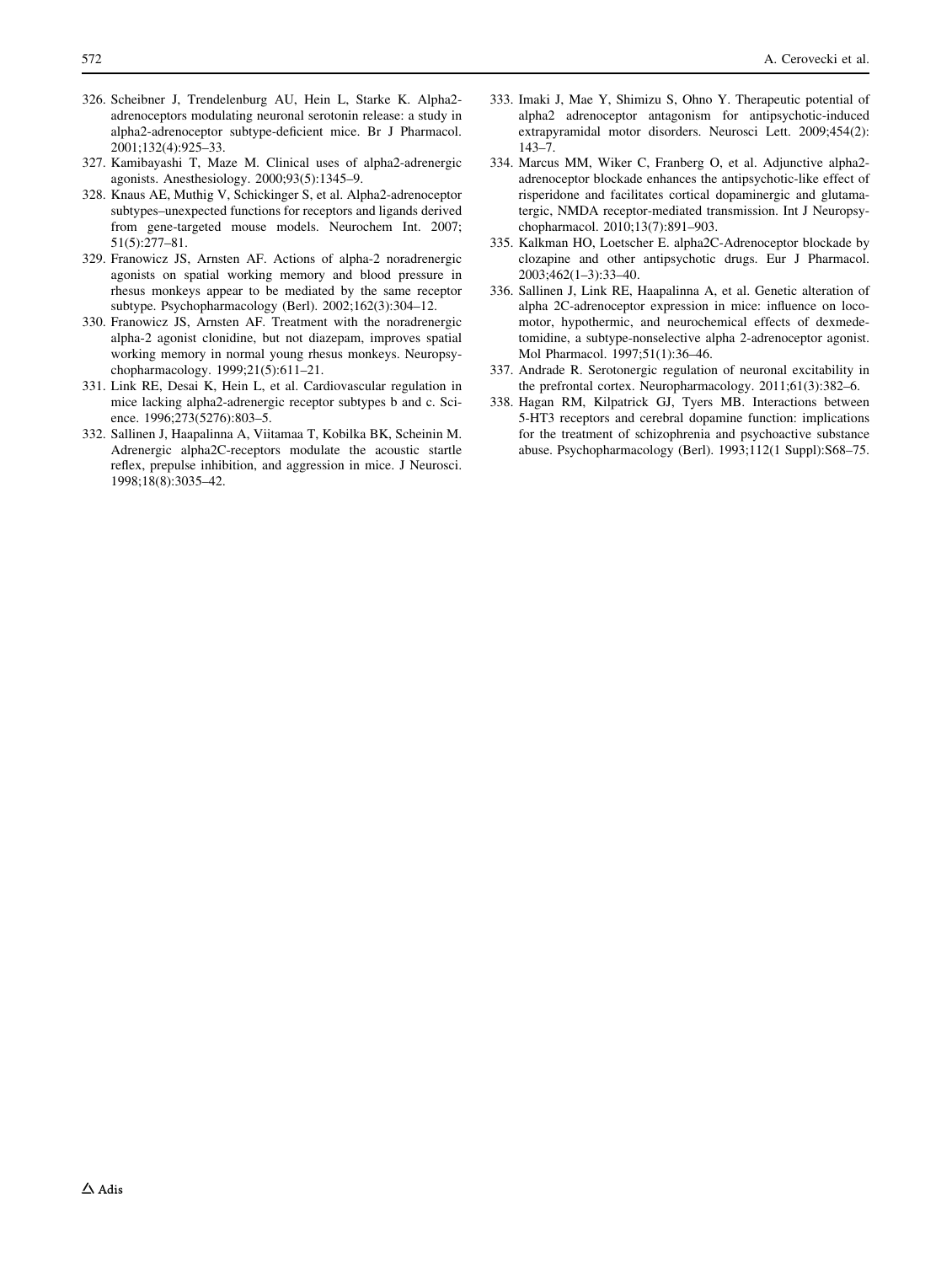326. Scheibner J, Trendelenburg AU, Hein L, Starke K. Alpha2-adrenoceptors modulating neuronal serotonin release: a study in alpha2-adrenoceptor subtype-deficient mice. Br J Pharmacol. 2001;132(4):925–33.
327. Kamibayashi T, Maze M. Clinical uses of alpha2-adrenergic agonists. Anesthesiology. 2000;93(5):1345–9.
328. Knaus AE, Muthig V, Schickinger S, et al. Alpha2-adrenoceptor subtypes–unexpected functions for receptors and ligands derived from gene-targeted mouse models. Neurochem Int. 2007; 51(5):277–81.
329. Franowicz JS, Arnsten AF. Actions of alpha-2 noradrenergic agonists on spatial working memory and blood pressure in rhesus monkeys appear to be mediated by the same receptor subtype. Psychopharmacology (Berl). 2002;162(3):304–12.
330. Franowicz JS, Arnsten AF. Treatment with the noradrenergic alpha-2 agonist clonidine, but not diazepam, improves spatial working memory in normal young rhesus monkeys. Neuropsychopharmacology. 1999;21(5):611–21.
331. Link RE, Desai K, Hein L, et al. Cardiovascular regulation in mice lacking alpha2-adrenergic receptor subtypes b and c. Science. 1996;273(5276):803–5.
332. Sallinen J, Haapalinna A, Viitamaa T, Kobilka BK, Scheinin M. Adrenergic alpha2C-receptors modulate the acoustic startle reflex, prepulse inhibition, and aggression in mice. J Neurosci. 1998;18(8):3035–42.
333. Imaki J, Mae Y, Shimizu S, Ohno Y. Therapeutic potential of alpha2 adrenoceptor antagonism for antipsychotic-induced extrapyramidal motor disorders. Neurosci Lett. 2009;454(2): 143–7.
334. Marcus MM, Wiker C, Franberg O, et al. Adjunctive alpha2-adrenoceptor blockade enhances the antipsychotic-like effect of risperidone and facilitates cortical dopaminergic and glutamatergic, NMDA receptor-mediated transmission. Int J Neuropsychopharmacol. 2010;13(7):891–903.
335. Kalkman HO, Loetscher E. alpha2C-Adrenoceptor blockade by clozapine and other antipsychotic drugs. Eur J Pharmacol. 2003;462(1–3):33–40.
336. Sallinen J, Link RE, Haapalinna A, et al. Genetic alteration of alpha 2C-adrenoceptor expression in mice: influence on locomotor, hypothermic, and neurochemical effects of dexmedetomidine, a subtype-nonselective alpha 2-adrenoceptor agonist. Mol Pharmacol. 1997;51(1):36–46.
337. Andrade R. Serotonergic regulation of neuronal excitability in the prefrontal cortex. Neuropharmacology. 2011;61(3):382–6.
338. Hagan RM, Kilpatrick GJ, Tyers MB. Interactions between 5-HT3 receptors and cerebral dopamine function: implications for the treatment of schizophrenia and psychoactive substance abuse. Psychopharmacology (Berl). 1993;112(1 Suppl):S68–75.